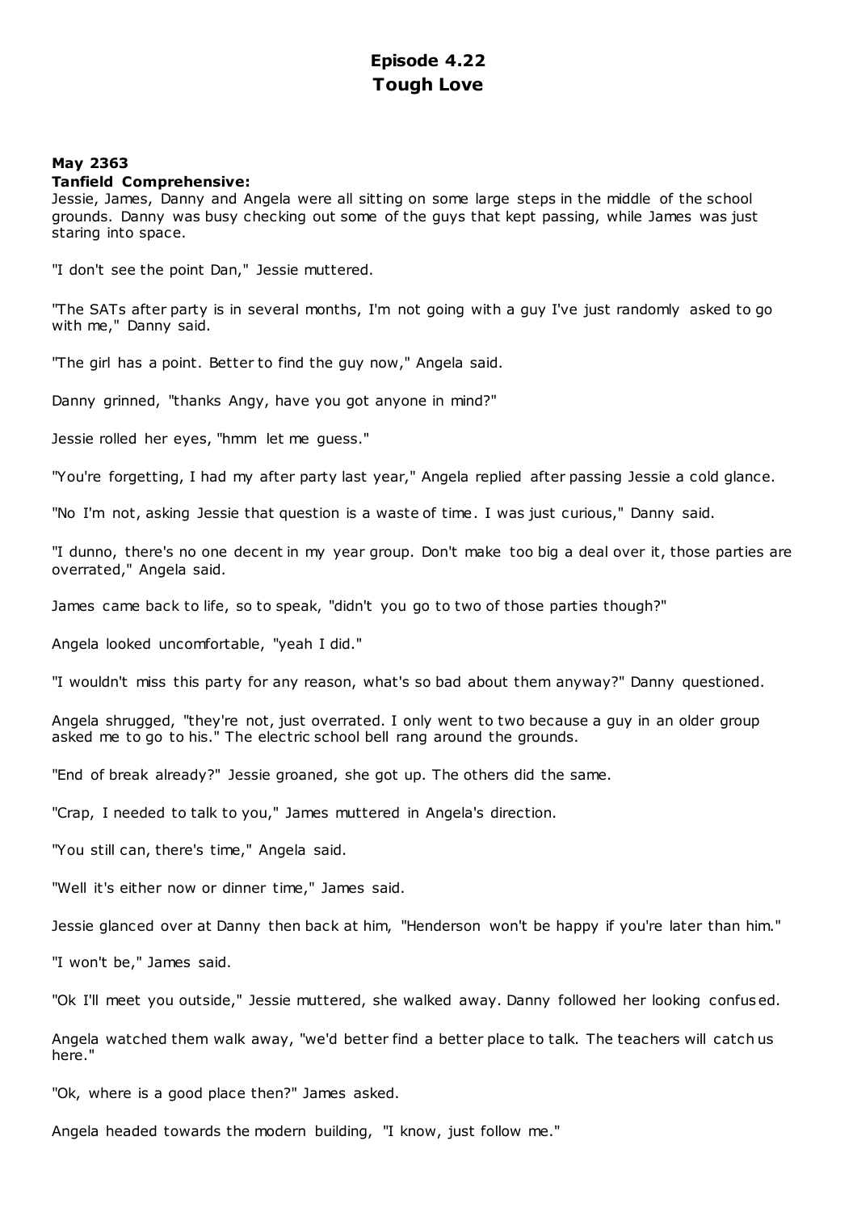# Episode 4.22
# Tough Love

**May 2363**
**Tanfield Comprehensive:**
Jessie, James, Danny and Angela were all sitting on some large steps in the middle of the school grounds. Danny was busy checking out some of the guys that kept passing, while James was just staring into space.

"I don't see the point Dan," Jessie muttered.

"The SATs after party is in several months, I'm not going with a guy I've just randomly asked to go with me," Danny said.

"The girl has a point. Better to find the guy now," Angela said.

Danny grinned, "thanks Angy, have you got anyone in mind?"

Jessie rolled her eyes, "hmm let me guess."

"You're forgetting, I had my after party last year," Angela replied after passing Jessie a cold glance.

"No I'm not, asking Jessie that question is a waste of time. I was just curious," Danny said.

"I dunno, there's no one decent in my year group. Don't make too big a deal over it, those parties are overrated," Angela said.

James came back to life, so to speak, "didn't you go to two of those parties though?"

Angela looked uncomfortable, "yeah I did."

"I wouldn't miss this party for any reason, what's so bad about them anyway?" Danny questioned.

Angela shrugged, "they're not, just overrated. I only went to two because a guy in an older group asked me to go to his." The electric school bell rang around the grounds.

"End of break already?" Jessie groaned, she got up. The others did the same.

"Crap, I needed to talk to you," James muttered in Angela's direction.

"You still can, there's time," Angela said.

"Well it's either now or dinner time," James said.

Jessie glanced over at Danny then back at him, "Henderson won't be happy if you're later than him."

"I won't be," James said.

"Ok I'll meet you outside," Jessie muttered, she walked away. Danny followed her looking confused.

Angela watched them walk away, "we'd better find a better place to talk. The teachers will catch us here."

"Ok, where is a good place then?" James asked.

Angela headed towards the modern building, "I know, just follow me."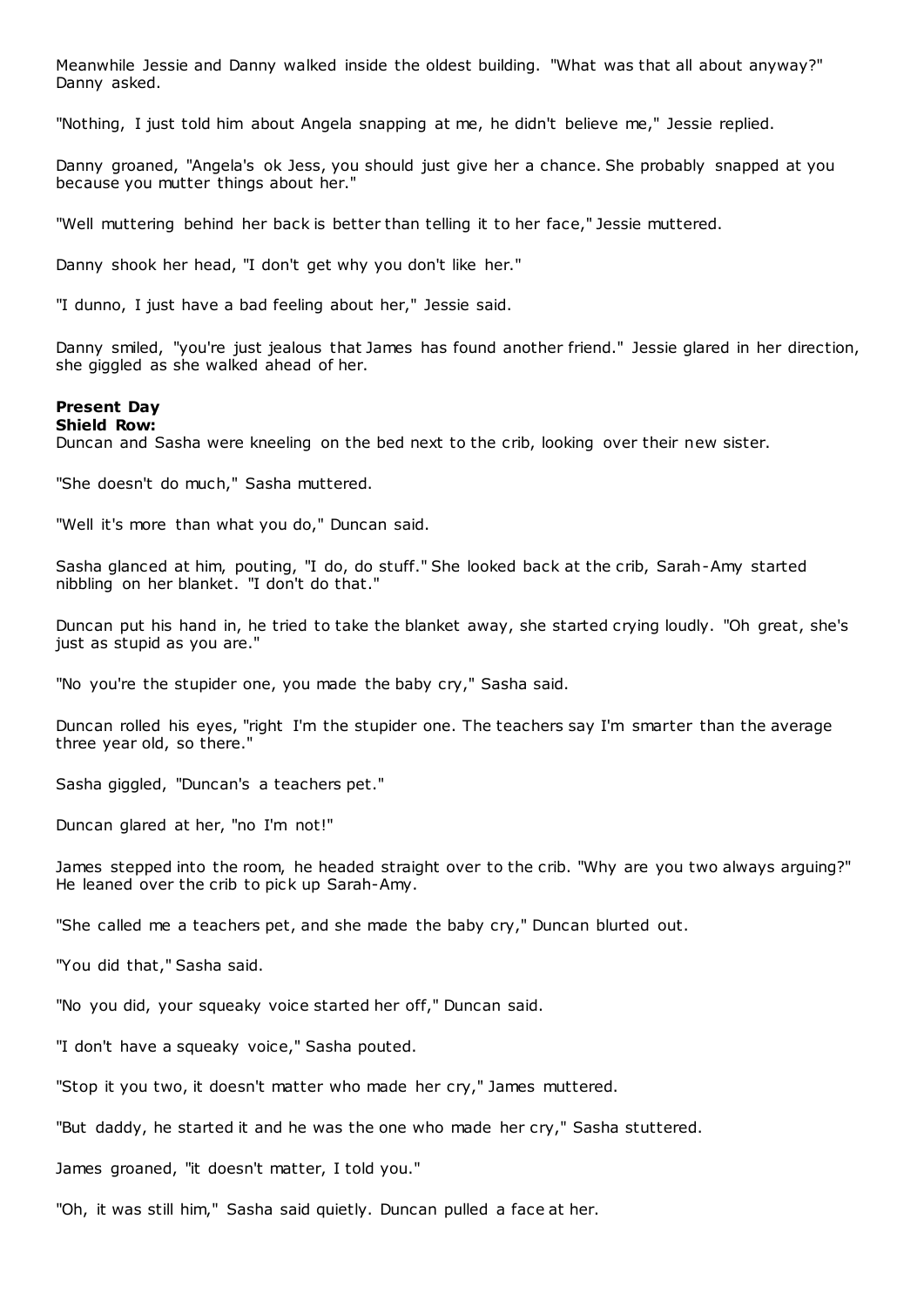Meanwhile Jessie and Danny walked inside the oldest building. "What was that all about anyway?" Danny asked.

"Nothing, I just told him about Angela snapping at me, he didn't believe me," Jessie replied.

Danny groaned, "Angela's ok Jess, you should just give her a chance. She probably snapped at you because you mutter things about her."

"Well muttering behind her back is better than telling it to her face," Jessie muttered.

Danny shook her head, "I don't get why you don't like her."

"I dunno, I just have a bad feeling about her," Jessie said.

Danny smiled, "you're just jealous that James has found another friend." Jessie glared in her direction, she giggled as she walked ahead of her.

**Present Day**
**Shield Row:**
Duncan and Sasha were kneeling on the bed next to the crib, looking over their new sister.

"She doesn't do much," Sasha muttered.

"Well it's more than what you do," Duncan said.

Sasha glanced at him, pouting, "I do, do stuff." She looked back at the crib, Sarah-Amy started nibbling on her blanket. "I don't do that."

Duncan put his hand in, he tried to take the blanket away, she started crying loudly. "Oh great, she's just as stupid as you are."

"No you're the stupider one, you made the baby cry," Sasha said.

Duncan rolled his eyes, "right I'm the stupider one. The teachers say I'm smarter than the average three year old, so there."

Sasha giggled, "Duncan's a teachers pet."

Duncan glared at her, "no I'm not!"

James stepped into the room, he headed straight over to the crib. "Why are you two always arguing?" He leaned over the crib to pick up Sarah-Amy.

"She called me a teachers pet, and she made the baby cry," Duncan blurted out.

"You did that," Sasha said.

"No you did, your squeaky voice started her off," Duncan said.

"I don't have a squeaky voice," Sasha pouted.

"Stop it you two, it doesn't matter who made her cry," James muttered.

"But daddy, he started it and he was the one who made her cry," Sasha stuttered.

James groaned, "it doesn't matter, I told you."

"Oh, it was still him," Sasha said quietly. Duncan pulled a face at her.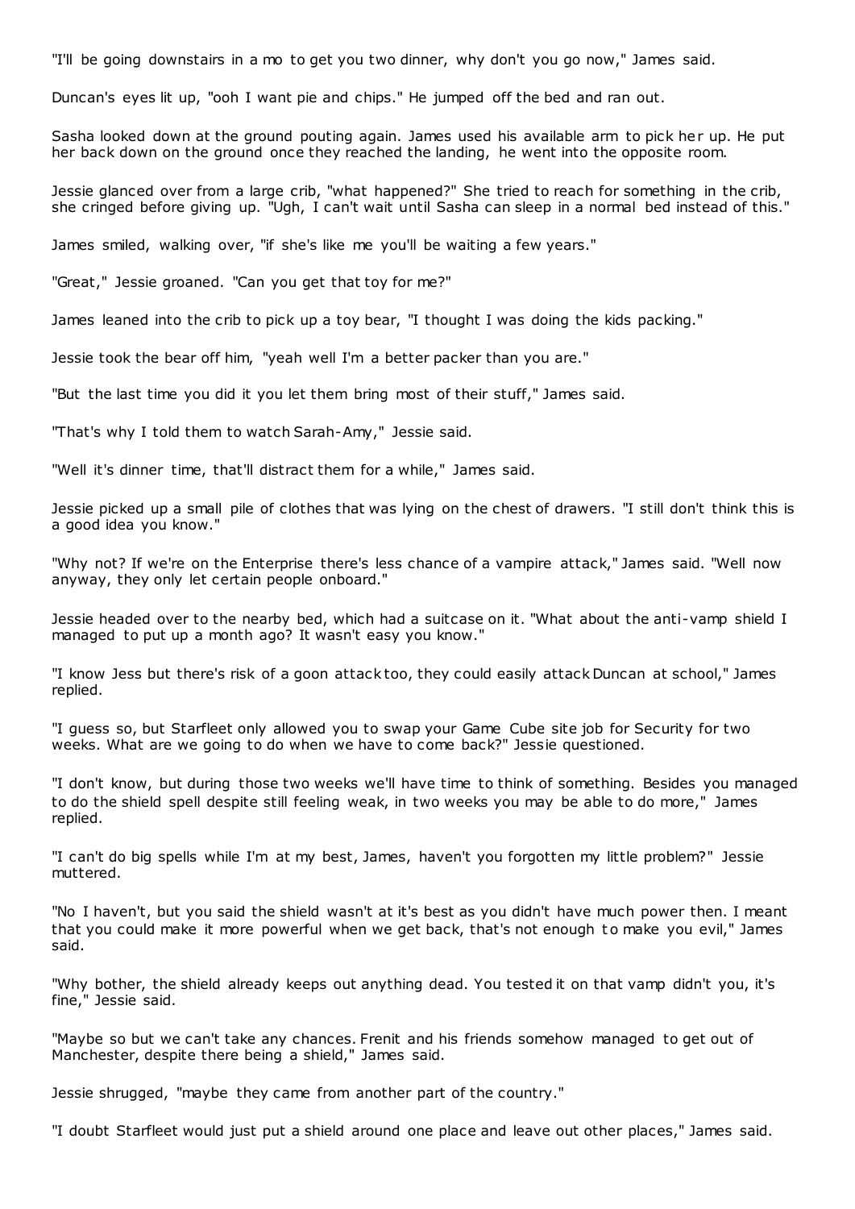"I'll be going downstairs in a mo to get you two dinner, why don't you go now," James said.

Duncan's eyes lit up, "ooh I want pie and chips." He jumped off the bed and ran out.

Sasha looked down at the ground pouting again. James used his available arm to pick her up. He put her back down on the ground once they reached the landing, he went into the opposite room.

Jessie glanced over from a large crib, "what happened?" She tried to reach for something in the crib, she cringed before giving up. "Ugh, I can't wait until Sasha can sleep in a normal bed instead of this."

James smiled, walking over, "if she's like me you'll be waiting a few years."

"Great," Jessie groaned. "Can you get that toy for me?"

James leaned into the crib to pick up a toy bear, "I thought I was doing the kids packing."

Jessie took the bear off him, "yeah well I'm a better packer than you are."

"But the last time you did it you let them bring most of their stuff," James said.

"That's why I told them to watch Sarah-Amy," Jessie said.

"Well it's dinner time, that'll distract them for a while," James said.

Jessie picked up a small pile of clothes that was lying on the chest of drawers. "I still don't think this is a good idea you know."

"Why not? If we're on the Enterprise there's less chance of a vampire attack," James said. "Well now anyway, they only let certain people onboard."

Jessie headed over to the nearby bed, which had a suitcase on it. "What about the anti-vamp shield I managed to put up a month ago? It wasn't easy you know."

"I know Jess but there's risk of a goon attack too, they could easily attack Duncan at school," James replied.

"I guess so, but Starfleet only allowed you to swap your Game Cube site job for Security for two weeks. What are we going to do when we have to come back?" Jessie questioned.

"I don't know, but during those two weeks we'll have time to think of something. Besides you managed to do the shield spell despite still feeling weak, in two weeks you may be able to do more," James replied.

"I can't do big spells while I'm at my best, James, haven't you forgotten my little problem?" Jessie muttered.

"No I haven't, but you said the shield wasn't at it's best as you didn't have much power then. I meant that you could make it more powerful when we get back, that's not enough to make you evil," James said.

"Why bother, the shield already keeps out anything dead. You tested it on that vamp didn't you, it's fine," Jessie said.

"Maybe so but we can't take any chances. Frenit and his friends somehow managed to get out of Manchester, despite there being a shield," James said.

Jessie shrugged, "maybe they came from another part of the country."

"I doubt Starfleet would just put a shield around one place and leave out other places," James said.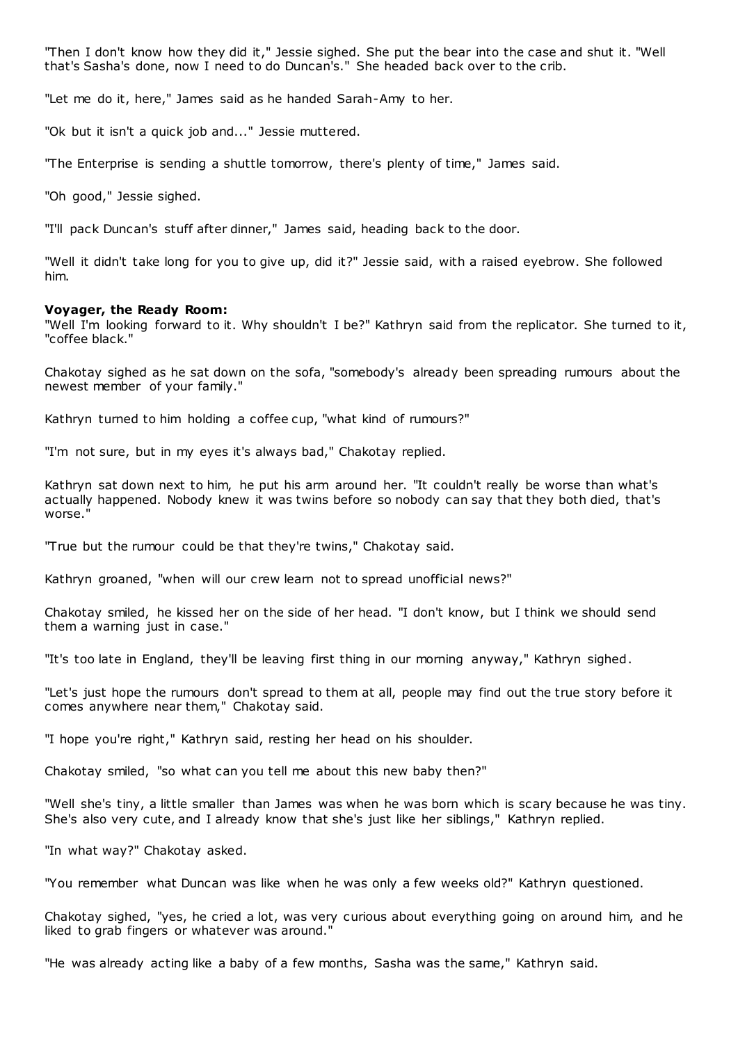"Then I don't know how they did it," Jessie sighed. She put the bear into the case and shut it. "Well that's Sasha's done, now I need to do Duncan's." She headed back over to the crib.

"Let me do it, here," James said as he handed Sarah-Amy to her.

"Ok but it isn't a quick job and..." Jessie muttered.

"The Enterprise is sending a shuttle tomorrow, there's plenty of time," James said.

"Oh good," Jessie sighed.

"I'll pack Duncan's stuff after dinner," James said, heading back to the door.

"Well it didn't take long for you to give up, did it?" Jessie said, with a raised eyebrow. She followed him.

**Voyager, the Ready Room:**
"Well I'm looking forward to it. Why shouldn't I be?" Kathryn said from the replicator. She turned to it, "coffee black."

Chakotay sighed as he sat down on the sofa, "somebody's already been spreading rumours about the newest member of your family."

Kathryn turned to him holding a coffee cup, "what kind of rumours?"

"I'm not sure, but in my eyes it's always bad," Chakotay replied.

Kathryn sat down next to him, he put his arm around her. "It couldn't really be worse than what's actually happened. Nobody knew it was twins before so nobody can say that they both died, that's worse."

"True but the rumour could be that they're twins," Chakotay said.

Kathryn groaned, "when will our crew learn not to spread unofficial news?"

Chakotay smiled, he kissed her on the side of her head. "I don't know, but I think we should send them a warning just in case."

"It's too late in England, they'll be leaving first thing in our morning anyway," Kathryn sighed.

"Let's just hope the rumours don't spread to them at all, people may find out the true story before it comes anywhere near them," Chakotay said.

"I hope you're right," Kathryn said, resting her head on his shoulder.

Chakotay smiled, "so what can you tell me about this new baby then?"

"Well she's tiny, a little smaller than James was when he was born which is scary because he was tiny. She's also very cute, and I already know that she's just like her siblings," Kathryn replied.

"In what way?" Chakotay asked.

"You remember what Duncan was like when he was only a few weeks old?" Kathryn questioned.

Chakotay sighed, "yes, he cried a lot, was very curious about everything going on around him, and he liked to grab fingers or whatever was around."

"He was already acting like a baby of a few months, Sasha was the same," Kathryn said.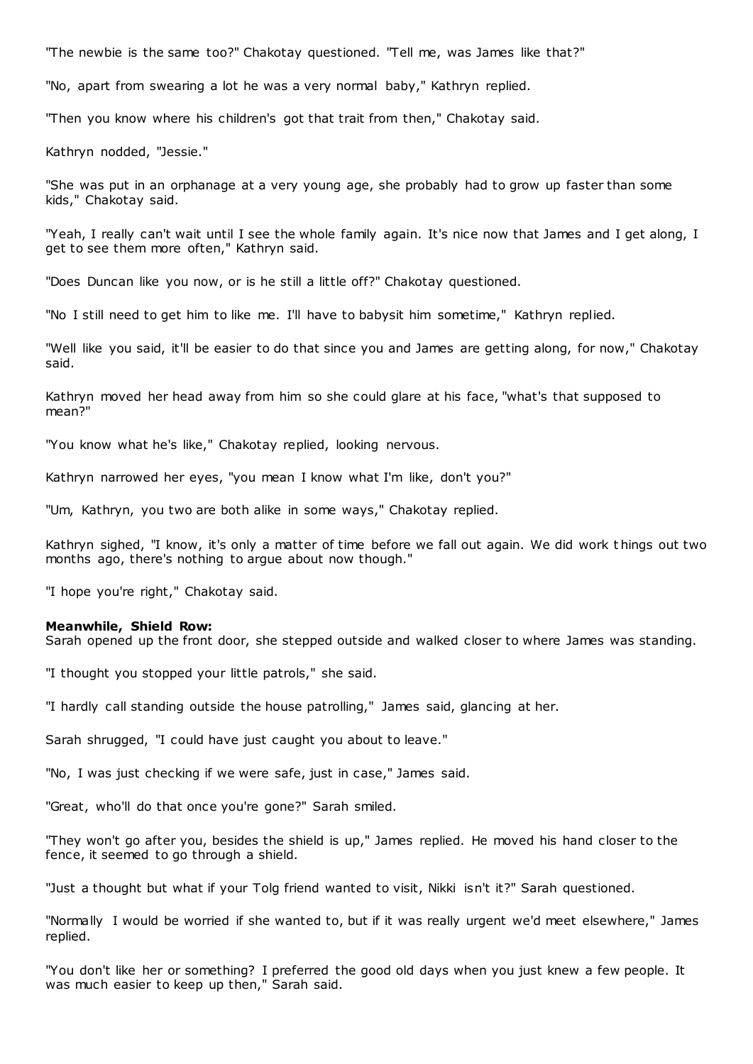"The newbie is the same too?" Chakotay questioned. "Tell me, was James like that?"

"No, apart from swearing a lot he was a very normal baby," Kathryn replied.

"Then you know where his children's got that trait from then," Chakotay said.

Kathryn nodded, "Jessie."

"She was put in an orphanage at a very young age, she probably had to grow up faster than some kids," Chakotay said.

"Yeah, I really can't wait until I see the whole family again. It's nice now that James and I get along, I get to see them more often," Kathryn said.

"Does Duncan like you now, or is he still a little off?" Chakotay questioned.

"No I still need to get him to like me. I'll have to babysit him sometime," Kathryn replied.

"Well like you said, it'll be easier to do that since you and James are getting along, for now," Chakotay said.

Kathryn moved her head away from him so she could glare at his face, "what's that supposed to mean?"

"You know what he's like," Chakotay replied, looking nervous.

Kathryn narrowed her eyes, "you mean I know what I'm like, don't you?"

"Um, Kathryn, you two are both alike in some ways," Chakotay replied.

Kathryn sighed, "I know, it's only a matter of time before we fall out again. We did work things out two months ago, there's nothing to argue about now though."

"I hope you're right," Chakotay said.

**Meanwhile, Shield Row:**
Sarah opened up the front door, she stepped outside and walked closer to where James was standing.

"I thought you stopped your little patrols," she said.

"I hardly call standing outside the house patrolling," James said, glancing at her.

Sarah shrugged, "I could have just caught you about to leave."

"No, I was just checking if we were safe, just in case," James said.

"Great, who'll do that once you're gone?" Sarah smiled.

"They won't go after you, besides the shield is up," James replied. He moved his hand closer to the fence, it seemed to go through a shield.

"Just a thought but what if your Tolg friend wanted to visit, Nikki isn't it?" Sarah questioned.

"Normally I would be worried if she wanted to, but if it was really urgent we'd meet elsewhere," James replied.

"You don't like her or something? I preferred the good old days when you just knew a few people. It was much easier to keep up then," Sarah said.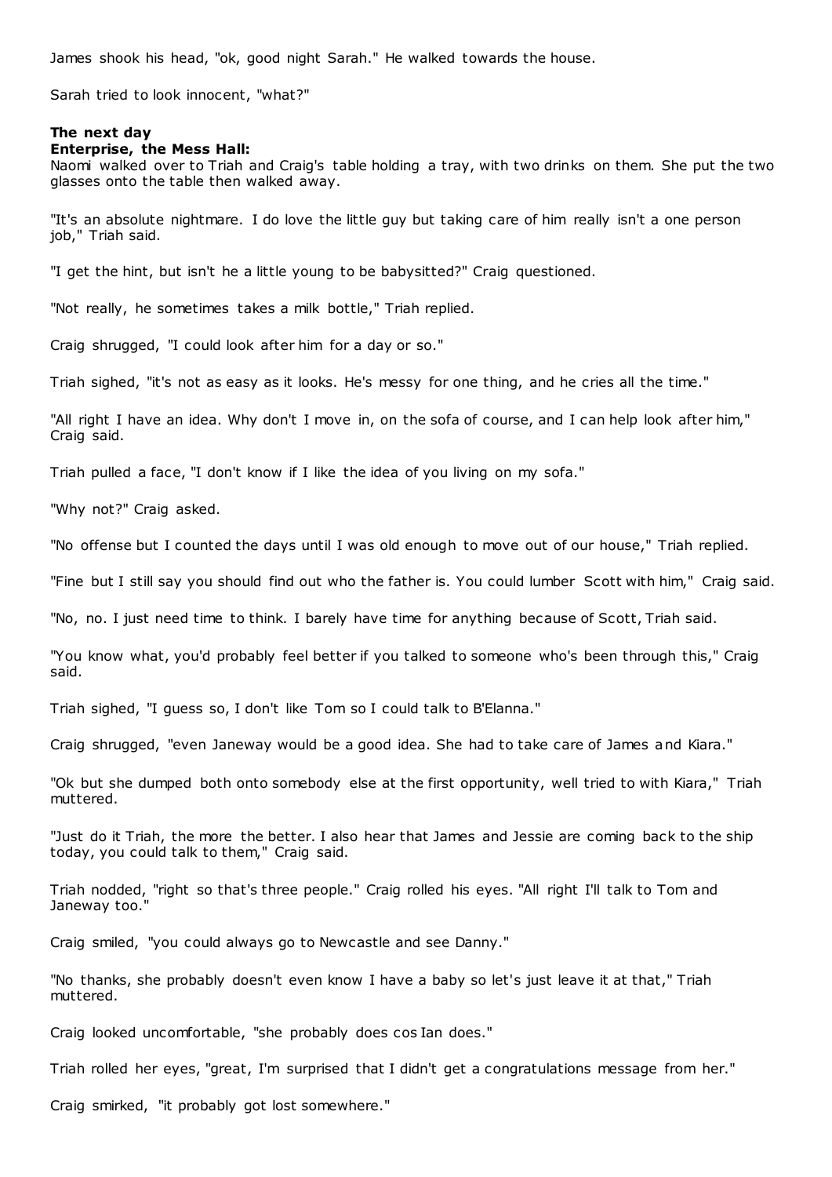James shook his head, "ok, good night Sarah." He walked towards the house.

Sarah tried to look innocent, "what?"

**The next day**
**Enterprise, the Mess Hall:**
Naomi walked over to Triah and Craig's table holding a tray, with two drinks on them. She put the two glasses onto the table then walked away.

"It's an absolute nightmare. I do love the little guy but taking care of him really isn't a one person job," Triah said.

"I get the hint, but isn't he a little young to be babysitted?" Craig questioned.

"Not really, he sometimes takes a milk bottle," Triah replied.

Craig shrugged, "I could look after him for a day or so."

Triah sighed, "it's not as easy as it looks. He's messy for one thing, and he cries all the time."

"All right I have an idea. Why don't I move in, on the sofa of course, and I can help look after him," Craig said.

Triah pulled a face, "I don't know if I like the idea of you living on my sofa."

"Why not?" Craig asked.

"No offense but I counted the days until I was old enough to move out of our house," Triah replied.

"Fine but I still say you should find out who the father is. You could lumber Scott with him," Craig said.

"No, no. I just need time to think. I barely have time for anything because of Scott, Triah said.

"You know what, you'd probably feel better if you talked to someone who's been through this," Craig said.

Triah sighed, "I guess so, I don't like Tom so I could talk to B'Elanna."

Craig shrugged, "even Janeway would be a good idea. She had to take care of James and Kiara."

"Ok but she dumped both onto somebody else at the first opportunity, well tried to with Kiara," Triah muttered.

"Just do it Triah, the more the better. I also hear that James and Jessie are coming back to the ship today, you could talk to them," Craig said.

Triah nodded, "right so that's three people." Craig rolled his eyes. "All right I'll talk to Tom and Janeway too."

Craig smiled, "you could always go to Newcastle and see Danny."

"No thanks, she probably doesn't even know I have a baby so let's just leave it at that," Triah muttered.

Craig looked uncomfortable, "she probably does cos Ian does."

Triah rolled her eyes, "great, I'm surprised that I didn't get a congratulations message from her."

Craig smirked, "it probably got lost somewhere."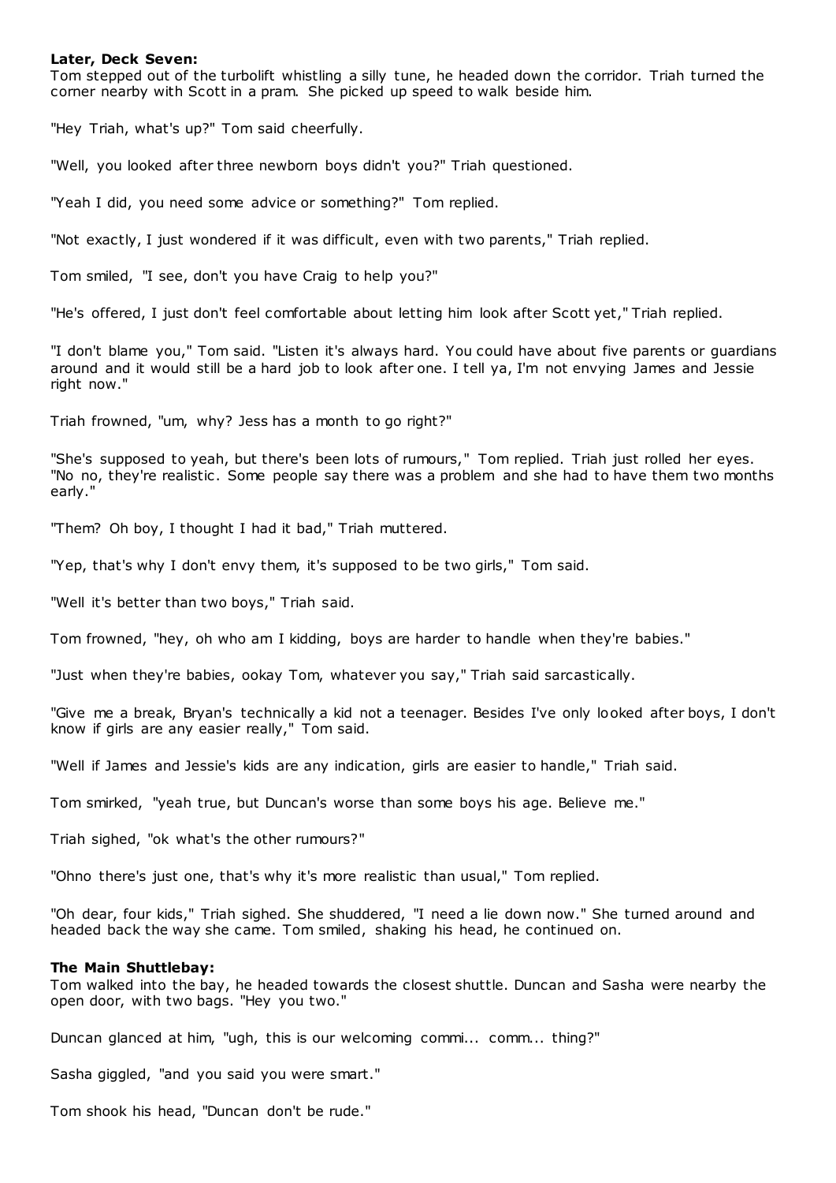**Later, Deck Seven:**

Tom stepped out of the turbolift whistling a silly tune, he headed down the corridor. Triah turned the corner nearby with Scott in a pram. She picked up speed to walk beside him.

"Hey Triah, what's up?" Tom said cheerfully.

"Well, you looked after three newborn boys didn't you?" Triah questioned.

"Yeah I did, you need some advice or something?" Tom replied.

"Not exactly, I just wondered if it was difficult, even with two parents," Triah replied.

Tom smiled, "I see, don't you have Craig to help you?"

"He's offered, I just don't feel comfortable about letting him look after Scott yet," Triah replied.

"I don't blame you," Tom said. "Listen it's always hard. You could have about five parents or guardians around and it would still be a hard job to look after one. I tell ya, I'm not envying James and Jessie right now."

Triah frowned, "um, why? Jess has a month to go right?"

"She's supposed to yeah, but there's been lots of rumours," Tom replied. Triah just rolled her eyes. "No no, they're realistic. Some people say there was a problem and she had to have them two months early."

"Them? Oh boy, I thought I had it bad," Triah muttered.

"Yep, that's why I don't envy them, it's supposed to be two girls," Tom said.

"Well it's better than two boys," Triah said.

Tom frowned, "hey, oh who am I kidding, boys are harder to handle when they're babies."

"Just when they're babies, ookay Tom, whatever you say," Triah said sarcastically.

"Give me a break, Bryan's technically a kid not a teenager. Besides I've only looked after boys, I don't know if girls are any easier really," Tom said.

"Well if James and Jessie's kids are any indication, girls are easier to handle," Triah said.

Tom smirked, "yeah true, but Duncan's worse than some boys his age. Believe me."

Triah sighed, "ok what's the other rumours?"

"Ohno there's just one, that's why it's more realistic than usual," Tom replied.

"Oh dear, four kids," Triah sighed. She shuddered, "I need a lie down now." She turned around and headed back the way she came. Tom smiled, shaking his head, he continued on.

**The Main Shuttlebay:**

Tom walked into the bay, he headed towards the closest shuttle. Duncan and Sasha were nearby the open door, with two bags. "Hey you two."

Duncan glanced at him, "ugh, this is our welcoming commi... comm... thing?"

Sasha giggled, "and you said you were smart."

Tom shook his head, "Duncan don't be rude."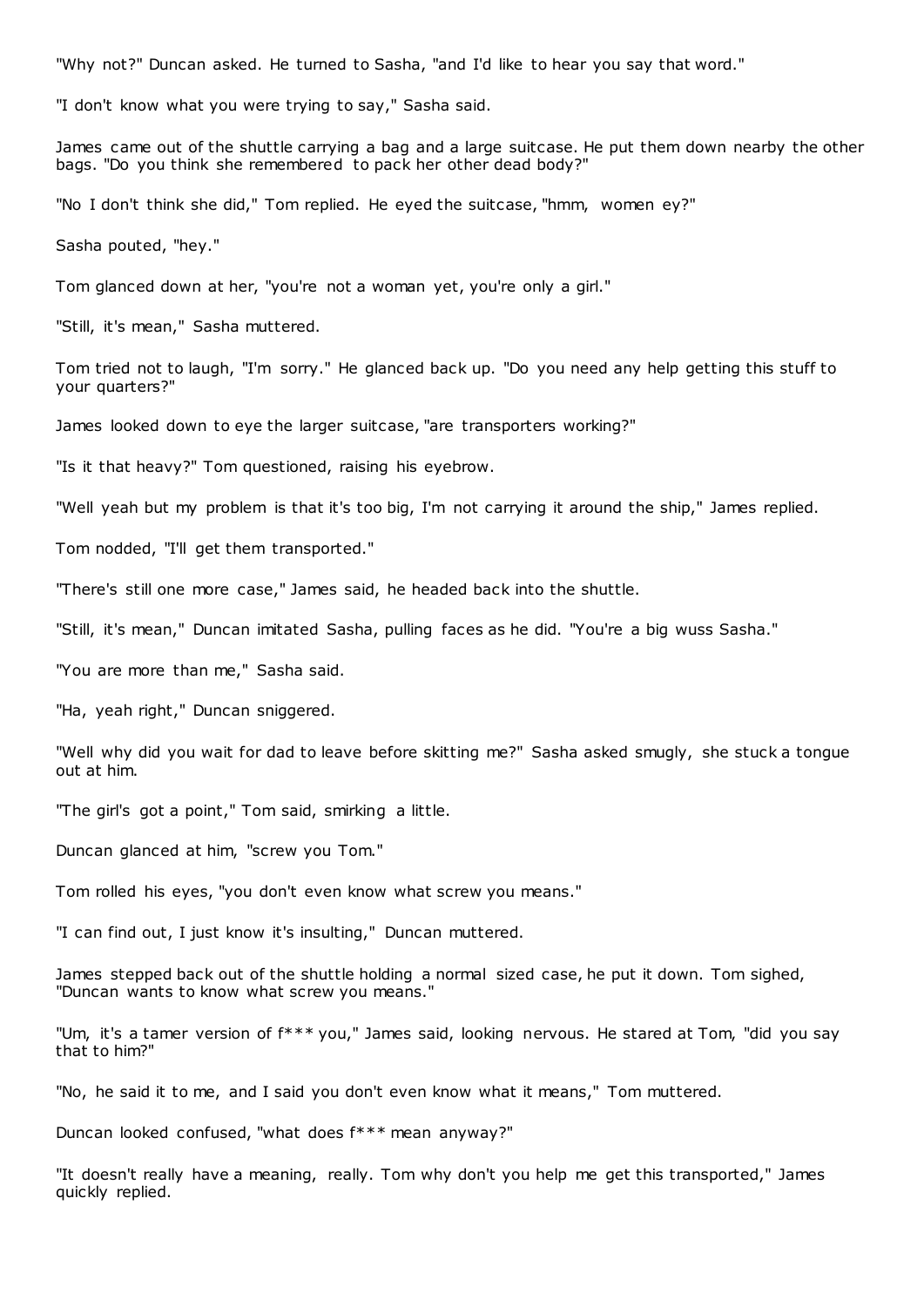"Why not?" Duncan asked. He turned to Sasha, "and I'd like to hear you say that word."

"I don't know what you were trying to say," Sasha said.

James came out of the shuttle carrying a bag and a large suitcase. He put them down nearby the other bags. "Do you think she remembered to pack her other dead body?"

"No I don't think she did," Tom replied. He eyed the suitcase, "hmm, women ey?"

Sasha pouted, "hey."

Tom glanced down at her, "you're not a woman yet, you're only a girl."

"Still, it's mean," Sasha muttered.

Tom tried not to laugh, "I'm sorry." He glanced back up. "Do you need any help getting this stuff to your quarters?"

James looked down to eye the larger suitcase, "are transporters working?"

"Is it that heavy?" Tom questioned, raising his eyebrow.

"Well yeah but my problem is that it's too big, I'm not carrying it around the ship," James replied.

Tom nodded, "I'll get them transported."

"There's still one more case," James said, he headed back into the shuttle.

"Still, it's mean," Duncan imitated Sasha, pulling faces as he did. "You're a big wuss Sasha."

"You are more than me," Sasha said.

"Ha, yeah right," Duncan sniggered.

"Well why did you wait for dad to leave before skitting me?" Sasha asked smugly, she stuck a tongue out at him.

"The girl's got a point," Tom said, smirking a little.

Duncan glanced at him, "screw you Tom."

Tom rolled his eyes, "you don't even know what screw you means."

"I can find out, I just know it's insulting," Duncan muttered.

James stepped back out of the shuttle holding a normal sized case, he put it down. Tom sighed, "Duncan wants to know what screw you means."

"Um, it's a tamer version of f*** you," James said, looking nervous. He stared at Tom, "did you say that to him?"

"No, he said it to me, and I said you don't even know what it means," Tom muttered.

Duncan looked confused, "what does f*** mean anyway?"

"It doesn't really have a meaning, really. Tom why don't you help me get this transported," James quickly replied.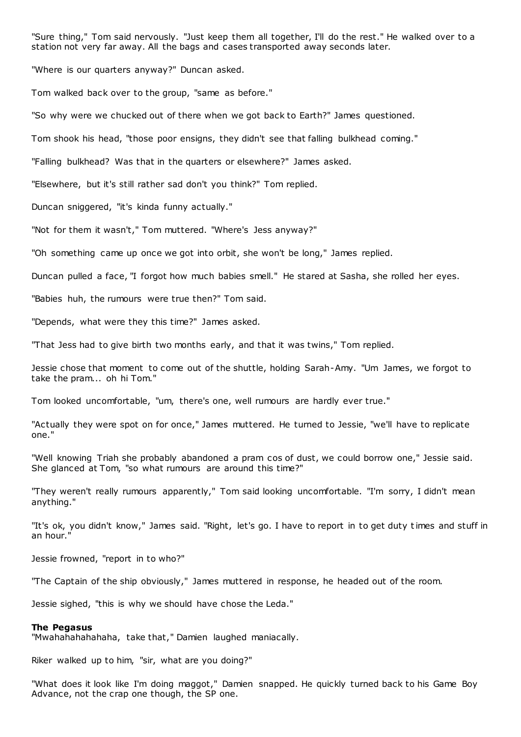"Sure thing," Tom said nervously. "Just keep them all together, I'll do the rest." He walked over to a station not very far away. All the bags and cases transported away seconds later.

"Where is our quarters anyway?" Duncan asked.

Tom walked back over to the group, "same as before."

"So why were we chucked out of there when we got back to Earth?" James questioned.

Tom shook his head, "those poor ensigns, they didn't see that falling bulkhead coming."

"Falling bulkhead? Was that in the quarters or elsewhere?" James asked.

"Elsewhere, but it's still rather sad don't you think?" Tom replied.

Duncan sniggered, "it's kinda funny actually."

"Not for them it wasn't," Tom muttered. "Where's Jess anyway?"

"Oh something came up once we got into orbit, she won't be long," James replied.

Duncan pulled a face, "I forgot how much babies smell." He stared at Sasha, she rolled her eyes.

"Babies huh, the rumours were true then?" Tom said.

"Depends, what were they this time?" James asked.

"That Jess had to give birth two months early, and that it was twins," Tom replied.

Jessie chose that moment to come out of the shuttle, holding Sarah-Amy. "Um James, we forgot to take the pram... oh hi Tom."

Tom looked uncomfortable, "um, there's one, well rumours are hardly ever true."

"Actually they were spot on for once," James muttered. He turned to Jessie, "we'll have to replicate one."

"Well knowing Triah she probably abandoned a pram cos of dust, we could borrow one," Jessie said. She glanced at Tom, "so what rumours are around this time?"

"They weren't really rumours apparently," Tom said looking uncomfortable. "I'm sorry, I didn't mean anything."

"It's ok, you didn't know," James said. "Right, let's go. I have to report in to get duty times and stuff in an hour."

Jessie frowned, "report in to who?"

"The Captain of the ship obviously," James muttered in response, he headed out of the room.

Jessie sighed, "this is why we should have chose the Leda."

**The Pegasus**

"Mwahahahahahaha, take that," Damien laughed maniacally.

Riker walked up to him, "sir, what are you doing?"

"What does it look like I'm doing maggot," Damien snapped. He quickly turned back to his Game Boy Advance, not the crap one though, the SP one.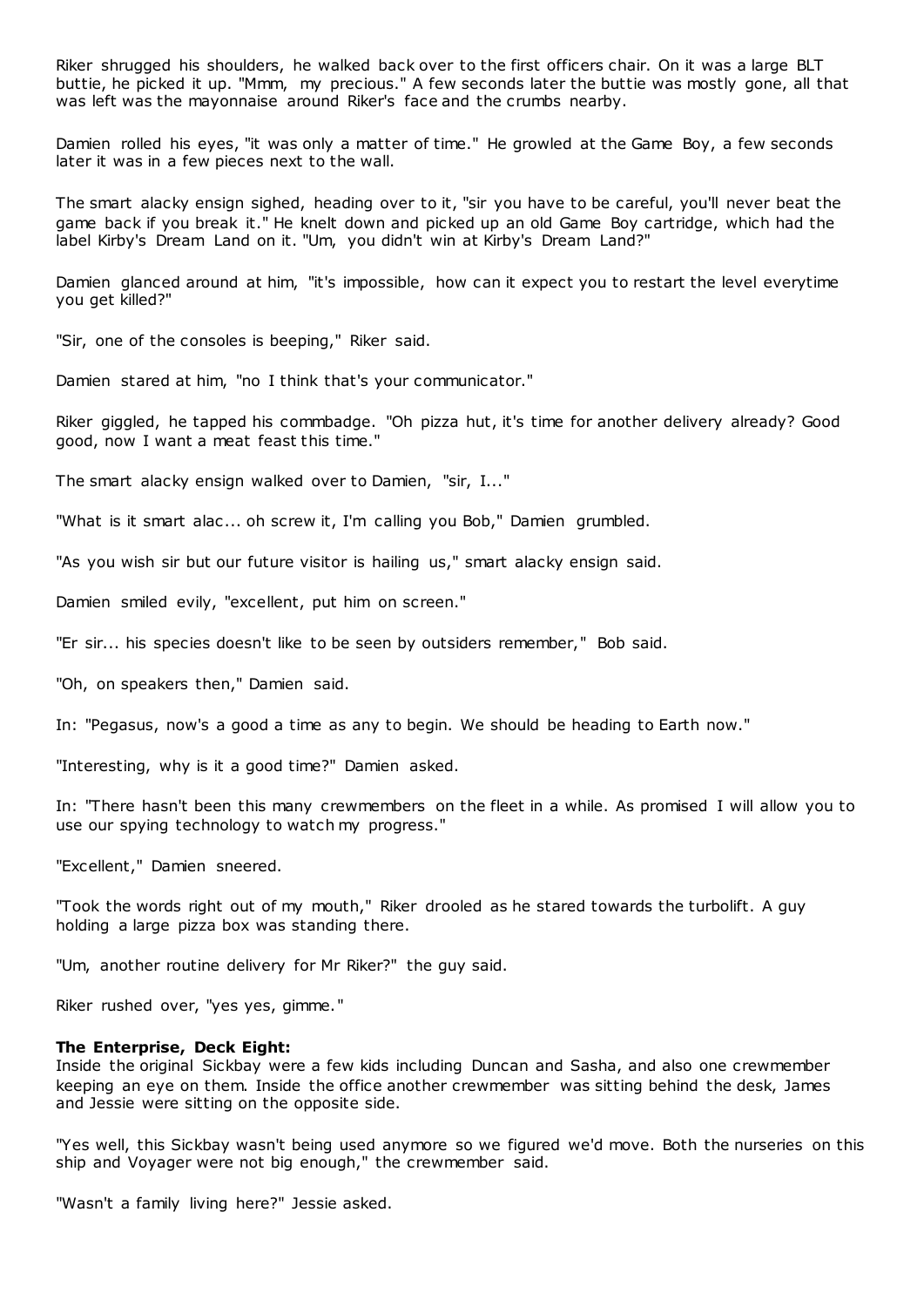Riker shrugged his shoulders, he walked back over to the first officers chair. On it was a large BLT buttie, he picked it up. "Mmm, my precious." A few seconds later the buttie was mostly gone, all that was left was the mayonnaise around Riker's face and the crumbs nearby.

Damien rolled his eyes, "it was only a matter of time." He growled at the Game Boy, a few seconds later it was in a few pieces next to the wall.

The smart alacky ensign sighed, heading over to it, "sir you have to be careful, you'll never beat the game back if you break it." He knelt down and picked up an old Game Boy cartridge, which had the label Kirby's Dream Land on it. "Um, you didn't win at Kirby's Dream Land?"

Damien glanced around at him, "it's impossible, how can it expect you to restart the level everytime you get killed?"

"Sir, one of the consoles is beeping," Riker said.

Damien stared at him, "no I think that's your communicator."

Riker giggled, he tapped his commbadge. "Oh pizza hut, it's time for another delivery already? Good good, now I want a meat feast this time."

The smart alacky ensign walked over to Damien, "sir, I..."

"What is it smart alac... oh screw it, I'm calling you Bob," Damien grumbled.

"As you wish sir but our future visitor is hailing us," smart alacky ensign said.

Damien smiled evily, "excellent, put him on screen."

"Er sir... his species doesn't like to be seen by outsiders remember," Bob said.

"Oh, on speakers then," Damien said.

In: "Pegasus, now's a good a time as any to begin. We should be heading to Earth now."

"Interesting, why is it a good time?" Damien asked.

In: "There hasn't been this many crewmembers on the fleet in a while. As promised I will allow you to use our spying technology to watch my progress."

"Excellent," Damien sneered.

"Took the words right out of my mouth," Riker drooled as he stared towards the turbolift. A guy holding a large pizza box was standing there.

"Um, another routine delivery for Mr Riker?" the guy said.

Riker rushed over, "yes yes, gimme."

**The Enterprise, Deck Eight:**
Inside the original Sickbay were a few kids including Duncan and Sasha, and also one crewmember keeping an eye on them. Inside the office another crewmember was sitting behind the desk, James and Jessie were sitting on the opposite side.

"Yes well, this Sickbay wasn't being used anymore so we figured we'd move. Both the nurseries on this ship and Voyager were not big enough," the crewmember said.

"Wasn't a family living here?" Jessie asked.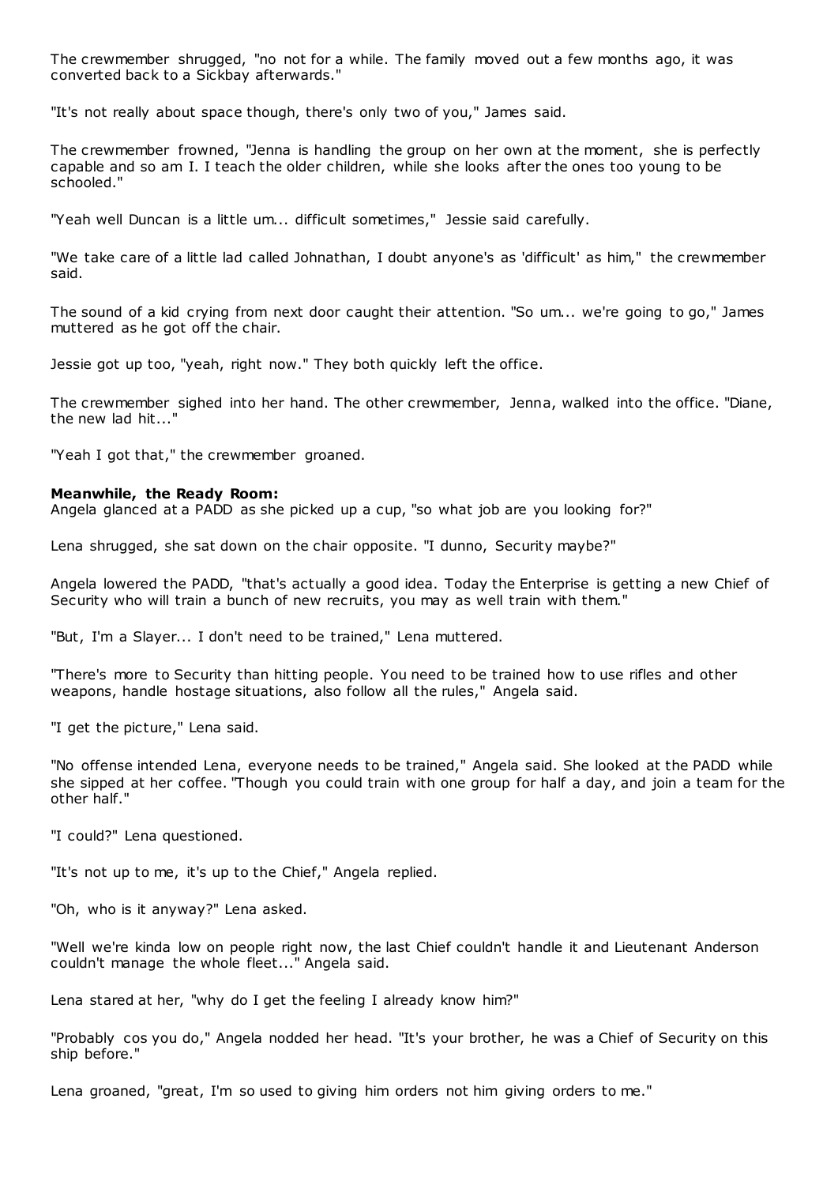The crewmember shrugged, "no not for a while. The family moved out a few months ago, it was converted back to a Sickbay afterwards."

"It's not really about space though, there's only two of you," James said.

The crewmember frowned, "Jenna is handling the group on her own at the moment, she is perfectly capable and so am I. I teach the older children, while she looks after the ones too young to be schooled."

"Yeah well Duncan is a little um... difficult sometimes," Jessie said carefully.

"We take care of a little lad called Johnathan, I doubt anyone's as 'difficult' as him," the crewmember said.

The sound of a kid crying from next door caught their attention. "So um... we're going to go," James muttered as he got off the chair.

Jessie got up too, "yeah, right now." They both quickly left the office.

The crewmember sighed into her hand. The other crewmember, Jenna, walked into the office. "Diane, the new lad hit..."

"Yeah I got that," the crewmember groaned.

**Meanwhile, the Ready Room:**
Angela glanced at a PADD as she picked up a cup, "so what job are you looking for?"

Lena shrugged, she sat down on the chair opposite. "I dunno, Security maybe?"

Angela lowered the PADD, "that's actually a good idea. Today the Enterprise is getting a new Chief of Security who will train a bunch of new recruits, you may as well train with them."

"But, I'm a Slayer... I don't need to be trained," Lena muttered.

"There's more to Security than hitting people. You need to be trained how to use rifles and other weapons, handle hostage situations, also follow all the rules," Angela said.

"I get the picture," Lena said.

"No offense intended Lena, everyone needs to be trained," Angela said. She looked at the PADD while she sipped at her coffee. "Though you could train with one group for half a day, and join a team for the other half."

"I could?" Lena questioned.

"It's not up to me, it's up to the Chief," Angela replied.

"Oh, who is it anyway?" Lena asked.

"Well we're kinda low on people right now, the last Chief couldn't handle it and Lieutenant Anderson couldn't manage the whole fleet..." Angela said.

Lena stared at her, "why do I get the feeling I already know him?"

"Probably cos you do," Angela nodded her head. "It's your brother, he was a Chief of Security on this ship before."

Lena groaned, "great, I'm so used to giving him orders not him giving orders to me."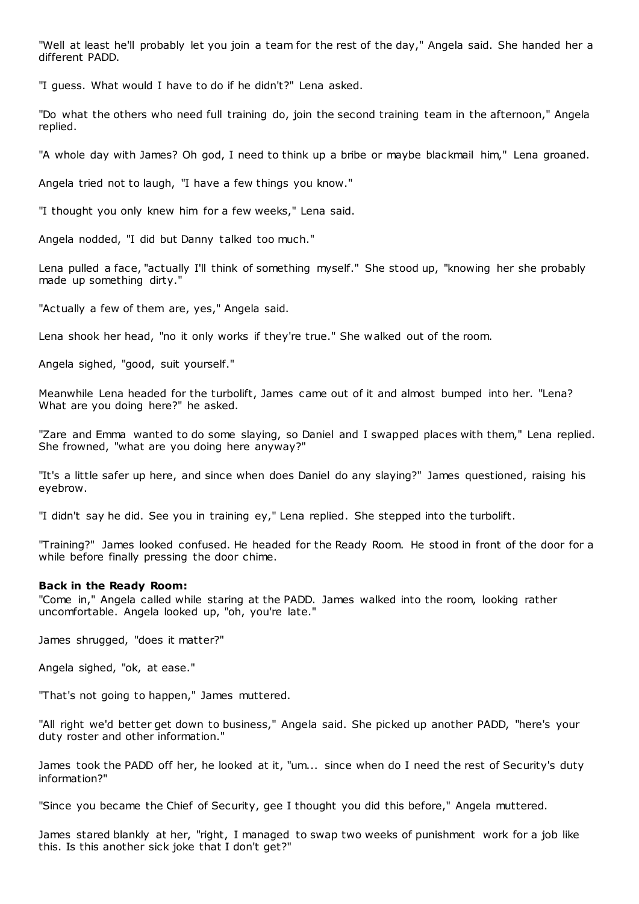"Well at least he'll probably let you join a team for the rest of the day," Angela said. She handed her a different PADD.

"I guess. What would I have to do if he didn't?" Lena asked.

"Do what the others who need full training do, join the second training team in the afternoon," Angela replied.

"A whole day with James? Oh god, I need to think up a bribe or maybe blackmail him," Lena groaned.

Angela tried not to laugh, "I have a few things you know."

"I thought you only knew him for a few weeks," Lena said.

Angela nodded, "I did but Danny talked too much."

Lena pulled a face, "actually I'll think of something myself." She stood up, "knowing her she probably made up something dirty."

"Actually a few of them are, yes," Angela said.

Lena shook her head, "no it only works if they're true." She walked out of the room.

Angela sighed, "good, suit yourself."

Meanwhile Lena headed for the turbolift, James came out of it and almost bumped into her. "Lena? What are you doing here?" he asked.

"Zare and Emma wanted to do some slaying, so Daniel and I swapped places with them," Lena replied. She frowned, "what are you doing here anyway?"

"It's a little safer up here, and since when does Daniel do any slaying?" James questioned, raising his eyebrow.

"I didn't say he did. See you in training ey," Lena replied. She stepped into the turbolift.

"Training?" James looked confused. He headed for the Ready Room. He stood in front of the door for a while before finally pressing the door chime.

**Back in the Ready Room:**
"Come in," Angela called while staring at the PADD. James walked into the room, looking rather uncomfortable. Angela looked up, "oh, you're late."

James shrugged, "does it matter?"

Angela sighed, "ok, at ease."

"That's not going to happen," James muttered.

"All right we'd better get down to business," Angela said. She picked up another PADD, "here's your duty roster and other information."

James took the PADD off her, he looked at it, "um... since when do I need the rest of Security's duty information?"

"Since you became the Chief of Security, gee I thought you did this before," Angela muttered.

James stared blankly at her, "right, I managed to swap two weeks of punishment work for a job like this. Is this another sick joke that I don't get?"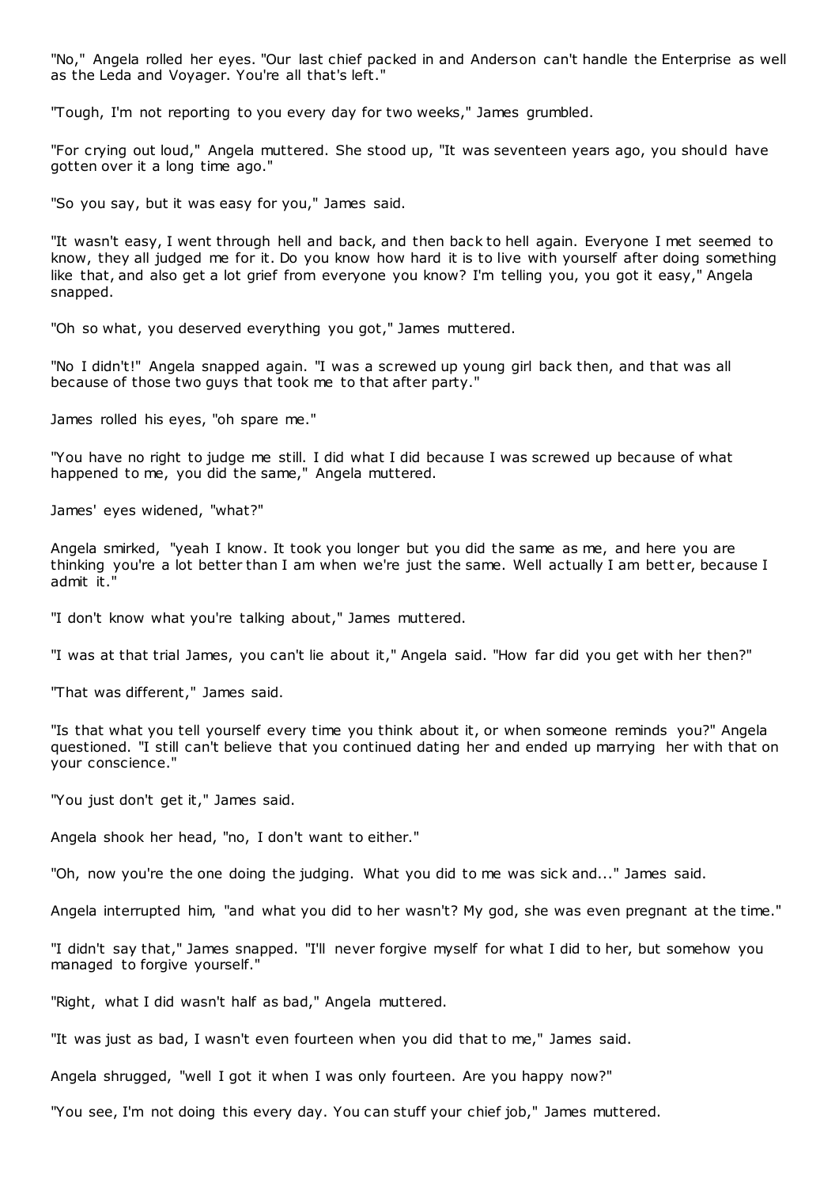"No," Angela rolled her eyes. "Our last chief packed in and Anderson can't handle the Enterprise as well as the Leda and Voyager. You're all that's left."

"Tough, I'm not reporting to you every day for two weeks," James grumbled.

"For crying out loud," Angela muttered. She stood up, "It was seventeen years ago, you should have gotten over it a long time ago."

"So you say, but it was easy for you," James said.

"It wasn't easy, I went through hell and back, and then back to hell again. Everyone I met seemed to know, they all judged me for it. Do you know how hard it is to live with yourself after doing something like that, and also get a lot grief from everyone you know? I'm telling you, you got it easy," Angela snapped.

"Oh so what, you deserved everything you got," James muttered.

"No I didn't!" Angela snapped again. "I was a screwed up young girl back then, and that was all because of those two guys that took me to that after party."

James rolled his eyes, "oh spare me."

"You have no right to judge me still. I did what I did because I was screwed up because of what happened to me, you did the same," Angela muttered.

James' eyes widened, "what?"

Angela smirked, "yeah I know. It took you longer but you did the same as me, and here you are thinking you're a lot better than I am when we're just the same. Well actually I am better, because I admit it."

"I don't know what you're talking about," James muttered.

"I was at that trial James, you can't lie about it," Angela said. "How far did you get with her then?"

"That was different," James said.

"Is that what you tell yourself every time you think about it, or when someone reminds you?" Angela questioned. "I still can't believe that you continued dating her and ended up marrying her with that on your conscience."

"You just don't get it," James said.

Angela shook her head, "no, I don't want to either."

"Oh, now you're the one doing the judging. What you did to me was sick and..." James said.

Angela interrupted him, "and what you did to her wasn't? My god, she was even pregnant at the time."

"I didn't say that," James snapped. "I'll never forgive myself for what I did to her, but somehow you managed to forgive yourself."

"Right, what I did wasn't half as bad," Angela muttered.

"It was just as bad, I wasn't even fourteen when you did that to me," James said.

Angela shrugged, "well I got it when I was only fourteen. Are you happy now?"

"You see, I'm not doing this every day. You can stuff your chief job," James muttered.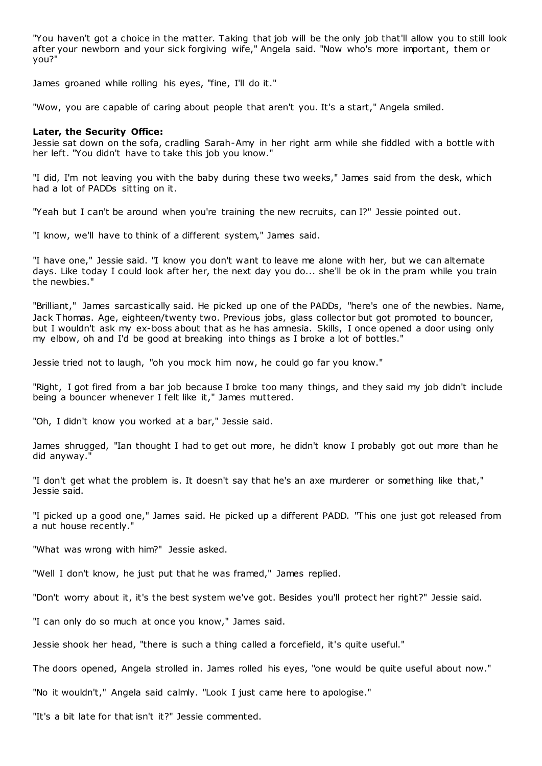"You haven't got a choice in the matter. Taking that job will be the only job that'll allow you to still look after your newborn and your sick forgiving wife," Angela said. "Now who's more important, them or you?"

James groaned while rolling his eyes, "fine, I'll do it."

"Wow, you are capable of caring about people that aren't you. It's a start," Angela smiled.

**Later, the Security Office:**

Jessie sat down on the sofa, cradling Sarah-Amy in her right arm while she fiddled with a bottle with her left. "You didn't have to take this job you know."

"I did, I'm not leaving you with the baby during these two weeks," James said from the desk, which had a lot of PADDs sitting on it.

"Yeah but I can't be around when you're training the new recruits, can I?" Jessie pointed out.

"I know, we'll have to think of a different system," James said.

"I have one," Jessie said. "I know you don't want to leave me alone with her, but we can alternate days. Like today I could look after her, the next day you do... she'll be ok in the pram while you train the newbies."

"Brilliant," James sarcastically said. He picked up one of the PADDs, "here's one of the newbies. Name, Jack Thomas. Age, eighteen/twenty two. Previous jobs, glass collector but got promoted to bouncer, but I wouldn't ask my ex-boss about that as he has amnesia. Skills, I once opened a door using only my elbow, oh and I'd be good at breaking into things as I broke a lot of bottles."

Jessie tried not to laugh, "oh you mock him now, he could go far you know."

"Right, I got fired from a bar job because I broke too many things, and they said my job didn't include being a bouncer whenever I felt like it," James muttered.

"Oh, I didn't know you worked at a bar," Jessie said.

James shrugged, "Ian thought I had to get out more, he didn't know I probably got out more than he did anyway."

"I don't get what the problem is. It doesn't say that he's an axe murderer or something like that," Jessie said.

"I picked up a good one," James said. He picked up a different PADD. "This one just got released from a nut house recently."

"What was wrong with him?" Jessie asked.

"Well I don't know, he just put that he was framed," James replied.

"Don't worry about it, it's the best system we've got. Besides you'll protect her right?" Jessie said.

"I can only do so much at once you know," James said.

Jessie shook her head, "there is such a thing called a forcefield, it's quite useful."

The doors opened, Angela strolled in. James rolled his eyes, "one would be quite useful about now."

"No it wouldn't," Angela said calmly. "Look I just came here to apologise."

"It's a bit late for that isn't it?" Jessie commented.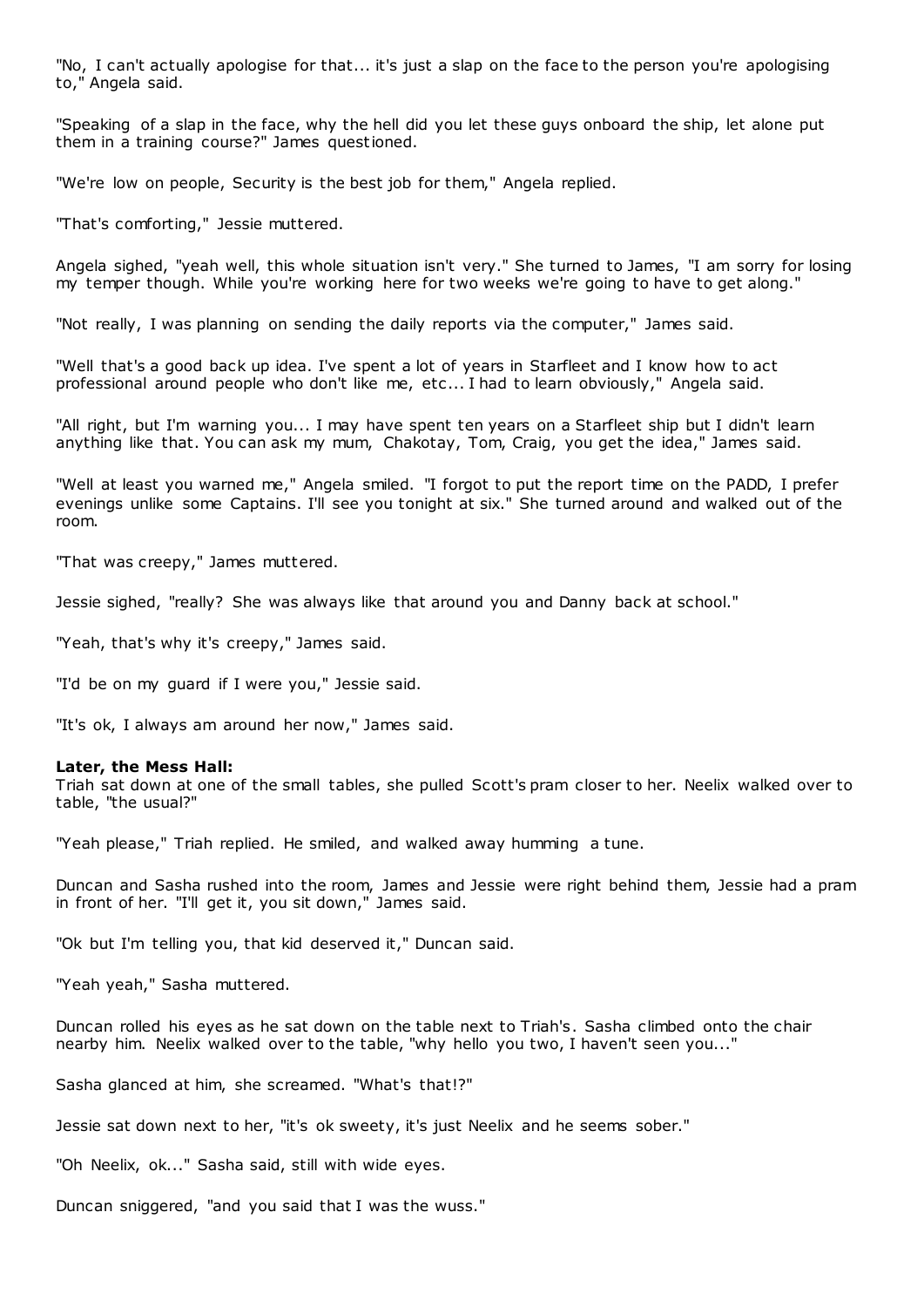"No, I can't actually apologise for that... it's just a slap on the face to the person you're apologising to," Angela said.

"Speaking of a slap in the face, why the hell did you let these guys onboard the ship, let alone put them in a training course?" James questioned.

"We're low on people, Security is the best job for them," Angela replied.

"That's comforting," Jessie muttered.

Angela sighed, "yeah well, this whole situation isn't very." She turned to James, "I am sorry for losing my temper though. While you're working here for two weeks we're going to have to get along."

"Not really, I was planning on sending the daily reports via the computer," James said.

"Well that's a good back up idea. I've spent a lot of years in Starfleet and I know how to act professional around people who don't like me, etc... I had to learn obviously," Angela said.

"All right, but I'm warning you... I may have spent ten years on a Starfleet ship but I didn't learn anything like that. You can ask my mum, Chakotay, Tom, Craig, you get the idea," James said.

"Well at least you warned me," Angela smiled. "I forgot to put the report time on the PADD, I prefer evenings unlike some Captains. I'll see you tonight at six." She turned around and walked out of the room.

"That was creepy," James muttered.

Jessie sighed, "really? She was always like that around you and Danny back at school."

"Yeah, that's why it's creepy," James said.

"I'd be on my guard if I were you," Jessie said.

"It's ok, I always am around her now," James said.

**Later, the Mess Hall:**
Triah sat down at one of the small tables, she pulled Scott's pram closer to her. Neelix walked over to table, "the usual?"

"Yeah please," Triah replied. He smiled, and walked away humming a tune.

Duncan and Sasha rushed into the room, James and Jessie were right behind them, Jessie had a pram in front of her. "I'll get it, you sit down," James said.

"Ok but I'm telling you, that kid deserved it," Duncan said.

"Yeah yeah," Sasha muttered.

Duncan rolled his eyes as he sat down on the table next to Triah's. Sasha climbed onto the chair nearby him. Neelix walked over to the table, "why hello you two, I haven't seen you..."

Sasha glanced at him, she screamed. "What's that!?"

Jessie sat down next to her, "it's ok sweety, it's just Neelix and he seems sober."

"Oh Neelix, ok..." Sasha said, still with wide eyes.

Duncan sniggered, "and you said that I was the wuss."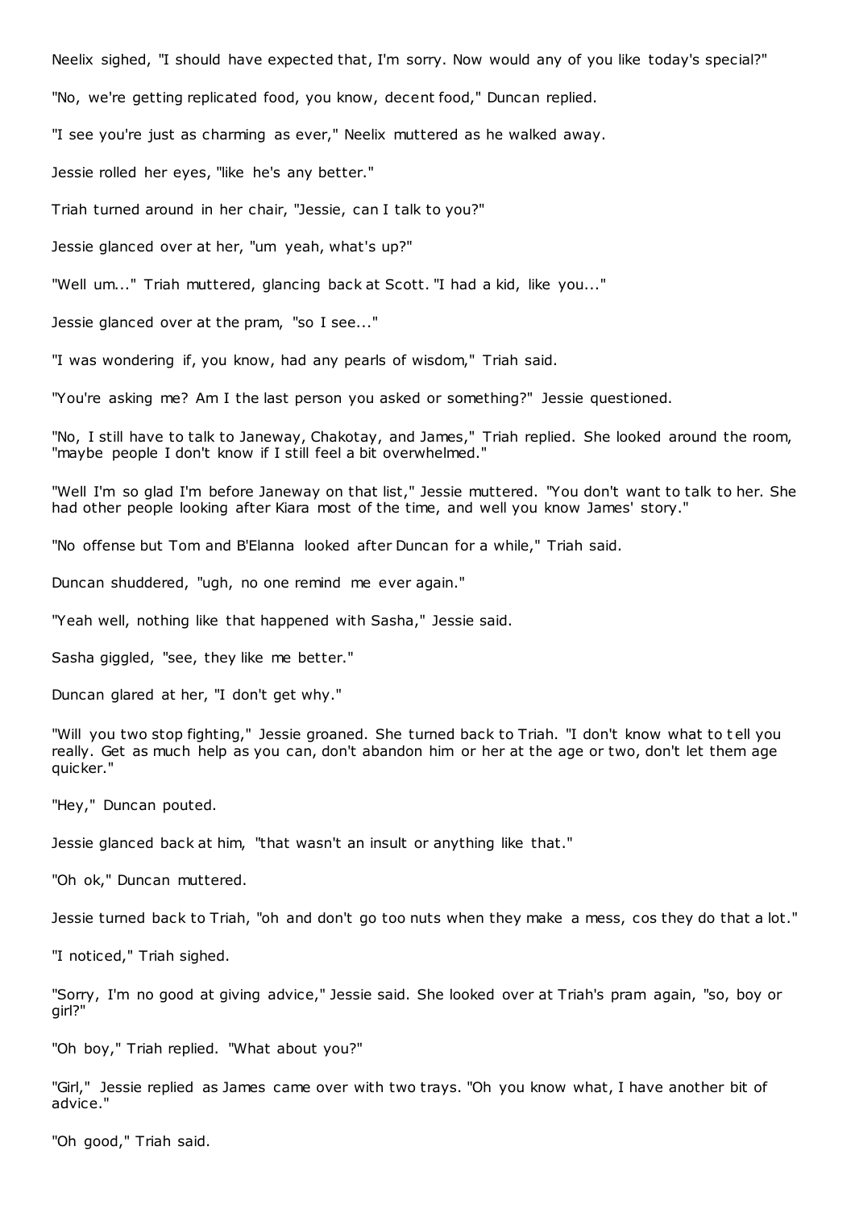Neelix sighed, "I should have expected that, I'm sorry. Now would any of you like today's special?"

"No, we're getting replicated food, you know, decent food," Duncan replied.

"I see you're just as charming as ever," Neelix muttered as he walked away.

Jessie rolled her eyes, "like he's any better."

Triah turned around in her chair, "Jessie, can I talk to you?"

Jessie glanced over at her, "um yeah, what's up?"

"Well um..." Triah muttered, glancing back at Scott. "I had a kid, like you..."

Jessie glanced over at the pram, "so I see..."

"I was wondering if, you know, had any pearls of wisdom," Triah said.

"You're asking me? Am I the last person you asked or something?" Jessie questioned.

"No, I still have to talk to Janeway, Chakotay, and James," Triah replied. She looked around the room, "maybe people I don't know if I still feel a bit overwhelmed."

"Well I'm so glad I'm before Janeway on that list," Jessie muttered. "You don't want to talk to her. She had other people looking after Kiara most of the time, and well you know James' story."

"No offense but Tom and B'Elanna looked after Duncan for a while," Triah said.

Duncan shuddered, "ugh, no one remind me ever again."

"Yeah well, nothing like that happened with Sasha," Jessie said.

Sasha giggled, "see, they like me better."

Duncan glared at her, "I don't get why."

"Will you two stop fighting," Jessie groaned. She turned back to Triah. "I don't know what to tell you really. Get as much help as you can, don't abandon him or her at the age or two, don't let them age quicker."

"Hey," Duncan pouted.

Jessie glanced back at him, "that wasn't an insult or anything like that."

"Oh ok," Duncan muttered.

Jessie turned back to Triah, "oh and don't go too nuts when they make a mess, cos they do that a lot."

"I noticed," Triah sighed.

"Sorry, I'm no good at giving advice," Jessie said. She looked over at Triah's pram again, "so, boy or girl?"

"Oh boy," Triah replied. "What about you?"

"Girl," Jessie replied as James came over with two trays. "Oh you know what, I have another bit of advice."

"Oh good," Triah said.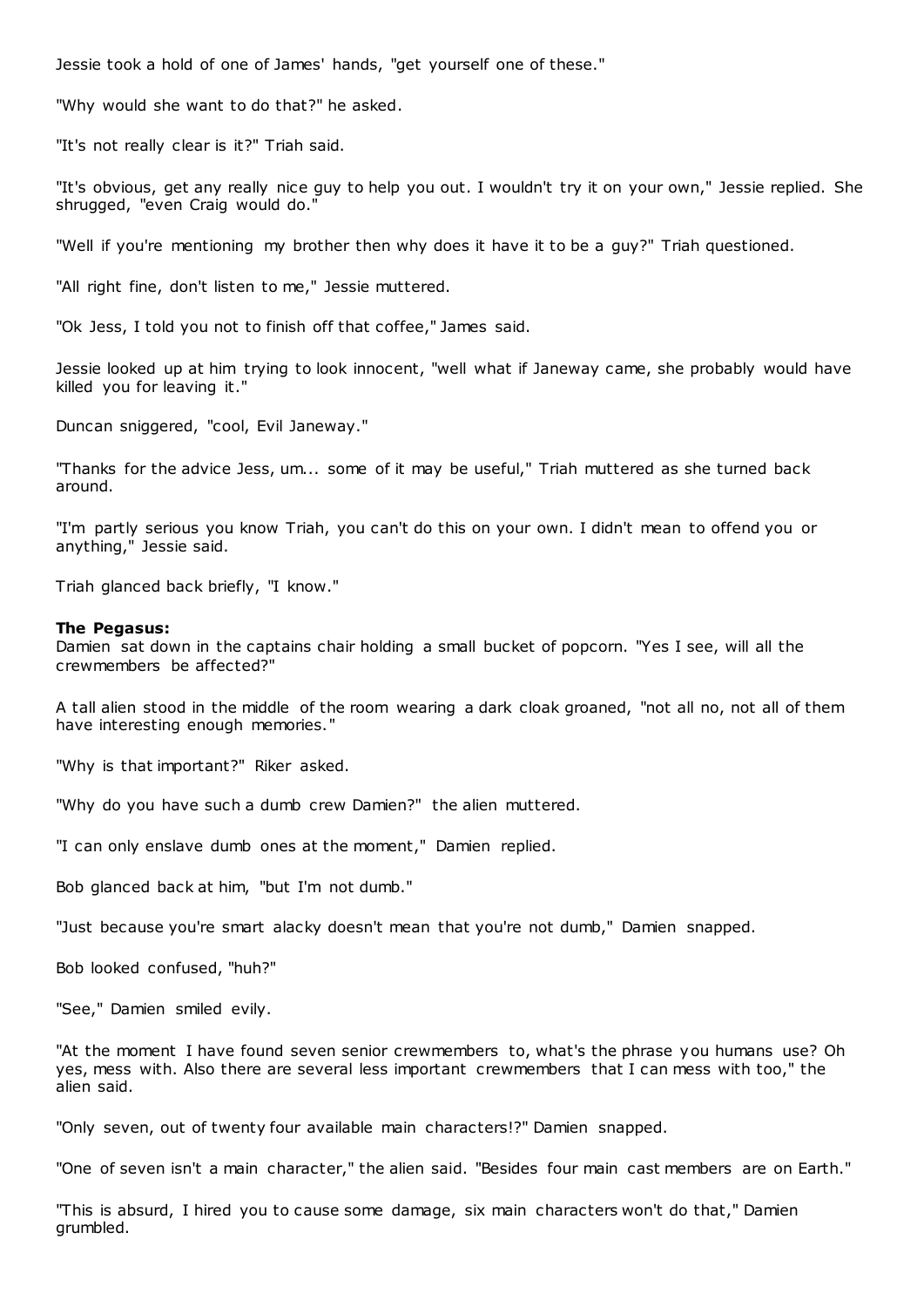Jessie took a hold of one of James' hands, "get yourself one of these."

"Why would she want to do that?" he asked.

"It's not really clear is it?" Triah said.

"It's obvious, get any really nice guy to help you out. I wouldn't try it on your own," Jessie replied. She shrugged, "even Craig would do."

"Well if you're mentioning my brother then why does it have it to be a guy?" Triah questioned.

"All right fine, don't listen to me," Jessie muttered.

"Ok Jess, I told you not to finish off that coffee," James said.

Jessie looked up at him trying to look innocent, "well what if Janeway came, she probably would have killed you for leaving it."

Duncan sniggered, "cool, Evil Janeway."

"Thanks for the advice Jess, um... some of it may be useful," Triah muttered as she turned back around.

"I'm partly serious you know Triah, you can't do this on your own. I didn't mean to offend you or anything," Jessie said.

Triah glanced back briefly, "I know."

**The Pegasus:**
Damien sat down in the captains chair holding a small bucket of popcorn. "Yes I see, will all the crewmembers be affected?"

A tall alien stood in the middle of the room wearing a dark cloak groaned, "not all no, not all of them have interesting enough memories."

"Why is that important?" Riker asked.

"Why do you have such a dumb crew Damien?" the alien muttered.

"I can only enslave dumb ones at the moment," Damien replied.

Bob glanced back at him, "but I'm not dumb."

"Just because you're smart alacky doesn't mean that you're not dumb," Damien snapped.

Bob looked confused, "huh?"

"See," Damien smiled evily.

"At the moment I have found seven senior crewmembers to, what's the phrase you humans use? Oh yes, mess with. Also there are several less important crewmembers that I can mess with too," the alien said.

"Only seven, out of twenty four available main characters!?" Damien snapped.

"One of seven isn't a main character," the alien said. "Besides four main cast members are on Earth."

"This is absurd, I hired you to cause some damage, six main characters won't do that," Damien grumbled.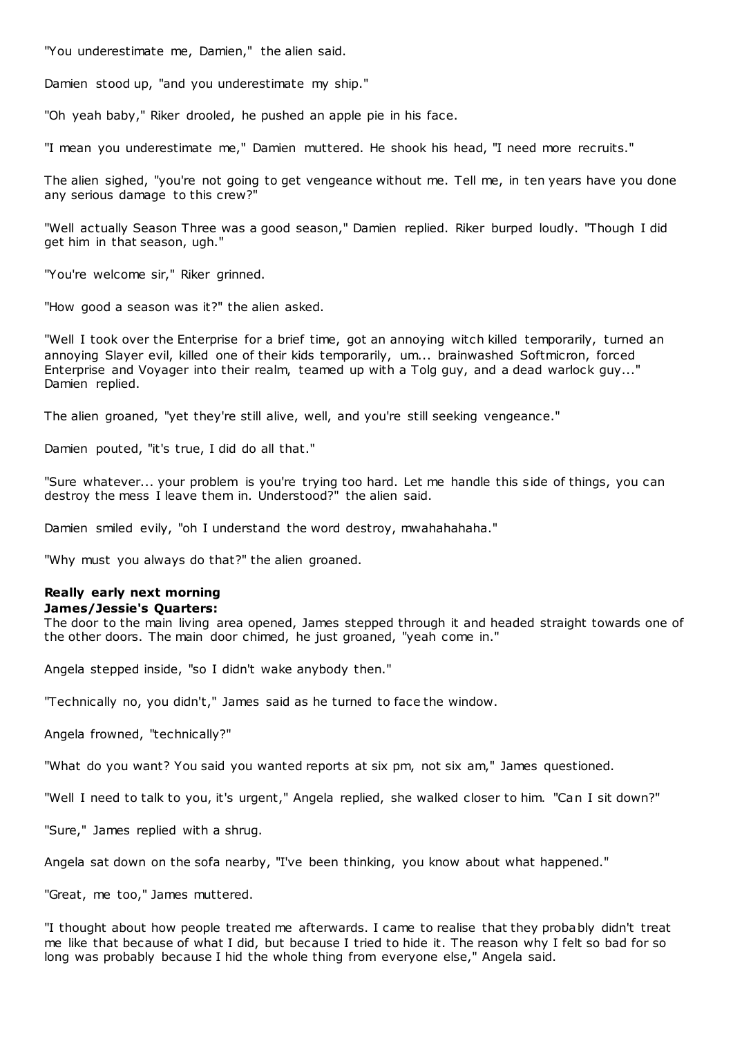"You underestimate me, Damien," the alien said.

Damien stood up, "and you underestimate my ship."

"Oh yeah baby," Riker drooled, he pushed an apple pie in his face.

"I mean you underestimate me," Damien muttered. He shook his head, "I need more recruits."

The alien sighed, "you're not going to get vengeance without me. Tell me, in ten years have you done any serious damage to this crew?"

"Well actually Season Three was a good season," Damien replied. Riker burped loudly. "Though I did get him in that season, ugh."

"You're welcome sir," Riker grinned.

"How good a season was it?" the alien asked.

"Well I took over the Enterprise for a brief time, got an annoying witch killed temporarily, turned an annoying Slayer evil, killed one of their kids temporarily, um... brainwashed Softmicron, forced Enterprise and Voyager into their realm, teamed up with a Tolg guy, and a dead warlock guy..." Damien replied.

The alien groaned, "yet they're still alive, well, and you're still seeking vengeance."

Damien pouted, "it's true, I did do all that."

"Sure whatever... your problem is you're trying too hard. Let me handle this side of things, you can destroy the mess I leave them in. Understood?" the alien said.

Damien smiled evilly, "oh I understand the word destroy, mwahahahaha."

"Why must you always do that?" the alien groaned.

**Really early next morning**
**James/Jessie's Quarters:**
The door to the main living area opened, James stepped through it and headed straight towards one of the other doors. The main door chimed, he just groaned, "yeah come in."

Angela stepped inside, "so I didn't wake anybody then."

"Technically no, you didn't," James said as he turned to face the window.

Angela frowned, "technically?"

"What do you want? You said you wanted reports at six pm, not six am," James questioned.

"Well I need to talk to you, it's urgent," Angela replied, she walked closer to him. "Can I sit down?"

"Sure," James replied with a shrug.

Angela sat down on the sofa nearby, "I've been thinking, you know about what happened."

"Great, me too," James muttered.

"I thought about how people treated me afterwards. I came to realise that they probably didn't treat me like that because of what I did, but because I tried to hide it. The reason why I felt so bad for so long was probably because I hid the whole thing from everyone else," Angela said.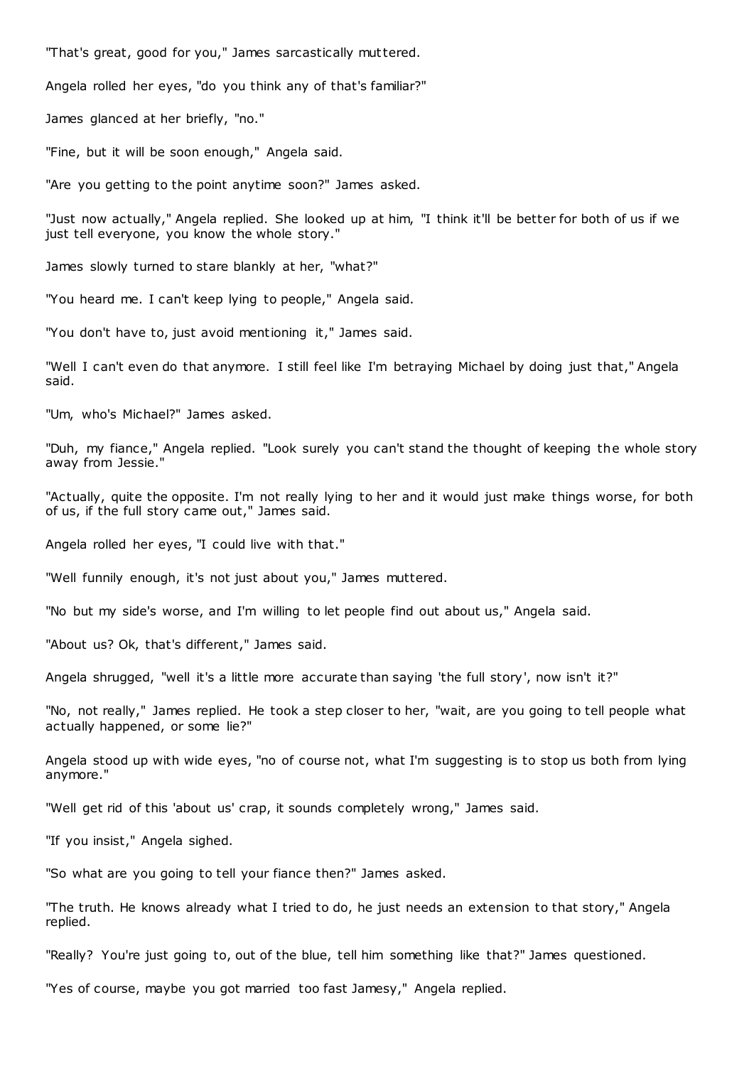"That's great, good for you," James sarcastically muttered.

Angela rolled her eyes, "do you think any of that's familiar?"

James glanced at her briefly, "no."

"Fine, but it will be soon enough," Angela said.

"Are you getting to the point anytime soon?" James asked.

"Just now actually," Angela replied. She looked up at him, "I think it'll be better for both of us if we just tell everyone, you know the whole story."

James slowly turned to stare blankly at her, "what?"

"You heard me. I can't keep lying to people," Angela said.

"You don't have to, just avoid mentioning it," James said.

"Well I can't even do that anymore. I still feel like I'm betraying Michael by doing just that," Angela said.

"Um, who's Michael?" James asked.

"Duh, my fiance," Angela replied. "Look surely you can't stand the thought of keeping the whole story away from Jessie."

"Actually, quite the opposite. I'm not really lying to her and it would just make things worse, for both of us, if the full story came out," James said.

Angela rolled her eyes, "I could live with that."

"Well funnily enough, it's not just about you," James muttered.

"No but my side's worse, and I'm willing to let people find out about us," Angela said.

"About us? Ok, that's different," James said.

Angela shrugged, "well it's a little more accurate than saying 'the full story', now isn't it?"

"No, not really," James replied. He took a step closer to her, "wait, are you going to tell people what actually happened, or some lie?"

Angela stood up with wide eyes, "no of course not, what I'm suggesting is to stop us both from lying anymore."

"Well get rid of this 'about us' crap, it sounds completely wrong," James said.

"If you insist," Angela sighed.

"So what are you going to tell your fiance then?" James asked.

"The truth. He knows already what I tried to do, he just needs an extension to that story," Angela replied.

"Really? You're just going to, out of the blue, tell him something like that?" James questioned.

"Yes of course, maybe you got married too fast Jamesy," Angela replied.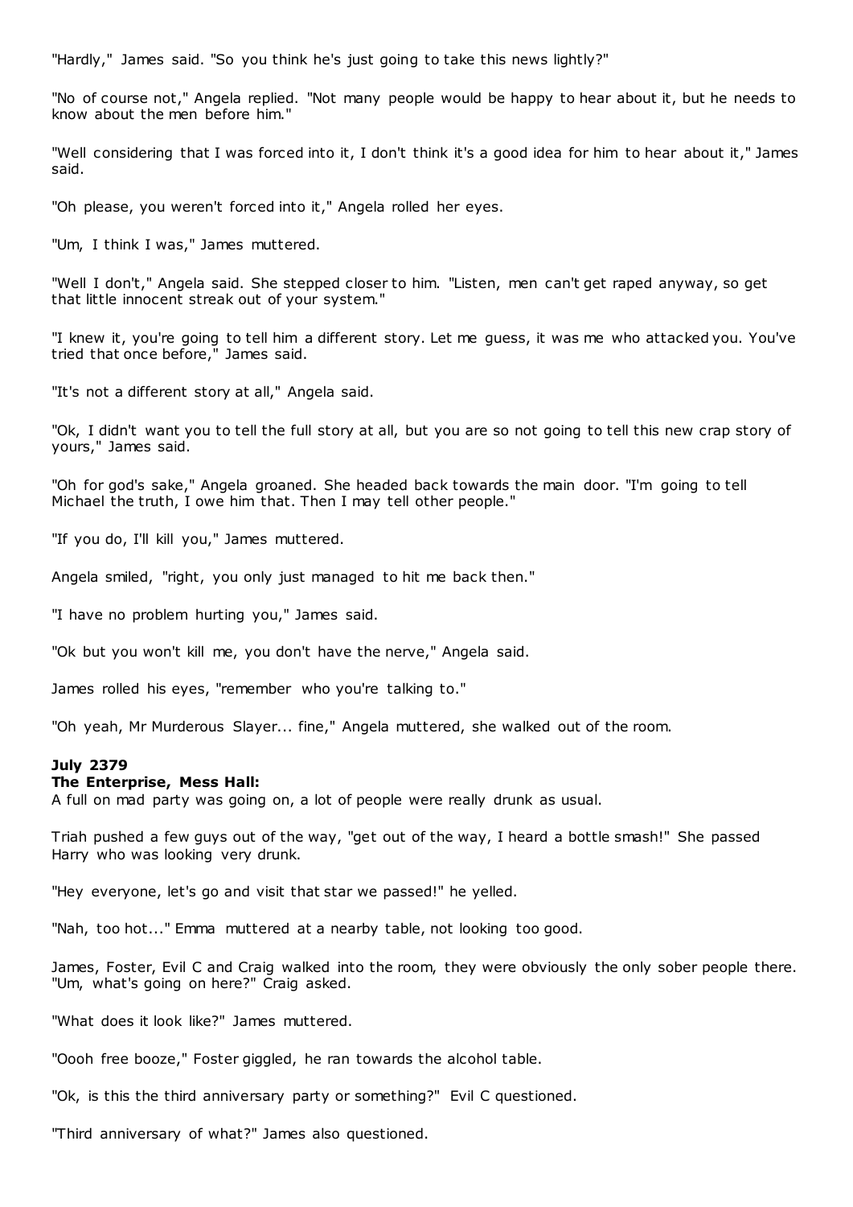"Hardly," James said. "So you think he's just going to take this news lightly?"

"No of course not," Angela replied. "Not many people would be happy to hear about it, but he needs to know about the men before him."

"Well considering that I was forced into it, I don't think it's a good idea for him to hear about it," James said.

"Oh please, you weren't forced into it," Angela rolled her eyes.

"Um, I think I was," James muttered.

"Well I don't," Angela said. She stepped closer to him. "Listen, men can't get raped anyway, so get that little innocent streak out of your system."

"I knew it, you're going to tell him a different story. Let me guess, it was me who attacked you. You've tried that once before," James said.

"It's not a different story at all," Angela said.

"Ok, I didn't want you to tell the full story at all, but you are so not going to tell this new crap story of yours," James said.

"Oh for god's sake," Angela groaned. She headed back towards the main door. "I'm going to tell Michael the truth, I owe him that. Then I may tell other people."

"If you do, I'll kill you," James muttered.

Angela smiled, "right, you only just managed to hit me back then."

"I have no problem hurting you," James said.

"Ok but you won't kill me, you don't have the nerve," Angela said.

James rolled his eyes, "remember who you're talking to."

"Oh yeah, Mr Murderous Slayer... fine," Angela muttered, she walked out of the room.

**July 2379**
**The Enterprise, Mess Hall:**
A full on mad party was going on, a lot of people were really drunk as usual.

Triah pushed a few guys out of the way, "get out of the way, I heard a bottle smash!" She passed Harry who was looking very drunk.

"Hey everyone, let's go and visit that star we passed!" he yelled.

"Nah, too hot..." Emma muttered at a nearby table, not looking too good.

James, Foster, Evil C and Craig walked into the room, they were obviously the only sober people there. "Um, what's going on here?" Craig asked.

"What does it look like?" James muttered.

"Oooh free booze," Foster giggled, he ran towards the alcohol table.

"Ok, is this the third anniversary party or something?" Evil C questioned.

"Third anniversary of what?" James also questioned.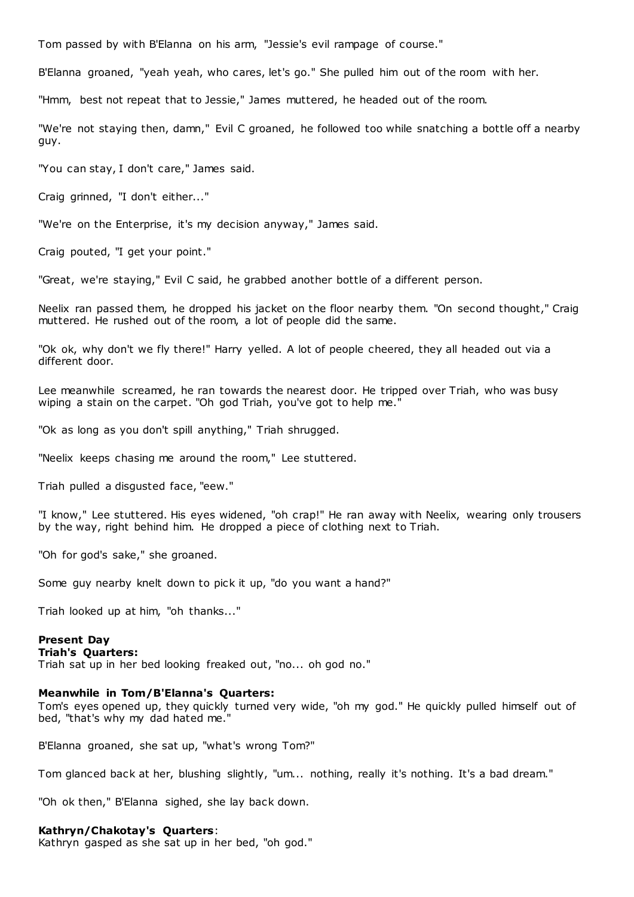Tom passed by with B'Elanna on his arm, "Jessie's evil rampage of course."

B'Elanna groaned, "yeah yeah, who cares, let's go." She pulled him out of the room with her.

"Hmm, best not repeat that to Jessie," James muttered, he headed out of the room.

"We're not staying then, damn," Evil C groaned, he followed too while snatching a bottle off a nearby guy.

"You can stay, I don't care," James said.

Craig grinned, "I don't either..."

"We're on the Enterprise, it's my decision anyway," James said.

Craig pouted, "I get your point."

"Great, we're staying," Evil C said, he grabbed another bottle of a different person.

Neelix ran passed them, he dropped his jacket on the floor nearby them. "On second thought," Craig muttered. He rushed out of the room, a lot of people did the same.

"Ok ok, why don't we fly there!" Harry yelled. A lot of people cheered, they all headed out via a different door.

Lee meanwhile screamed, he ran towards the nearest door. He tripped over Triah, who was busy wiping a stain on the carpet. "Oh god Triah, you've got to help me."

"Ok as long as you don't spill anything," Triah shrugged.

"Neelix keeps chasing me around the room," Lee stuttered.

Triah pulled a disgusted face, "eew."

"I know," Lee stuttered. His eyes widened, "oh crap!" He ran away with Neelix, wearing only trousers by the way, right behind him. He dropped a piece of clothing next to Triah.

"Oh for god's sake," she groaned.

Some guy nearby knelt down to pick it up, "do you want a hand?"

Triah looked up at him, "oh thanks..."

**Present Day**
**Triah's Quarters:**
Triah sat up in her bed looking freaked out, "no... oh god no."

**Meanwhile in Tom/B'Elanna's Quarters:**
Tom's eyes opened up, they quickly turned very wide, "oh my god." He quickly pulled himself out of bed, "that's why my dad hated me."

B'Elanna groaned, she sat up, "what's wrong Tom?"

Tom glanced back at her, blushing slightly, "um... nothing, really it's nothing. It's a bad dream."

"Oh ok then," B'Elanna sighed, she lay back down.

**Kathryn/Chakotay's Quarters**:
Kathryn gasped as she sat up in her bed, "oh god."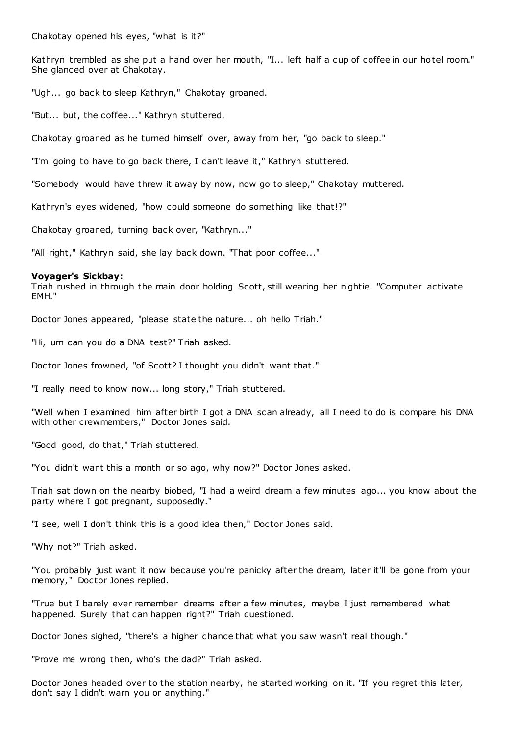Chakotay opened his eyes, "what is it?"

Kathryn trembled as she put a hand over her mouth, "I... left half a cup of coffee in our hotel room." She glanced over at Chakotay.

"Ugh... go back to sleep Kathryn," Chakotay groaned.

"But... but, the coffee..." Kathryn stuttered.

Chakotay groaned as he turned himself over, away from her, "go back to sleep."

"I'm going to have to go back there, I can't leave it," Kathryn stuttered.

"Somebody would have threw it away by now, now go to sleep," Chakotay muttered.

Kathryn's eyes widened, "how could someone do something like that!?"

Chakotay groaned, turning back over, "Kathryn..."

"All right," Kathryn said, she lay back down. "That poor coffee..."

**Voyager's Sickbay:**
Triah rushed in through the main door holding Scott, still wearing her nightie. "Computer activate EMH."

Doctor Jones appeared, "please state the nature... oh hello Triah."

"Hi, um can you do a DNA test?" Triah asked.

Doctor Jones frowned, "of Scott? I thought you didn't want that."

"I really need to know now... long story," Triah stuttered.

"Well when I examined him after birth I got a DNA scan already, all I need to do is compare his DNA with other crewmembers," Doctor Jones said.

"Good good, do that," Triah stuttered.

"You didn't want this a month or so ago, why now?" Doctor Jones asked.

Triah sat down on the nearby biobed, "I had a weird dream a few minutes ago... you know about the party where I got pregnant, supposedly."

"I see, well I don't think this is a good idea then," Doctor Jones said.

"Why not?" Triah asked.

"You probably just want it now because you're panicky after the dream, later it'll be gone from your memory," Doctor Jones replied.

"True but I barely ever remember dreams after a few minutes, maybe I just remembered what happened. Surely that can happen right?" Triah questioned.

Doctor Jones sighed, "there's a higher chance that what you saw wasn't real though."

"Prove me wrong then, who's the dad?" Triah asked.

Doctor Jones headed over to the station nearby, he started working on it. "If you regret this later, don't say I didn't warn you or anything."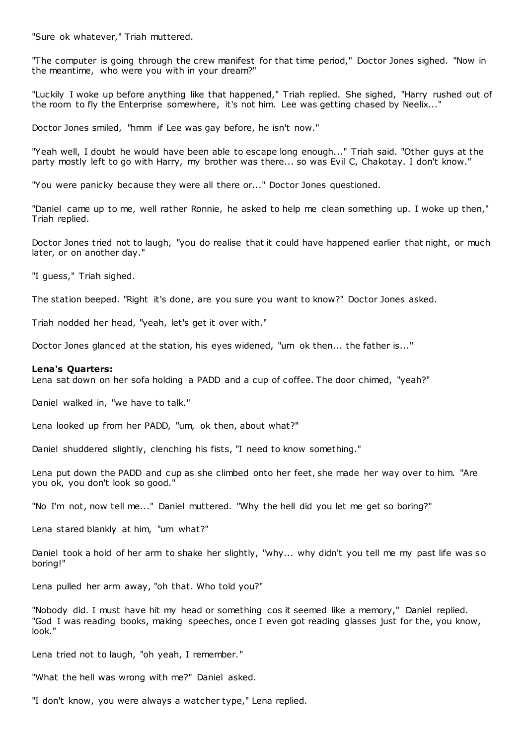"Sure ok whatever," Triah muttered.

"The computer is going through the crew manifest for that time period," Doctor Jones sighed. "Now in the meantime, who were you with in your dream?"

"Luckily I woke up before anything like that happened," Triah replied. She sighed, "Harry rushed out of the room to fly the Enterprise somewhere, it's not him. Lee was getting chased by Neelix..."

Doctor Jones smiled, "hmm if Lee was gay before, he isn't now."

"Yeah well, I doubt he would have been able to escape long enough..." Triah said. "Other guys at the party mostly left to go with Harry, my brother was there... so was Evil C, Chakotay. I don't know."

"You were panicky because they were all there or..." Doctor Jones questioned.

"Daniel came up to me, well rather Ronnie, he asked to help me clean something up. I woke up then," Triah replied.

Doctor Jones tried not to laugh, "you do realise that it could have happened earlier that night, or much later, or on another day."

"I guess," Triah sighed.

The station beeped. "Right it's done, are you sure you want to know?" Doctor Jones asked.

Triah nodded her head, "yeah, let's get it over with."

Doctor Jones glanced at the station, his eyes widened, "um ok then... the father is..."

**Lena's Quarters:**
Lena sat down on her sofa holding a PADD and a cup of coffee. The door chimed, "yeah?"

Daniel walked in, "we have to talk."

Lena looked up from her PADD, "um, ok then, about what?"

Daniel shuddered slightly, clenching his fists, "I need to know something."

Lena put down the PADD and cup as she climbed onto her feet, she made her way over to him. "Are you ok, you don't look so good."

"No I'm not, now tell me..." Daniel muttered. "Why the hell did you let me get so boring?"

Lena stared blankly at him, "um what?"

Daniel took a hold of her arm to shake her slightly, "why... why didn't you tell me my past life was so boring!"

Lena pulled her arm away, "oh that. Who told you?"

"Nobody did. I must have hit my head or something cos it seemed like a memory," Daniel replied. "God I was reading books, making speeches, once I even got reading glasses just for the, you know, look."

Lena tried not to laugh, "oh yeah, I remember."

"What the hell was wrong with me?" Daniel asked.

"I don't know, you were always a watcher type," Lena replied.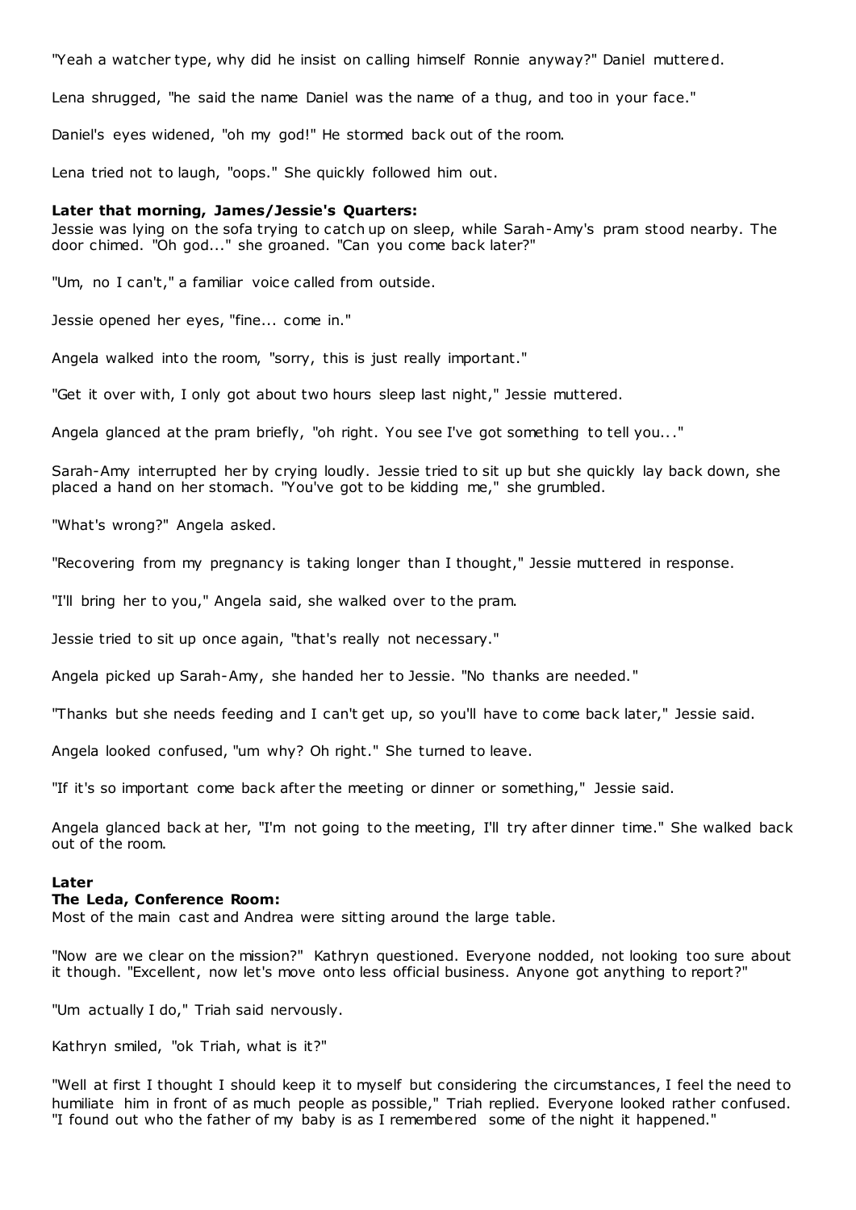"Yeah a watcher type, why did he insist on calling himself Ronnie anyway?" Daniel muttered.

Lena shrugged, "he said the name Daniel was the name of a thug, and too in your face."

Daniel's eyes widened, "oh my god!" He stormed back out of the room.

Lena tried not to laugh, "oops." She quickly followed him out.

**Later that morning, James/Jessie's Quarters:**
Jessie was lying on the sofa trying to catch up on sleep, while Sarah-Amy's pram stood nearby. The door chimed. "Oh god..." she groaned. "Can you come back later?"

"Um, no I can't," a familiar voice called from outside.

Jessie opened her eyes, "fine... come in."

Angela walked into the room, "sorry, this is just really important."

"Get it over with, I only got about two hours sleep last night," Jessie muttered.

Angela glanced at the pram briefly, "oh right. You see I've got something to tell you..."

Sarah-Amy interrupted her by crying loudly. Jessie tried to sit up but she quickly lay back down, she placed a hand on her stomach. "You've got to be kidding me," she grumbled.

"What's wrong?" Angela asked.

"Recovering from my pregnancy is taking longer than I thought," Jessie muttered in response.

"I'll bring her to you," Angela said, she walked over to the pram.

Jessie tried to sit up once again, "that's really not necessary."

Angela picked up Sarah-Amy, she handed her to Jessie. "No thanks are needed."

"Thanks but she needs feeding and I can't get up, so you'll have to come back later," Jessie said.

Angela looked confused, "um why? Oh right." She turned to leave.

"If it's so important come back after the meeting or dinner or something," Jessie said.

Angela glanced back at her, "I'm not going to the meeting, I'll try after dinner time." She walked back out of the room.

**Later**
**The Leda, Conference Room:**
Most of the main cast and Andrea were sitting around the large table.

"Now are we clear on the mission?" Kathryn questioned. Everyone nodded, not looking too sure about it though. "Excellent, now let's move onto less official business. Anyone got anything to report?"

"Um actually I do," Triah said nervously.

Kathryn smiled, "ok Triah, what is it?"

"Well at first I thought I should keep it to myself but considering the circumstances, I feel the need to humiliate him in front of as much people as possible," Triah replied. Everyone looked rather confused. "I found out who the father of my baby is as I remembered some of the night it happened."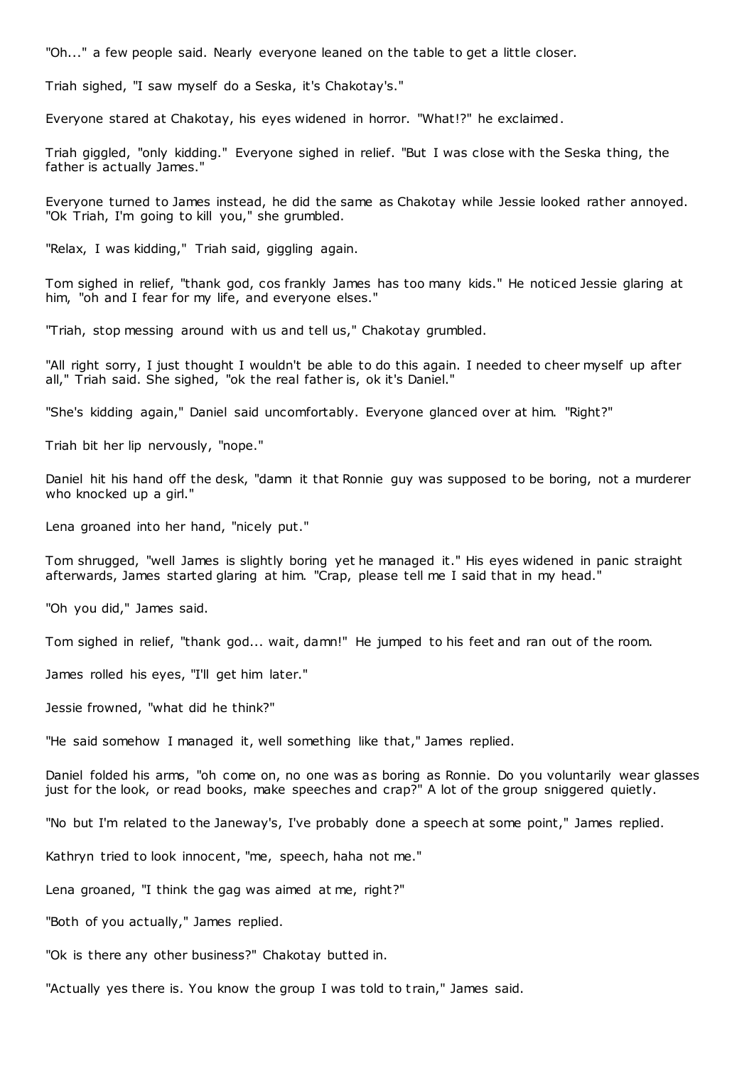"Oh..." a few people said. Nearly everyone leaned on the table to get a little closer.

Triah sighed, "I saw myself do a Seska, it's Chakotay's."

Everyone stared at Chakotay, his eyes widened in horror. "What!?" he exclaimed.

Triah giggled, "only kidding." Everyone sighed in relief. "But I was close with the Seska thing, the father is actually James."

Everyone turned to James instead, he did the same as Chakotay while Jessie looked rather annoyed. "Ok Triah, I'm going to kill you," she grumbled.

"Relax, I was kidding," Triah said, giggling again.

Tom sighed in relief, "thank god, cos frankly James has too many kids." He noticed Jessie glaring at him, "oh and I fear for my life, and everyone elses."

"Triah, stop messing around with us and tell us," Chakotay grumbled.

"All right sorry, I just thought I wouldn't be able to do this again. I needed to cheer myself up after all," Triah said. She sighed, "ok the real father is, ok it's Daniel."

"She's kidding again," Daniel said uncomfortably. Everyone glanced over at him. "Right?"

Triah bit her lip nervously, "nope."

Daniel hit his hand off the desk, "damn it that Ronnie guy was supposed to be boring, not a murderer who knocked up a girl."

Lena groaned into her hand, "nicely put."

Tom shrugged, "well James is slightly boring yet he managed it." His eyes widened in panic straight afterwards, James started glaring at him. "Crap, please tell me I said that in my head."

"Oh you did," James said.

Tom sighed in relief, "thank god... wait, damn!" He jumped to his feet and ran out of the room.

James rolled his eyes, "I'll get him later."

Jessie frowned, "what did he think?"

"He said somehow I managed it, well something like that," James replied.

Daniel folded his arms, "oh come on, no one was as boring as Ronnie. Do you voluntarily wear glasses just for the look, or read books, make speeches and crap?" A lot of the group sniggered quietly.

"No but I'm related to the Janeway's, I've probably done a speech at some point," James replied.

Kathryn tried to look innocent, "me, speech, haha not me."

Lena groaned, "I think the gag was aimed at me, right?"

"Both of you actually," James replied.

"Ok is there any other business?" Chakotay butted in.

"Actually yes there is. You know the group I was told to train," James said.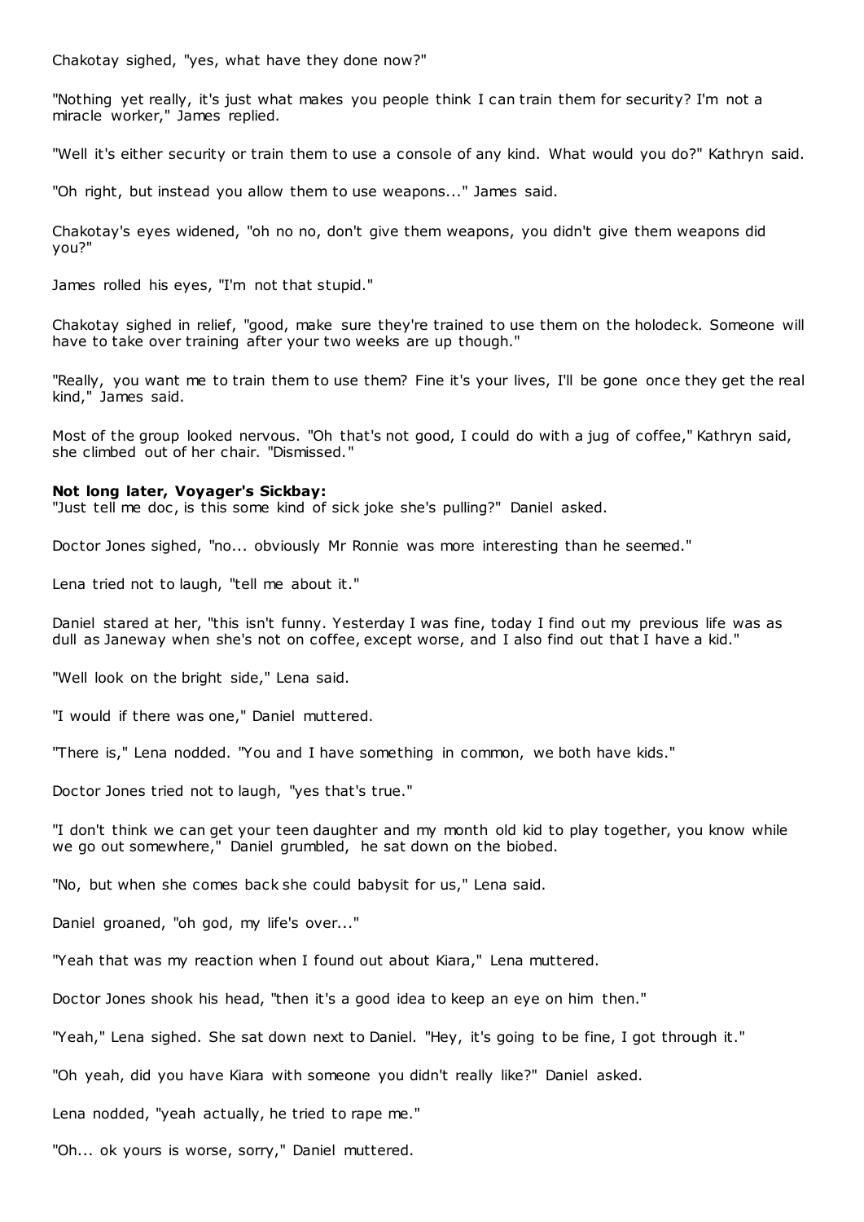Chakotay sighed, "yes, what have they done now?"

"Nothing yet really, it's just what makes you people think I can train them for security? I'm not a miracle worker," James replied.

"Well it's either security or train them to use a console of any kind. What would you do?" Kathryn said.

"Oh right, but instead you allow them to use weapons..." James said.

Chakotay's eyes widened, "oh no no, don't give them weapons, you didn't give them weapons did you?"

James rolled his eyes, "I'm not that stupid."

Chakotay sighed in relief, "good, make sure they're trained to use them on the holodeck. Someone will have to take over training after your two weeks are up though."

"Really, you want me to train them to use them? Fine it's your lives, I'll be gone once they get the real kind," James said.

Most of the group looked nervous. "Oh that's not good, I could do with a jug of coffee," Kathryn said, she climbed out of her chair. "Dismissed."

**Not long later, Voyager's Sickbay:**
"Just tell me doc, is this some kind of sick joke she's pulling?" Daniel asked.

Doctor Jones sighed, "no... obviously Mr Ronnie was more interesting than he seemed."

Lena tried not to laugh, "tell me about it."

Daniel stared at her, "this isn't funny. Yesterday I was fine, today I find out my previous life was as dull as Janeway when she's not on coffee, except worse, and I also find out that I have a kid."

"Well look on the bright side," Lena said.

"I would if there was one," Daniel muttered.

"There is," Lena nodded. "You and I have something in common, we both have kids."

Doctor Jones tried not to laugh, "yes that's true."

"I don't think we can get your teen daughter and my month old kid to play together, you know while we go out somewhere," Daniel grumbled, he sat down on the biobed.

"No, but when she comes back she could babysit for us," Lena said.

Daniel groaned, "oh god, my life's over..."

"Yeah that was my reaction when I found out about Kiara," Lena muttered.

Doctor Jones shook his head, "then it's a good idea to keep an eye on him then."

"Yeah," Lena sighed. She sat down next to Daniel. "Hey, it's going to be fine, I got through it."

"Oh yeah, did you have Kiara with someone you didn't really like?" Daniel asked.

Lena nodded, "yeah actually, he tried to rape me."

"Oh... ok yours is worse, sorry," Daniel muttered.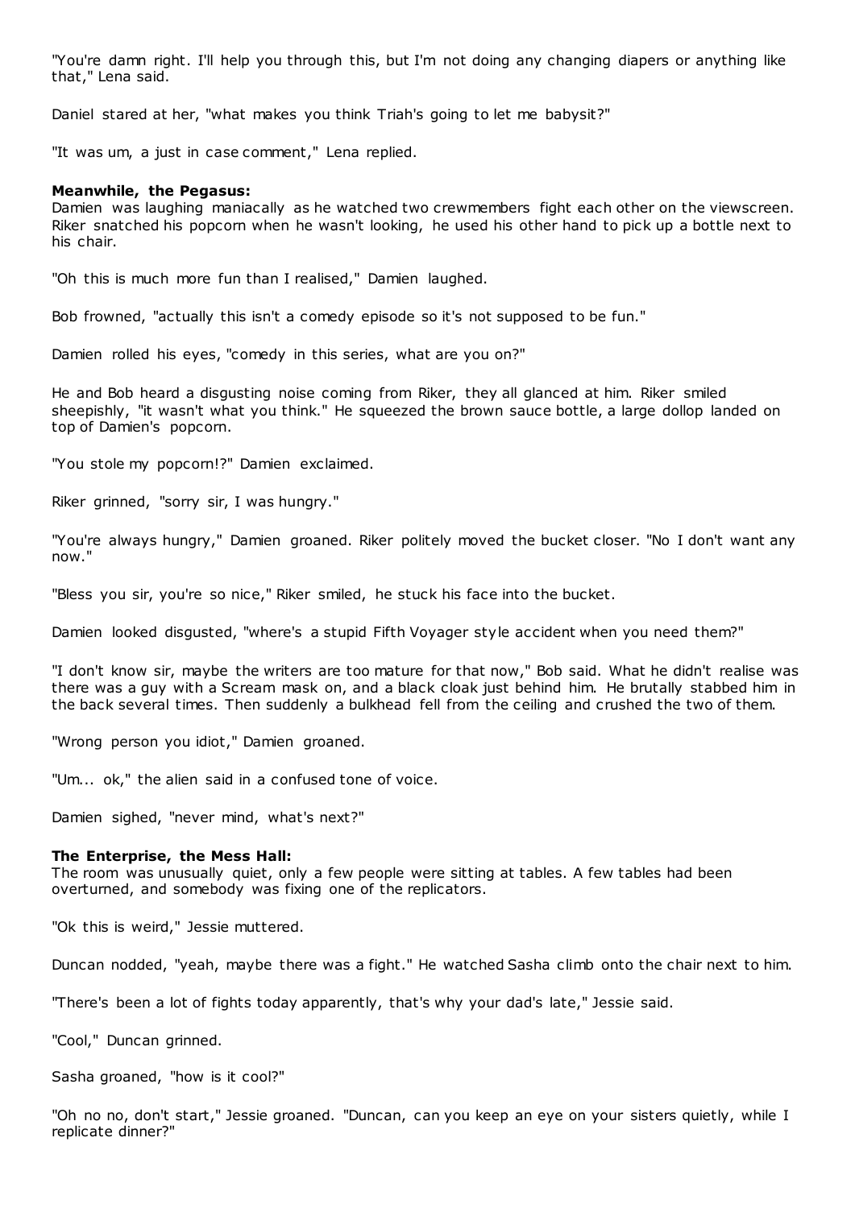"You're damn right. I'll help you through this, but I'm not doing any changing diapers or anything like that," Lena said.

Daniel stared at her, "what makes you think Triah's going to let me babysit?"

"It was um, a just in case comment," Lena replied.

**Meanwhile, the Pegasus:**
Damien was laughing maniacally as he watched two crewmembers fight each other on the viewscreen. Riker snatched his popcorn when he wasn't looking, he used his other hand to pick up a bottle next to his chair.

"Oh this is much more fun than I realised," Damien laughed.

Bob frowned, "actually this isn't a comedy episode so it's not supposed to be fun."

Damien rolled his eyes, "comedy in this series, what are you on?"

He and Bob heard a disgusting noise coming from Riker, they all glanced at him. Riker smiled sheepishly, "it wasn't what you think." He squeezed the brown sauce bottle, a large dollop landed on top of Damien's popcorn.

"You stole my popcorn!?" Damien exclaimed.

Riker grinned, "sorry sir, I was hungry."

"You're always hungry," Damien groaned. Riker politely moved the bucket closer. "No I don't want any now."

"Bless you sir, you're so nice," Riker smiled, he stuck his face into the bucket.

Damien looked disgusted, "where's a stupid Fifth Voyager style accident when you need them?"

"I don't know sir, maybe the writers are too mature for that now," Bob said. What he didn't realise was there was a guy with a Scream mask on, and a black cloak just behind him. He brutally stabbed him in the back several times. Then suddenly a bulkhead fell from the ceiling and crushed the two of them.

"Wrong person you idiot," Damien groaned.

"Um... ok," the alien said in a confused tone of voice.

Damien sighed, "never mind, what's next?"

**The Enterprise, the Mess Hall:**
The room was unusually quiet, only a few people were sitting at tables. A few tables had been overturned, and somebody was fixing one of the replicators.

"Ok this is weird," Jessie muttered.

Duncan nodded, "yeah, maybe there was a fight." He watched Sasha climb onto the chair next to him.

"There's been a lot of fights today apparently, that's why your dad's late," Jessie said.

"Cool," Duncan grinned.

Sasha groaned, "how is it cool?"

"Oh no no, don't start," Jessie groaned. "Duncan, can you keep an eye on your sisters quietly, while I replicate dinner?"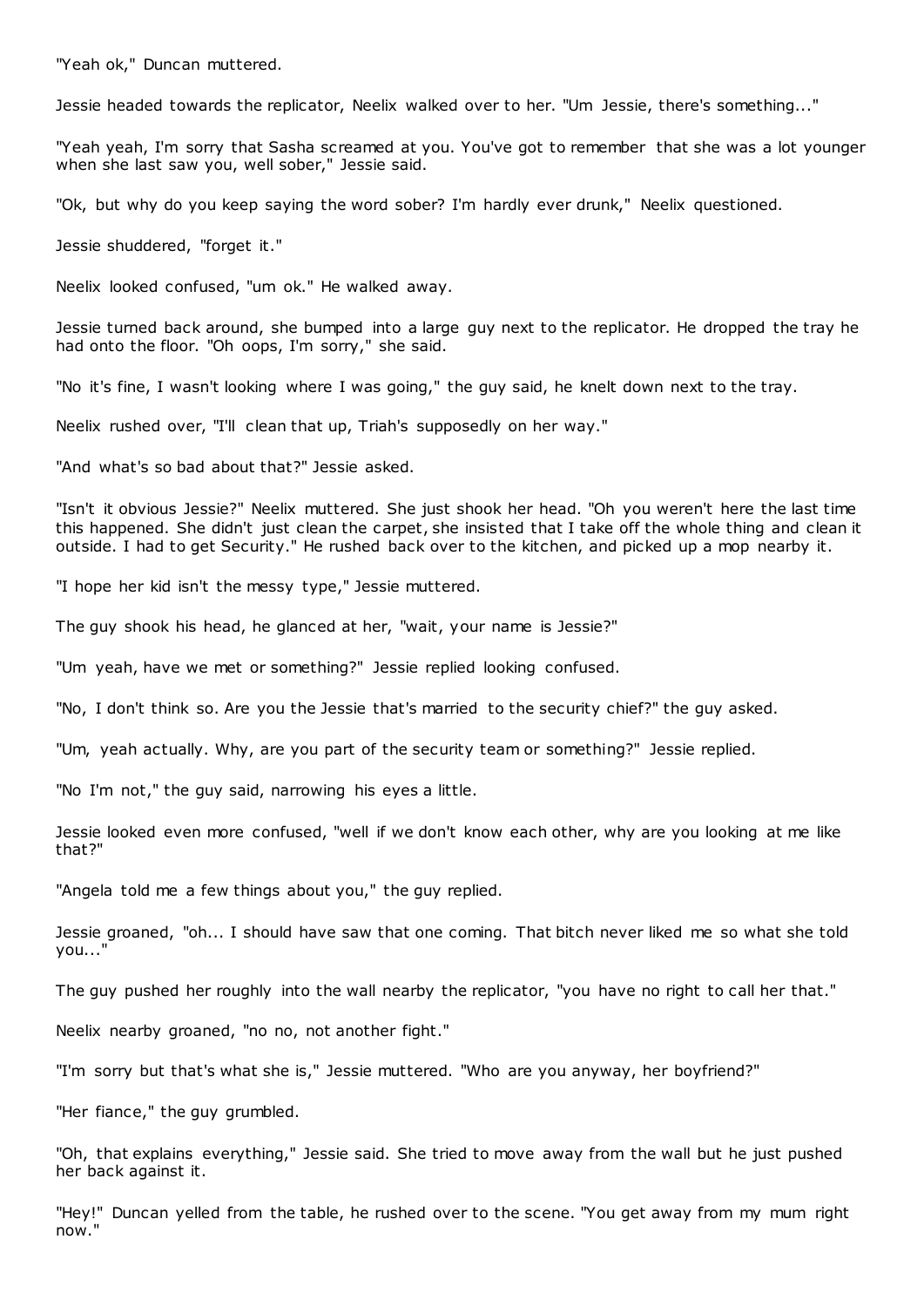"Yeah ok," Duncan muttered.

Jessie headed towards the replicator, Neelix walked over to her. "Um Jessie, there's something..."

"Yeah yeah, I'm sorry that Sasha screamed at you. You've got to remember that she was a lot younger when she last saw you, well sober," Jessie said.

"Ok, but why do you keep saying the word sober? I'm hardly ever drunk," Neelix questioned.

Jessie shuddered, "forget it."

Neelix looked confused, "um ok." He walked away.

Jessie turned back around, she bumped into a large guy next to the replicator. He dropped the tray he had onto the floor. "Oh oops, I'm sorry," she said.

"No it's fine, I wasn't looking where I was going," the guy said, he knelt down next to the tray.

Neelix rushed over, "I'll clean that up, Triah's supposedly on her way."

"And what's so bad about that?" Jessie asked.

"Isn't it obvious Jessie?" Neelix muttered. She just shook her head. "Oh you weren't here the last time this happened. She didn't just clean the carpet, she insisted that I take off the whole thing and clean it outside. I had to get Security." He rushed back over to the kitchen, and picked up a mop nearby it.

"I hope her kid isn't the messy type," Jessie muttered.

The guy shook his head, he glanced at her, "wait, your name is Jessie?"

"Um yeah, have we met or something?" Jessie replied looking confused.

"No, I don't think so. Are you the Jessie that's married to the security chief?" the guy asked.

"Um, yeah actually. Why, are you part of the security team or something?" Jessie replied.

"No I'm not," the guy said, narrowing his eyes a little.

Jessie looked even more confused, "well if we don't know each other, why are you looking at me like that?"

"Angela told me a few things about you," the guy replied.

Jessie groaned, "oh... I should have saw that one coming. That bitch never liked me so what she told you..."

The guy pushed her roughly into the wall nearby the replicator, "you have no right to call her that."

Neelix nearby groaned, "no no, not another fight."

"I'm sorry but that's what she is," Jessie muttered. "Who are you anyway, her boyfriend?"

"Her fiance," the guy grumbled.

"Oh, that explains everything," Jessie said. She tried to move away from the wall but he just pushed her back against it.

"Hey!" Duncan yelled from the table, he rushed over to the scene. "You get away from my mum right now."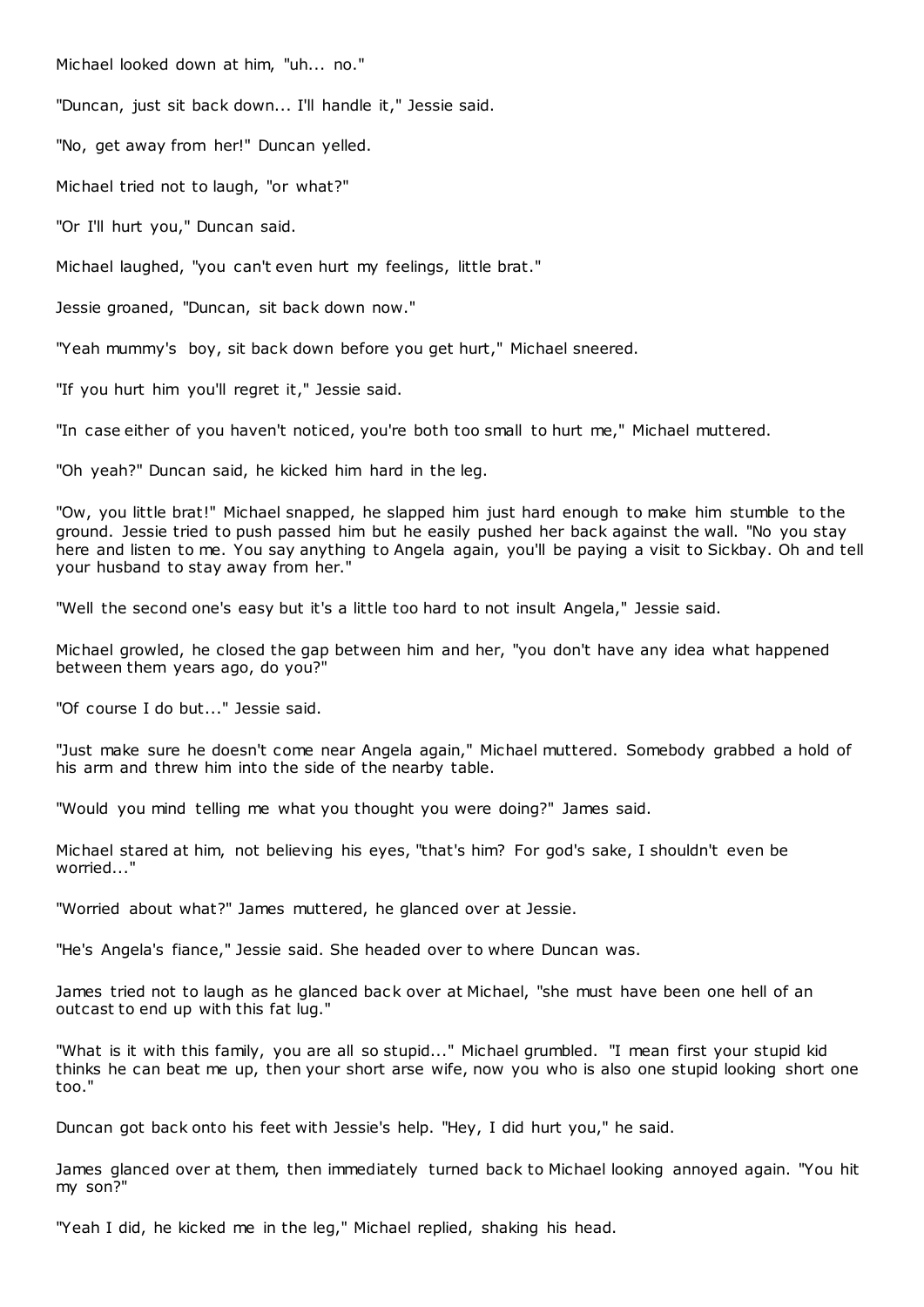Michael looked down at him, "uh... no."

"Duncan, just sit back down... I'll handle it," Jessie said.

"No, get away from her!" Duncan yelled.

Michael tried not to laugh, "or what?"

"Or I'll hurt you," Duncan said.

Michael laughed, "you can't even hurt my feelings, little brat."

Jessie groaned, "Duncan, sit back down now."

"Yeah mummy's boy, sit back down before you get hurt," Michael sneered.

"If you hurt him you'll regret it," Jessie said.

"In case either of you haven't noticed, you're both too small to hurt me," Michael muttered.

"Oh yeah?" Duncan said, he kicked him hard in the leg.

"Ow, you little brat!" Michael snapped, he slapped him just hard enough to make him stumble to the ground. Jessie tried to push passed him but he easily pushed her back against the wall. "No you stay here and listen to me. You say anything to Angela again, you'll be paying a visit to Sickbay. Oh and tell your husband to stay away from her."

"Well the second one's easy but it's a little too hard to not insult Angela," Jessie said.

Michael growled, he closed the gap between him and her, "you don't have any idea what happened between them years ago, do you?"

"Of course I do but..." Jessie said.

"Just make sure he doesn't come near Angela again," Michael muttered. Somebody grabbed a hold of his arm and threw him into the side of the nearby table.

"Would you mind telling me what you thought you were doing?" James said.

Michael stared at him, not believing his eyes, "that's him? For god's sake, I shouldn't even be worried..."

"Worried about what?" James muttered, he glanced over at Jessie.

"He's Angela's fiance," Jessie said. She headed over to where Duncan was.

James tried not to laugh as he glanced back over at Michael, "she must have been one hell of an outcast to end up with this fat lug."

"What is it with this family, you are all so stupid..." Michael grumbled. "I mean first your stupid kid thinks he can beat me up, then your short arse wife, now you who is also one stupid looking short one too."

Duncan got back onto his feet with Jessie's help. "Hey, I did hurt you," he said.

James glanced over at them, then immediately turned back to Michael looking annoyed again. "You hit my son?"

"Yeah I did, he kicked me in the leg," Michael replied, shaking his head.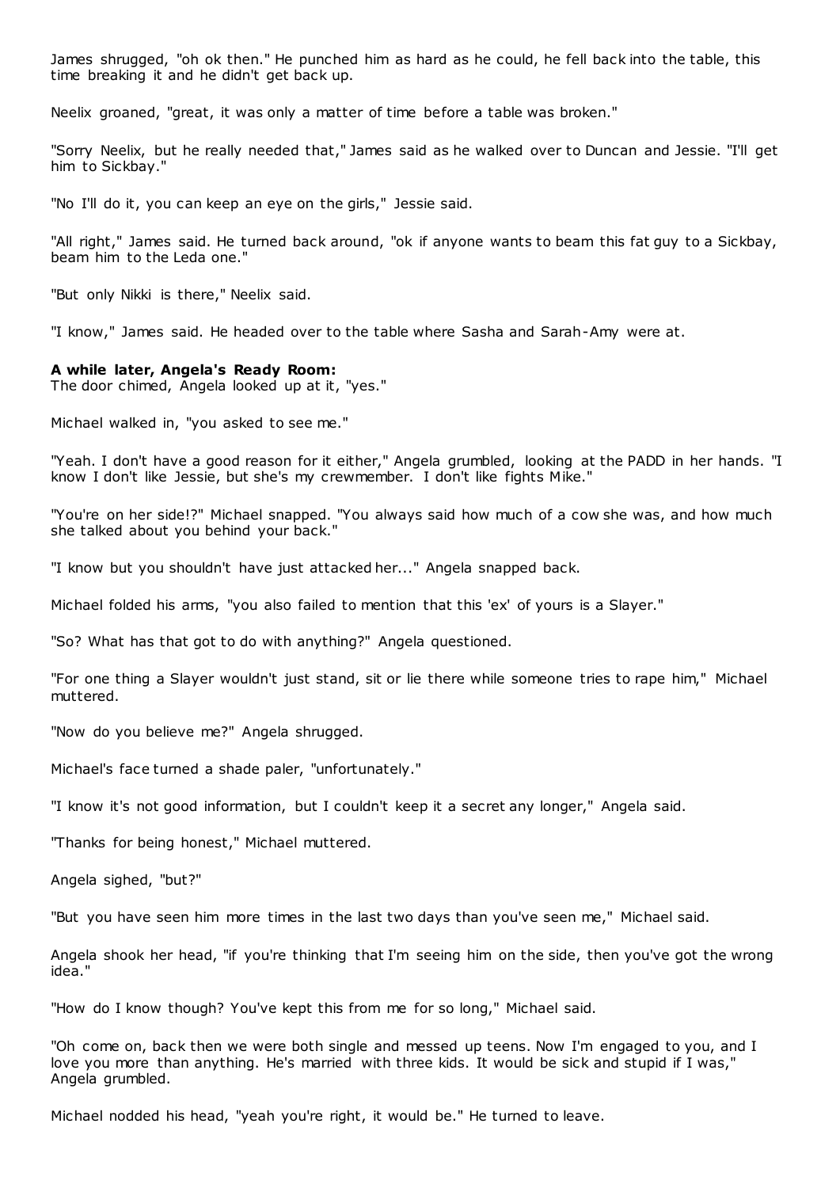James shrugged, "oh ok then." He punched him as hard as he could, he fell back into the table, this time breaking it and he didn't get back up.

Neelix groaned, "great, it was only a matter of time before a table was broken."

"Sorry Neelix, but he really needed that," James said as he walked over to Duncan and Jessie. "I'll get him to Sickbay."

"No I'll do it, you can keep an eye on the girls," Jessie said.

"All right," James said. He turned back around, "ok if anyone wants to beam this fat guy to a Sickbay, beam him to the Leda one."

"But only Nikki is there," Neelix said.

"I know," James said. He headed over to the table where Sasha and Sarah-Amy were at.

**A while later, Angela's Ready Room:**
The door chimed, Angela looked up at it, "yes."

Michael walked in, "you asked to see me."

"Yeah. I don't have a good reason for it either," Angela grumbled, looking at the PADD in her hands. "I know I don't like Jessie, but she's my crewmember. I don't like fights Mike."

"You're on her side!?" Michael snapped. "You always said how much of a cow she was, and how much she talked about you behind your back."

"I know but you shouldn't have just attacked her..." Angela snapped back.

Michael folded his arms, "you also failed to mention that this 'ex' of yours is a Slayer."

"So? What has that got to do with anything?" Angela questioned.

"For one thing a Slayer wouldn't just stand, sit or lie there while someone tries to rape him," Michael muttered.

"Now do you believe me?" Angela shrugged.

Michael's face turned a shade paler, "unfortunately."

"I know it's not good information, but I couldn't keep it a secret any longer," Angela said.

"Thanks for being honest," Michael muttered.

Angela sighed, "but?"

"But you have seen him more times in the last two days than you've seen me," Michael said.

Angela shook her head, "if you're thinking that I'm seeing him on the side, then you've got the wrong idea."

"How do I know though? You've kept this from me for so long," Michael said.

"Oh come on, back then we were both single and messed up teens. Now I'm engaged to you, and I love you more than anything. He's married with three kids. It would be sick and stupid if I was," Angela grumbled.

Michael nodded his head, "yeah you're right, it would be." He turned to leave.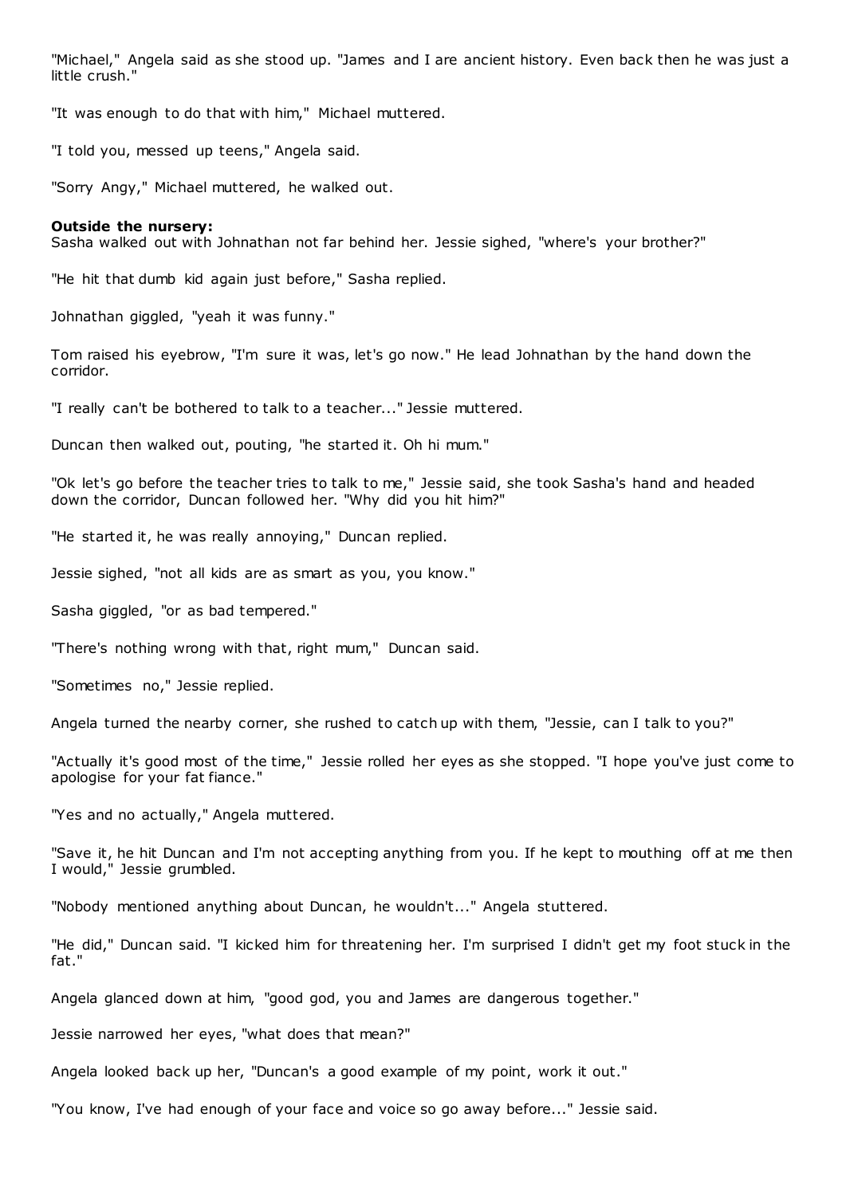"Michael," Angela said as she stood up. "James and I are ancient history. Even back then he was just a little crush."

"It was enough to do that with him," Michael muttered.

"I told you, messed up teens," Angela said.

"Sorry Angy," Michael muttered, he walked out.

**Outside the nursery:**
Sasha walked out with Johnathan not far behind her. Jessie sighed, "where's your brother?"

"He hit that dumb kid again just before," Sasha replied.

Johnathan giggled, "yeah it was funny."

Tom raised his eyebrow, "I'm sure it was, let's go now." He lead Johnathan by the hand down the corridor.

"I really can't be bothered to talk to a teacher..." Jessie muttered.

Duncan then walked out, pouting, "he started it. Oh hi mum."

"Ok let's go before the teacher tries to talk to me," Jessie said, she took Sasha's hand and headed down the corridor, Duncan followed her. "Why did you hit him?"

"He started it, he was really annoying," Duncan replied.

Jessie sighed, "not all kids are as smart as you, you know."

Sasha giggled, "or as bad tempered."

"There's nothing wrong with that, right mum," Duncan said.

"Sometimes no," Jessie replied.

Angela turned the nearby corner, she rushed to catch up with them, "Jessie, can I talk to you?"

"Actually it's good most of the time," Jessie rolled her eyes as she stopped. "I hope you've just come to apologise for your fat fiance."

"Yes and no actually," Angela muttered.

"Save it, he hit Duncan and I'm not accepting anything from you. If he kept to mouthing off at me then I would," Jessie grumbled.

"Nobody mentioned anything about Duncan, he wouldn't..." Angela stuttered.

"He did," Duncan said. "I kicked him for threatening her. I'm surprised I didn't get my foot stuck in the fat."

Angela glanced down at him, "good god, you and James are dangerous together."

Jessie narrowed her eyes, "what does that mean?"

Angela looked back up her, "Duncan's a good example of my point, work it out."

"You know, I've had enough of your face and voice so go away before..." Jessie said.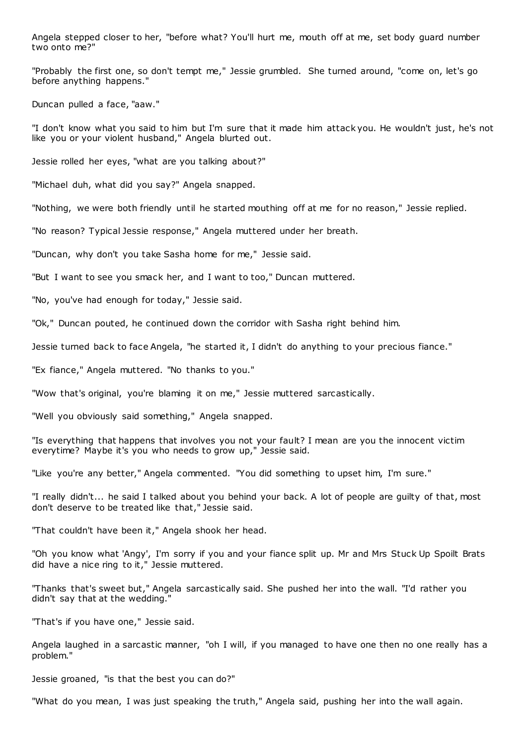Angela stepped closer to her, "before what? You'll hurt me, mouth off at me, set body guard number two onto me?"

"Probably the first one, so don't tempt me," Jessie grumbled. She turned around, "come on, let's go before anything happens."

Duncan pulled a face, "aaw."

"I don't know what you said to him but I'm sure that it made him attack you. He wouldn't just, he's not like you or your violent husband," Angela blurted out.

Jessie rolled her eyes, "what are you talking about?"

"Michael duh, what did you say?" Angela snapped.

"Nothing, we were both friendly until he started mouthing off at me for no reason," Jessie replied.

"No reason? Typical Jessie response," Angela muttered under her breath.

"Duncan, why don't you take Sasha home for me," Jessie said.

"But I want to see you smack her, and I want to too," Duncan muttered.

"No, you've had enough for today," Jessie said.

"Ok," Duncan pouted, he continued down the corridor with Sasha right behind him.

Jessie turned back to face Angela, "he started it, I didn't do anything to your precious fiance."

"Ex fiance," Angela muttered. "No thanks to you."

"Wow that's original, you're blaming it on me," Jessie muttered sarcastically.

"Well you obviously said something," Angela snapped.

"Is everything that happens that involves you not your fault? I mean are you the innocent victim everytime? Maybe it's you who needs to grow up," Jessie said.

"Like you're any better," Angela commented. "You did something to upset him, I'm sure."

"I really didn't... he said I talked about you behind your back. A lot of people are guilty of that, most don't deserve to be treated like that," Jessie said.

"That couldn't have been it," Angela shook her head.

"Oh you know what 'Angy', I'm sorry if you and your fiance split up. Mr and Mrs Stuck Up Spoilt Brats did have a nice ring to it," Jessie muttered.

"Thanks that's sweet but," Angela sarcastically said. She pushed her into the wall. "I'd rather you didn't say that at the wedding."

"That's if you have one," Jessie said.

Angela laughed in a sarcastic manner, "oh I will, if you managed to have one then no one really has a problem."

Jessie groaned, "is that the best you can do?"

"What do you mean, I was just speaking the truth," Angela said, pushing her into the wall again.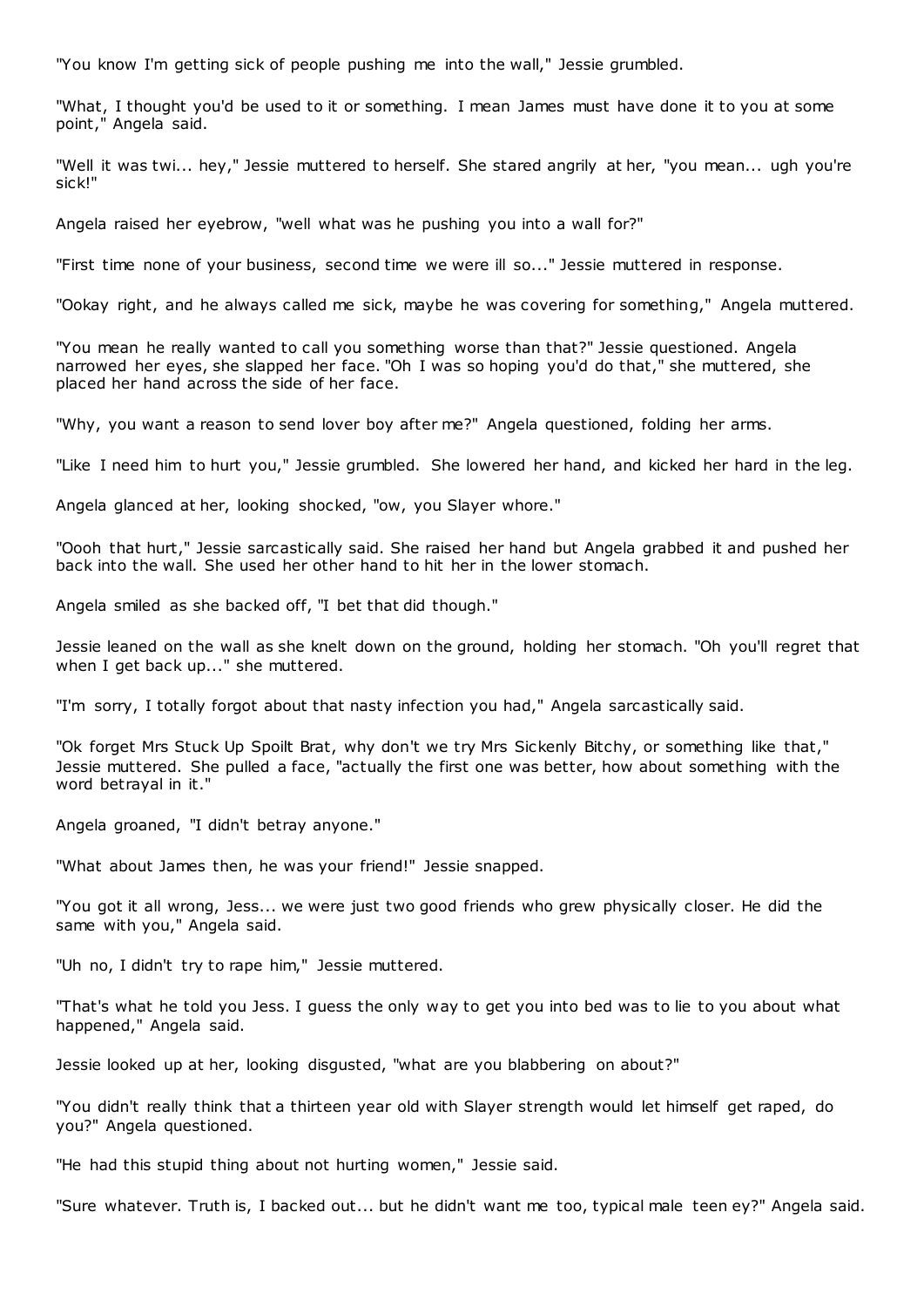"You know I'm getting sick of people pushing me into the wall," Jessie grumbled.

"What, I thought you'd be used to it or something. I mean James must have done it to you at some point," Angela said.

"Well it was twi... hey," Jessie muttered to herself. She stared angrily at her, "you mean... ugh you're sick!"

Angela raised her eyebrow, "well what was he pushing you into a wall for?"

"First time none of your business, second time we were ill so..." Jessie muttered in response.

"Ookay right, and he always called me sick, maybe he was covering for something," Angela muttered.

"You mean he really wanted to call you something worse than that?" Jessie questioned. Angela narrowed her eyes, she slapped her face. "Oh I was so hoping you'd do that," she muttered, she placed her hand across the side of her face.

"Why, you want a reason to send lover boy after me?" Angela questioned, folding her arms.

"Like I need him to hurt you," Jessie grumbled. She lowered her hand, and kicked her hard in the leg.

Angela glanced at her, looking shocked, "ow, you Slayer whore."

"Oooh that hurt," Jessie sarcastically said. She raised her hand but Angela grabbed it and pushed her back into the wall. She used her other hand to hit her in the lower stomach.

Angela smiled as she backed off, "I bet that did though."

Jessie leaned on the wall as she knelt down on the ground, holding her stomach. "Oh you'll regret that when I get back up..." she muttered.

"I'm sorry, I totally forgot about that nasty infection you had," Angela sarcastically said.

"Ok forget Mrs Stuck Up Spoilt Brat, why don't we try Mrs Sickenly Bitchy, or something like that," Jessie muttered. She pulled a face, "actually the first one was better, how about something with the word betrayal in it."

Angela groaned, "I didn't betray anyone."

"What about James then, he was your friend!" Jessie snapped.

"You got it all wrong, Jess... we were just two good friends who grew physically closer. He did the same with you," Angela said.

"Uh no, I didn't try to rape him," Jessie muttered.

"That's what he told you Jess. I guess the only way to get you into bed was to lie to you about what happened," Angela said.

Jessie looked up at her, looking disgusted, "what are you blabbering on about?"

"You didn't really think that a thirteen year old with Slayer strength would let himself get raped, do you?" Angela questioned.

"He had this stupid thing about not hurting women," Jessie said.

"Sure whatever. Truth is, I backed out... but he didn't want me too, typical male teen ey?" Angela said.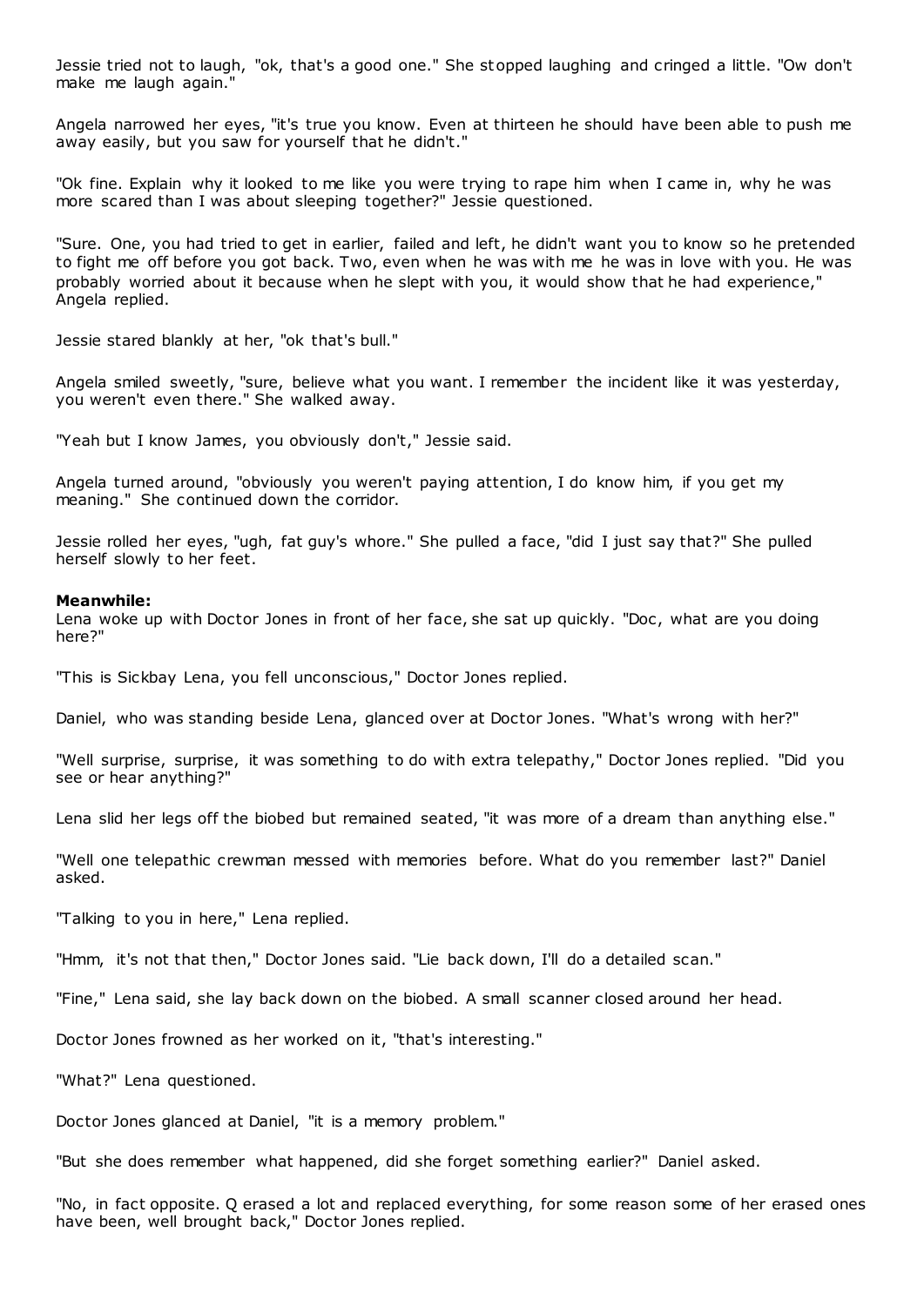Jessie tried not to laugh, "ok, that's a good one." She stopped laughing and cringed a little. "Ow don't make me laugh again."

Angela narrowed her eyes, "it's true you know. Even at thirteen he should have been able to push me away easily, but you saw for yourself that he didn't."

"Ok fine. Explain why it looked to me like you were trying to rape him when I came in, why he was more scared than I was about sleeping together?" Jessie questioned.

"Sure. One, you had tried to get in earlier, failed and left, he didn't want you to know so he pretended to fight me off before you got back. Two, even when he was with me he was in love with you. He was probably worried about it because when he slept with you, it would show that he had experience," Angela replied.

Jessie stared blankly at her, "ok that's bull."

Angela smiled sweetly, "sure, believe what you want. I remember the incident like it was yesterday, you weren't even there." She walked away.

"Yeah but I know James, you obviously don't," Jessie said.

Angela turned around, "obviously you weren't paying attention, I do know him, if you get my meaning." She continued down the corridor.

Jessie rolled her eyes, "ugh, fat guy's whore." She pulled a face, "did I just say that?" She pulled herself slowly to her feet.

**Meanwhile:**
Lena woke up with Doctor Jones in front of her face, she sat up quickly. "Doc, what are you doing here?"

"This is Sickbay Lena, you fell unconscious," Doctor Jones replied.

Daniel, who was standing beside Lena, glanced over at Doctor Jones. "What's wrong with her?"

"Well surprise, surprise, it was something to do with extra telepathy," Doctor Jones replied. "Did you see or hear anything?"

Lena slid her legs off the biobed but remained seated, "it was more of a dream than anything else."

"Well one telepathic crewman messed with memories before. What do you remember last?" Daniel asked.

"Talking to you in here," Lena replied.

"Hmm, it's not that then," Doctor Jones said. "Lie back down, I'll do a detailed scan."

"Fine," Lena said, she lay back down on the biobed. A small scanner closed around her head.

Doctor Jones frowned as her worked on it, "that's interesting."

"What?" Lena questioned.

Doctor Jones glanced at Daniel, "it is a memory problem."

"But she does remember what happened, did she forget something earlier?" Daniel asked.

"No, in fact opposite. Q erased a lot and replaced everything, for some reason some of her erased ones have been, well brought back," Doctor Jones replied.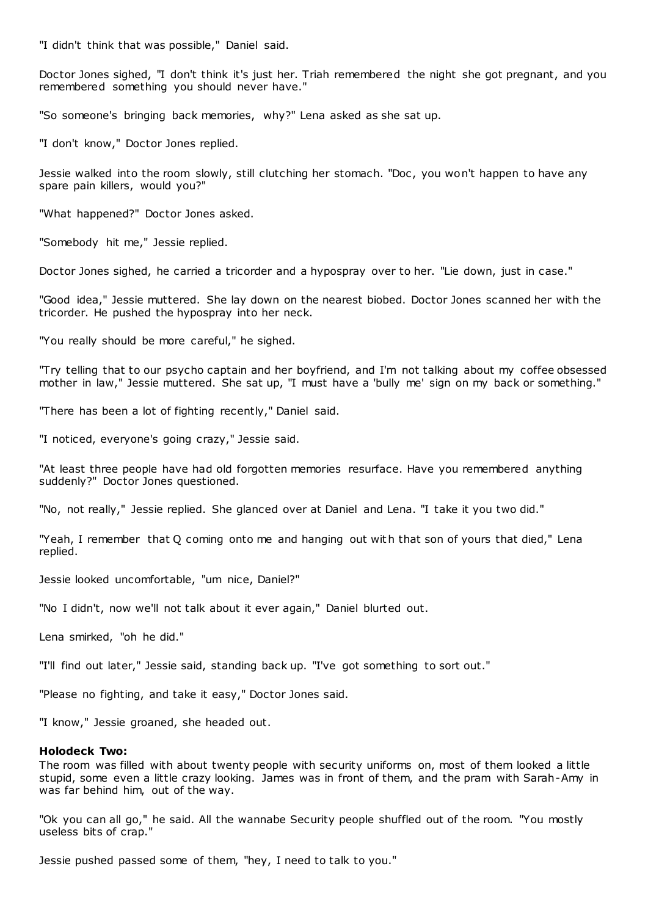"I didn't think that was possible," Daniel said.

Doctor Jones sighed, "I don't think it's just her. Triah remembered the night she got pregnant, and you remembered something you should never have."

"So someone's bringing back memories, why?" Lena asked as she sat up.

"I don't know," Doctor Jones replied.

Jessie walked into the room slowly, still clutching her stomach. "Doc, you won't happen to have any spare pain killers, would you?"

"What happened?" Doctor Jones asked.

"Somebody hit me," Jessie replied.

Doctor Jones sighed, he carried a tricorder and a hypospray over to her. "Lie down, just in case."

"Good idea," Jessie muttered. She lay down on the nearest biobed. Doctor Jones scanned her with the tricorder. He pushed the hypospray into her neck.

"You really should be more careful," he sighed.

"Try telling that to our psycho captain and her boyfriend, and I'm not talking about my coffee obsessed mother in law," Jessie muttered. She sat up, "I must have a 'bully me' sign on my back or something."

"There has been a lot of fighting recently," Daniel said.

"I noticed, everyone's going crazy," Jessie said.

"At least three people have had old forgotten memories resurface. Have you remembered anything suddenly?" Doctor Jones questioned.

"No, not really," Jessie replied. She glanced over at Daniel and Lena. "I take it you two did."

"Yeah, I remember that Q coming onto me and hanging out with that son of yours that died," Lena replied.

Jessie looked uncomfortable, "um nice, Daniel?"

"No I didn't, now we'll not talk about it ever again," Daniel blurted out.

Lena smirked, "oh he did."

"I'll find out later," Jessie said, standing back up. "I've got something to sort out."

"Please no fighting, and take it easy," Doctor Jones said.

"I know," Jessie groaned, she headed out.

**Holodeck Two:**
The room was filled with about twenty people with security uniforms on, most of them looked a little stupid, some even a little crazy looking. James was in front of them, and the pram with Sarah-Amy in was far behind him, out of the way.

"Ok you can all go," he said. All the wannabe Security people shuffled out of the room. "You mostly useless bits of crap."

Jessie pushed passed some of them, "hey, I need to talk to you."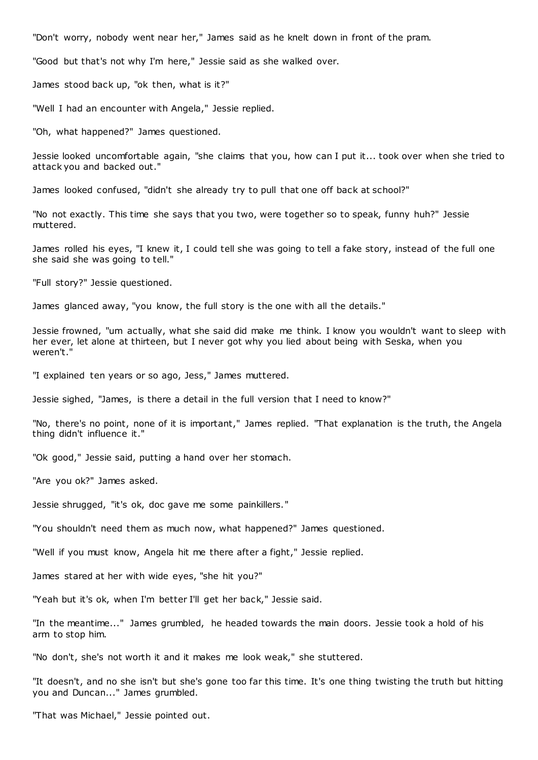"Don't worry, nobody went near her," James said as he knelt down in front of the pram.

"Good but that's not why I'm here," Jessie said as she walked over.

James stood back up, "ok then, what is it?"

"Well I had an encounter with Angela," Jessie replied.

"Oh, what happened?" James questioned.

Jessie looked uncomfortable again, "she claims that you, how can I put it... took over when she tried to attack you and backed out."

James looked confused, "didn't she already try to pull that one off back at school?"

"No not exactly. This time she says that you two, were together so to speak, funny huh?" Jessie muttered.

James rolled his eyes, "I knew it, I could tell she was going to tell a fake story, instead of the full one she said she was going to tell."

"Full story?" Jessie questioned.

James glanced away, "you know, the full story is the one with all the details."

Jessie frowned, "um actually, what she said did make me think. I know you wouldn't want to sleep with her ever, let alone at thirteen, but I never got why you lied about being with Seska, when you weren't."

"I explained ten years or so ago, Jess," James muttered.

Jessie sighed, "James, is there a detail in the full version that I need to know?"

"No, there's no point, none of it is important," James replied. "That explanation is the truth, the Angela thing didn't influence it."

"Ok good," Jessie said, putting a hand over her stomach.

"Are you ok?" James asked.

Jessie shrugged, "it's ok, doc gave me some painkillers."

"You shouldn't need them as much now, what happened?" James questioned.

"Well if you must know, Angela hit me there after a fight," Jessie replied.

James stared at her with wide eyes, "she hit you?"

"Yeah but it's ok, when I'm better I'll get her back," Jessie said.

"In the meantime..." James grumbled, he headed towards the main doors. Jessie took a hold of his arm to stop him.

"No don't, she's not worth it and it makes me look weak," she stuttered.

"It doesn't, and no she isn't but she's gone too far this time. It's one thing twisting the truth but hitting you and Duncan..." James grumbled.

"That was Michael," Jessie pointed out.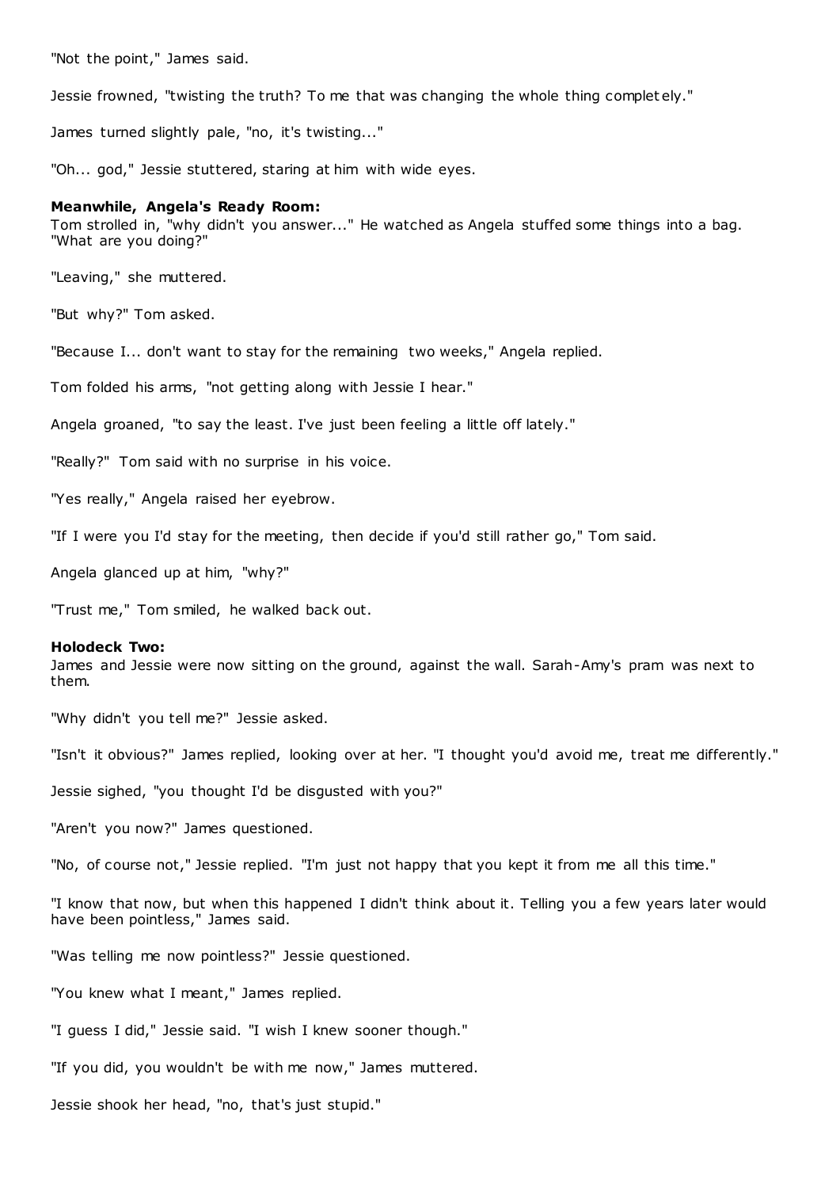"Not the point," James said.

Jessie frowned, "twisting the truth? To me that was changing the whole thing completely."

James turned slightly pale, "no, it's twisting..."

"Oh... god," Jessie stuttered, staring at him with wide eyes.

**Meanwhile, Angela's Ready Room:**
Tom strolled in, "why didn't you answer..." He watched as Angela stuffed some things into a bag. "What are you doing?"

"Leaving," she muttered.

"But why?" Tom asked.

"Because I... don't want to stay for the remaining two weeks," Angela replied.

Tom folded his arms, "not getting along with Jessie I hear."

Angela groaned, "to say the least. I've just been feeling a little off lately."

"Really?" Tom said with no surprise in his voice.

"Yes really," Angela raised her eyebrow.

"If I were you I'd stay for the meeting, then decide if you'd still rather go," Tom said.

Angela glanced up at him, "why?"

"Trust me," Tom smiled, he walked back out.

**Holodeck Two:**
James and Jessie were now sitting on the ground, against the wall. Sarah-Amy's pram was next to them.

"Why didn't you tell me?" Jessie asked.

"Isn't it obvious?" James replied, looking over at her. "I thought you'd avoid me, treat me differently."

Jessie sighed, "you thought I'd be disgusted with you?"

"Aren't you now?" James questioned.

"No, of course not," Jessie replied. "I'm just not happy that you kept it from me all this time."

"I know that now, but when this happened I didn't think about it. Telling you a few years later would have been pointless," James said.

"Was telling me now pointless?" Jessie questioned.

"You knew what I meant," James replied.

"I guess I did," Jessie said. "I wish I knew sooner though."

"If you did, you wouldn't be with me now," James muttered.

Jessie shook her head, "no, that's just stupid."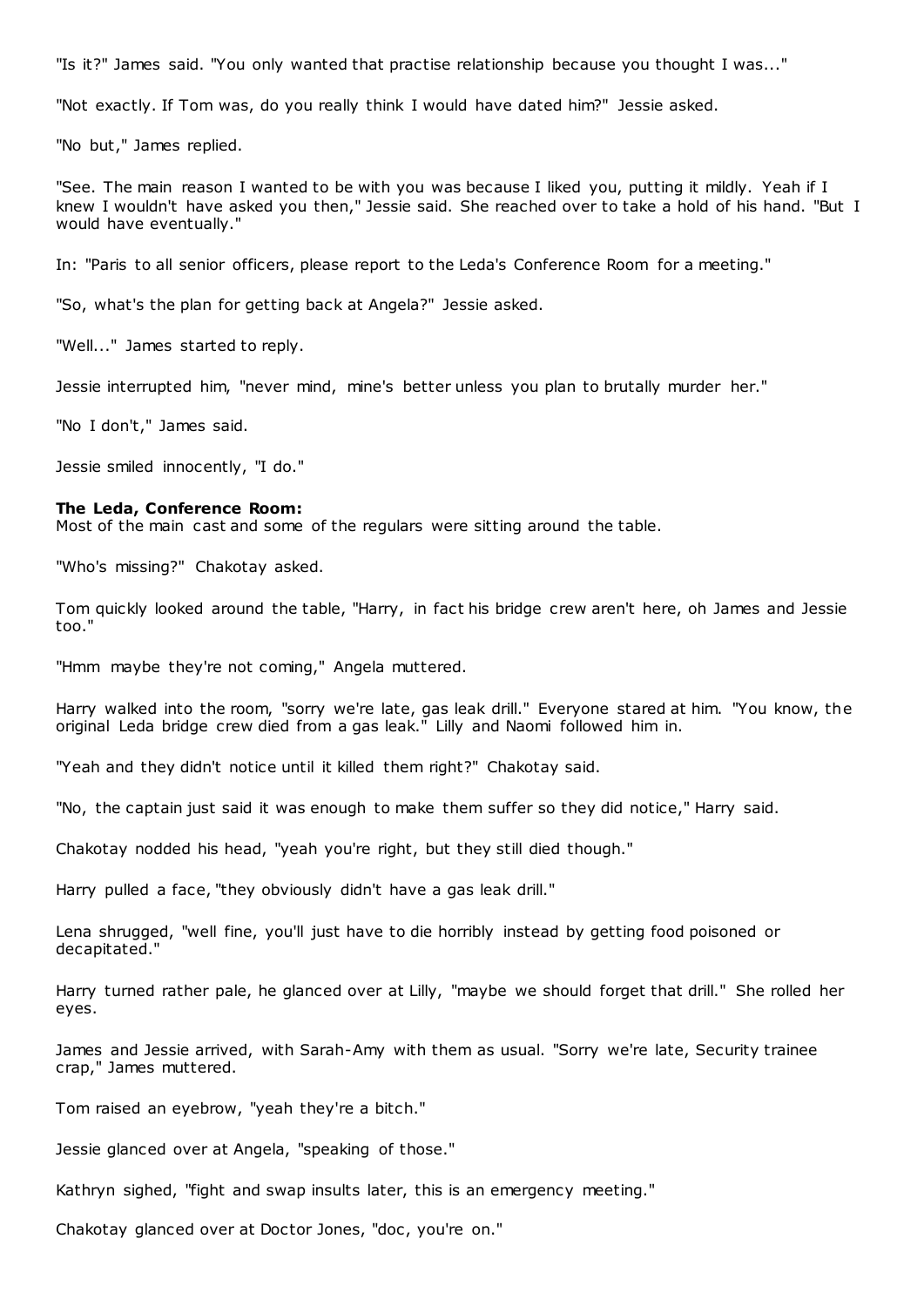"Is it?" James said. "You only wanted that practise relationship because you thought I was..."

"Not exactly. If Tom was, do you really think I would have dated him?" Jessie asked.

"No but," James replied.

"See. The main reason I wanted to be with you was because I liked you, putting it mildly. Yeah if I knew I wouldn't have asked you then," Jessie said. She reached over to take a hold of his hand. "But I would have eventually."

In: "Paris to all senior officers, please report to the Leda's Conference Room for a meeting."

"So, what's the plan for getting back at Angela?" Jessie asked.

"Well..." James started to reply.

Jessie interrupted him, "never mind, mine's better unless you plan to brutally murder her."

"No I don't," James said.

Jessie smiled innocently, "I do."

**The Leda, Conference Room:**
Most of the main cast and some of the regulars were sitting around the table.

"Who's missing?" Chakotay asked.

Tom quickly looked around the table, "Harry, in fact his bridge crew aren't here, oh James and Jessie too."

"Hmm maybe they're not coming," Angela muttered.

Harry walked into the room, "sorry we're late, gas leak drill." Everyone stared at him. "You know, the original Leda bridge crew died from a gas leak." Lilly and Naomi followed him in.

"Yeah and they didn't notice until it killed them right?" Chakotay said.

"No, the captain just said it was enough to make them suffer so they did notice," Harry said.

Chakotay nodded his head, "yeah you're right, but they still died though."

Harry pulled a face, "they obviously didn't have a gas leak drill."

Lena shrugged, "well fine, you'll just have to die horribly instead by getting food poisoned or decapitated."

Harry turned rather pale, he glanced over at Lilly, "maybe we should forget that drill." She rolled her eyes.

James and Jessie arrived, with Sarah-Amy with them as usual. "Sorry we're late, Security trainee crap," James muttered.

Tom raised an eyebrow, "yeah they're a bitch."

Jessie glanced over at Angela, "speaking of those."

Kathryn sighed, "fight and swap insults later, this is an emergency meeting."

Chakotay glanced over at Doctor Jones, "doc, you're on."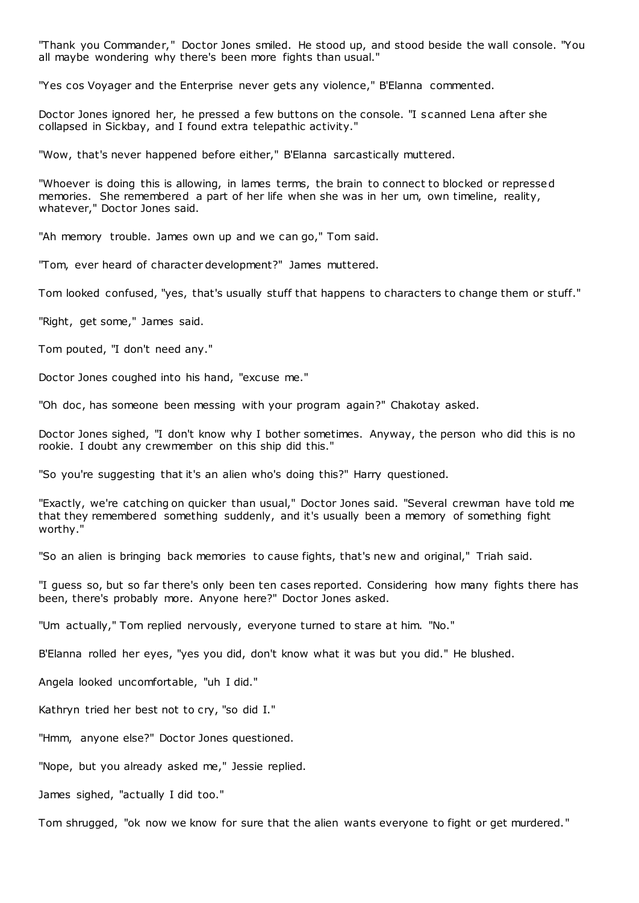"Thank you Commander," Doctor Jones smiled. He stood up, and stood beside the wall console. "You all maybe wondering why there's been more fights than usual."

"Yes cos Voyager and the Enterprise never gets any violence," B'Elanna commented.

Doctor Jones ignored her, he pressed a few buttons on the console. "I scanned Lena after she collapsed in Sickbay, and I found extra telepathic activity."

"Wow, that's never happened before either," B'Elanna sarcastically muttered.

"Whoever is doing this is allowing, in lames terms, the brain to connect to blocked or repressed memories. She remembered a part of her life when she was in her um, own timeline, reality, whatever," Doctor Jones said.

"Ah memory trouble. James own up and we can go," Tom said.

"Tom, ever heard of character development?" James muttered.

Tom looked confused, "yes, that's usually stuff that happens to characters to change them or stuff."

"Right, get some," James said.

Tom pouted, "I don't need any."

Doctor Jones coughed into his hand, "excuse me."

"Oh doc, has someone been messing with your program again?" Chakotay asked.

Doctor Jones sighed, "I don't know why I bother sometimes. Anyway, the person who did this is no rookie. I doubt any crewmember on this ship did this."

"So you're suggesting that it's an alien who's doing this?" Harry questioned.

"Exactly, we're catching on quicker than usual," Doctor Jones said. "Several crewman have told me that they remembered something suddenly, and it's usually been a memory of something fight worthy."

"So an alien is bringing back memories to cause fights, that's new and original," Triah said.

"I guess so, but so far there's only been ten cases reported. Considering how many fights there has been, there's probably more. Anyone here?" Doctor Jones asked.

"Um actually," Tom replied nervously, everyone turned to stare at him. "No."

B'Elanna rolled her eyes, "yes you did, don't know what it was but you did." He blushed.

Angela looked uncomfortable, "uh I did."

Kathryn tried her best not to cry, "so did I."

"Hmm, anyone else?" Doctor Jones questioned.

"Nope, but you already asked me," Jessie replied.

James sighed, "actually I did too."

Tom shrugged, "ok now we know for sure that the alien wants everyone to fight or get murdered."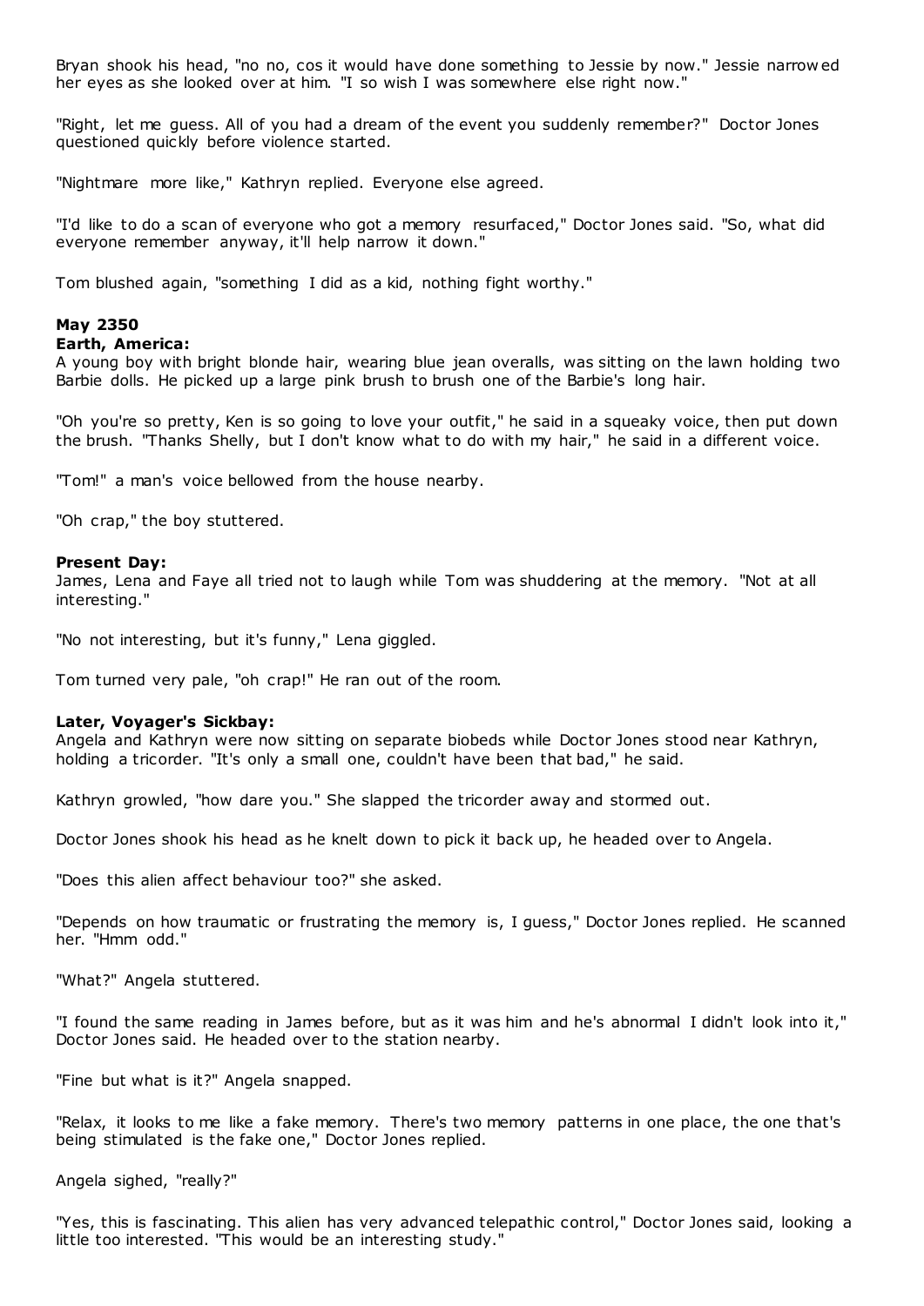Bryan shook his head, "no no, cos it would have done something to Jessie by now." Jessie narrowed her eyes as she looked over at him. "I so wish I was somewhere else right now."

"Right, let me guess. All of you had a dream of the event you suddenly remember?" Doctor Jones questioned quickly before violence started.

"Nightmare more like," Kathryn replied. Everyone else agreed.

"I'd like to do a scan of everyone who got a memory resurfaced," Doctor Jones said. "So, what did everyone remember anyway, it'll help narrow it down."

Tom blushed again, "something I did as a kid, nothing fight worthy."

**May 2350**
**Earth, America:**
A young boy with bright blonde hair, wearing blue jean overalls, was sitting on the lawn holding two Barbie dolls. He picked up a large pink brush to brush one of the Barbie's long hair.

"Oh you're so pretty, Ken is so going to love your outfit," he said in a squeaky voice, then put down the brush. "Thanks Shelly, but I don't know what to do with my hair," he said in a different voice.

"Tom!" a man's voice bellowed from the house nearby.

"Oh crap," the boy stuttered.

**Present Day:**
James, Lena and Faye all tried not to laugh while Tom was shuddering at the memory. "Not at all interesting."

"No not interesting, but it's funny," Lena giggled.

Tom turned very pale, "oh crap!" He ran out of the room.

**Later, Voyager's Sickbay:**
Angela and Kathryn were now sitting on separate biobeds while Doctor Jones stood near Kathryn, holding a tricorder. "It's only a small one, couldn't have been that bad," he said.

Kathryn growled, "how dare you." She slapped the tricorder away and stormed out.

Doctor Jones shook his head as he knelt down to pick it back up, he headed over to Angela.

"Does this alien affect behaviour too?" she asked.

"Depends on how traumatic or frustrating the memory is, I guess," Doctor Jones replied. He scanned her. "Hmm odd."

"What?" Angela stuttered.

"I found the same reading in James before, but as it was him and he's abnormal I didn't look into it," Doctor Jones said. He headed over to the station nearby.

"Fine but what is it?" Angela snapped.

"Relax, it looks to me like a fake memory. There's two memory patterns in one place, the one that's being stimulated is the fake one," Doctor Jones replied.

Angela sighed, "really?"

"Yes, this is fascinating. This alien has very advanced telepathic control," Doctor Jones said, looking a little too interested. "This would be an interesting study."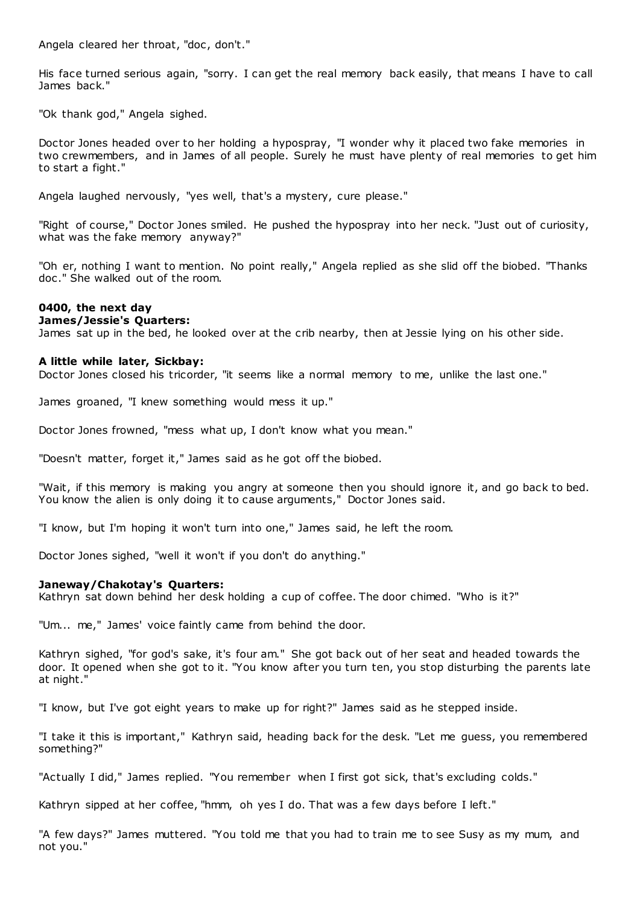Angela cleared her throat, "doc, don't."

His face turned serious again, "sorry. I can get the real memory back easily, that means I have to call James back."

"Ok thank god," Angela sighed.

Doctor Jones headed over to her holding a hypospray, "I wonder why it placed two fake memories in two crewmembers, and in James of all people. Surely he must have plenty of real memories to get him to start a fight."

Angela laughed nervously, "yes well, that's a mystery, cure please."

"Right of course," Doctor Jones smiled. He pushed the hypospray into her neck. "Just out of curiosity, what was the fake memory anyway?"

"Oh er, nothing I want to mention. No point really," Angela replied as she slid off the biobed. "Thanks doc." She walked out of the room.

**0400, the next day**
**James/Jessie's Quarters:**
James sat up in the bed, he looked over at the crib nearby, then at Jessie lying on his other side.

**A little while later, Sickbay:**
Doctor Jones closed his tricorder, "it seems like a normal memory to me, unlike the last one."

James groaned, "I knew something would mess it up."

Doctor Jones frowned, "mess what up, I don't know what you mean."

"Doesn't matter, forget it," James said as he got off the biobed.

"Wait, if this memory is making you angry at someone then you should ignore it, and go back to bed. You know the alien is only doing it to cause arguments," Doctor Jones said.

"I know, but I'm hoping it won't turn into one," James said, he left the room.

Doctor Jones sighed, "well it won't if you don't do anything."

**Janeway/Chakotay's Quarters:**
Kathryn sat down behind her desk holding a cup of coffee. The door chimed. "Who is it?"

"Um... me," James' voice faintly came from behind the door.

Kathryn sighed, "for god's sake, it's four am." She got back out of her seat and headed towards the door. It opened when she got to it. "You know after you turn ten, you stop disturbing the parents late at night."

"I know, but I've got eight years to make up for right?" James said as he stepped inside.

"I take it this is important," Kathryn said, heading back for the desk. "Let me guess, you remembered something?"

"Actually I did," James replied. "You remember when I first got sick, that's excluding colds."

Kathryn sipped at her coffee, "hmm, oh yes I do. That was a few days before I left."

"A few days?" James muttered. "You told me that you had to train me to see Susy as my mum, and not you."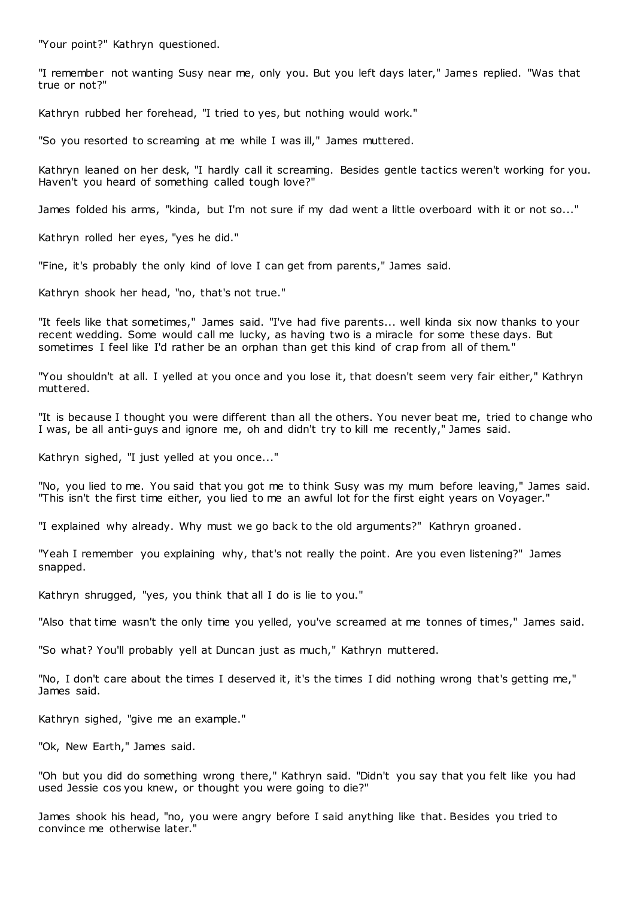"Your point?" Kathryn questioned.

"I remember not wanting Susy near me, only you. But you left days later," James replied. "Was that true or not?"

Kathryn rubbed her forehead, "I tried to yes, but nothing would work."

"So you resorted to screaming at me while I was ill," James muttered.

Kathryn leaned on her desk, "I hardly call it screaming. Besides gentle tactics weren't working for you. Haven't you heard of something called tough love?"

James folded his arms, "kinda, but I'm not sure if my dad went a little overboard with it or not so..."

Kathryn rolled her eyes, "yes he did."

"Fine, it's probably the only kind of love I can get from parents," James said.

Kathryn shook her head, "no, that's not true."

"It feels like that sometimes," James said. "I've had five parents... well kinda six now thanks to your recent wedding. Some would call me lucky, as having two is a miracle for some these days. But sometimes I feel like I'd rather be an orphan than get this kind of crap from all of them."

"You shouldn't at all. I yelled at you once and you lose it, that doesn't seem very fair either," Kathryn muttered.

"It is because I thought you were different than all the others. You never beat me, tried to change who I was, be all anti-guys and ignore me, oh and didn't try to kill me recently," James said.

Kathryn sighed, "I just yelled at you once..."

"No, you lied to me. You said that you got me to think Susy was my mum before leaving," James said. "This isn't the first time either, you lied to me an awful lot for the first eight years on Voyager."

"I explained why already. Why must we go back to the old arguments?" Kathryn groaned.

"Yeah I remember you explaining why, that's not really the point. Are you even listening?" James snapped.

Kathryn shrugged, "yes, you think that all I do is lie to you."

"Also that time wasn't the only time you yelled, you've screamed at me tonnes of times," James said.

"So what? You'll probably yell at Duncan just as much," Kathryn muttered.

"No, I don't care about the times I deserved it, it's the times I did nothing wrong that's getting me," James said.

Kathryn sighed, "give me an example."

"Ok, New Earth," James said.

"Oh but you did do something wrong there," Kathryn said. "Didn't you say that you felt like you had used Jessie cos you knew, or thought you were going to die?"

James shook his head, "no, you were angry before I said anything like that. Besides you tried to convince me otherwise later."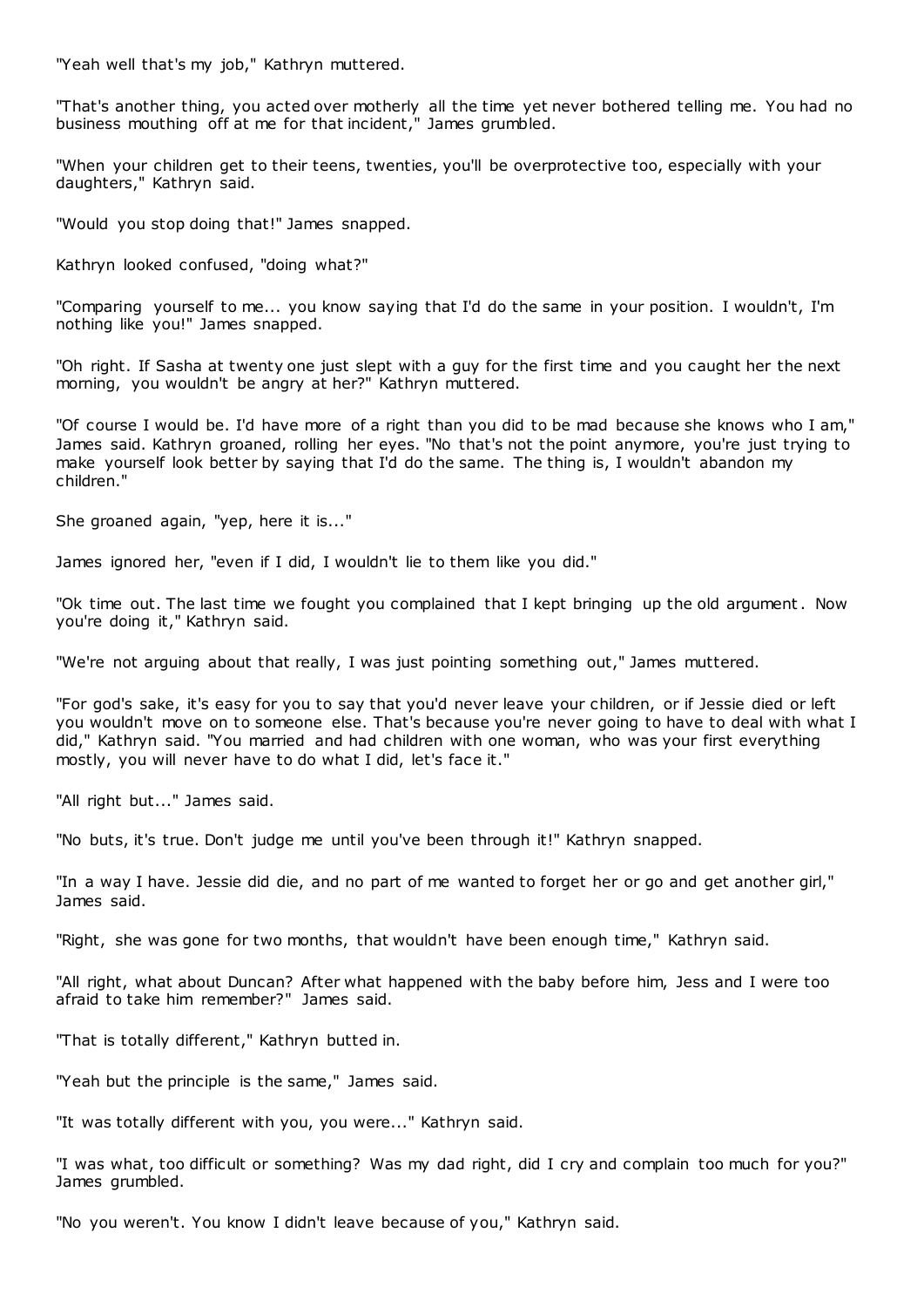"Yeah well that's my job," Kathryn muttered.

"That's another thing, you acted over motherly all the time yet never bothered telling me. You had no business mouthing off at me for that incident," James grumbled.

"When your children get to their teens, twenties, you'll be overprotective too, especially with your daughters," Kathryn said.

"Would you stop doing that!" James snapped.

Kathryn looked confused, "doing what?"

"Comparing yourself to me... you know saying that I'd do the same in your position. I wouldn't, I'm nothing like you!" James snapped.

"Oh right. If Sasha at twenty one just slept with a guy for the first time and you caught her the next morning, you wouldn't be angry at her?" Kathryn muttered.

"Of course I would be. I'd have more of a right than you did to be mad because she knows who I am," James said. Kathryn groaned, rolling her eyes. "No that's not the point anymore, you're just trying to make yourself look better by saying that I'd do the same. The thing is, I wouldn't abandon my children."

She groaned again, "yep, here it is..."

James ignored her, "even if I did, I wouldn't lie to them like you did."

"Ok time out. The last time we fought you complained that I kept bringing up the old argument. Now you're doing it," Kathryn said.

"We're not arguing about that really, I was just pointing something out," James muttered.

"For god's sake, it's easy for you to say that you'd never leave your children, or if Jessie died or left you wouldn't move on to someone else. That's because you're never going to have to deal with what I did," Kathryn said. "You married and had children with one woman, who was your first everything mostly, you will never have to do what I did, let's face it."

"All right but..." James said.

"No buts, it's true. Don't judge me until you've been through it!" Kathryn snapped.

"In a way I have. Jessie did die, and no part of me wanted to forget her or go and get another girl," James said.

"Right, she was gone for two months, that wouldn't have been enough time," Kathryn said.

"All right, what about Duncan? After what happened with the baby before him, Jess and I were too afraid to take him remember?" James said.

"That is totally different," Kathryn butted in.

"Yeah but the principle is the same," James said.

"It was totally different with you, you were..." Kathryn said.

"I was what, too difficult or something? Was my dad right, did I cry and complain too much for you?" James grumbled.

"No you weren't. You know I didn't leave because of you," Kathryn said.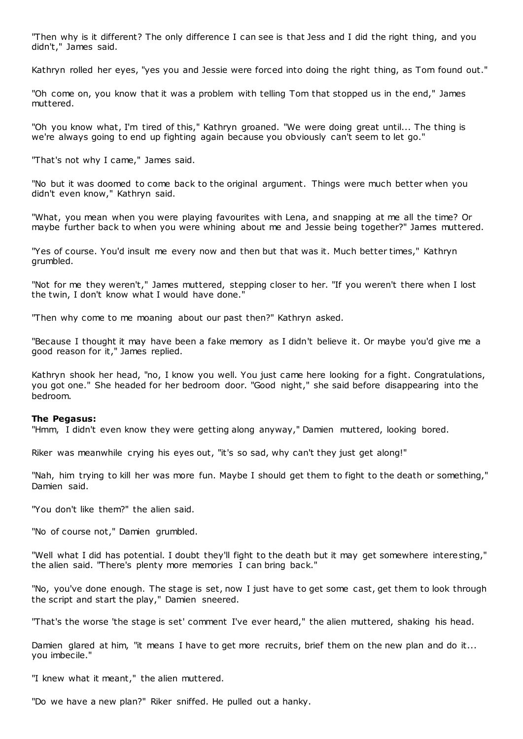"Then why is it different? The only difference I can see is that Jess and I did the right thing, and you didn't," James said.

Kathryn rolled her eyes, "yes you and Jessie were forced into doing the right thing, as Tom found out."

"Oh come on, you know that it was a problem with telling Tom that stopped us in the end," James muttered.

"Oh you know what, I'm tired of this," Kathryn groaned. "We were doing great until... The thing is we're always going to end up fighting again because you obviously can't seem to let go."

"That's not why I came," James said.

"No but it was doomed to come back to the original argument. Things were much better when you didn't even know," Kathryn said.

"What, you mean when you were playing favourites with Lena, and snapping at me all the time? Or maybe further back to when you were whining about me and Jessie being together?" James muttered.

"Yes of course. You'd insult me every now and then but that was it. Much better times," Kathryn grumbled.

"Not for me they weren't," James muttered, stepping closer to her. "If you weren't there when I lost the twin, I don't know what I would have done."

"Then why come to me moaning about our past then?" Kathryn asked.

"Because I thought it may have been a fake memory as I didn't believe it. Or maybe you'd give me a good reason for it," James replied.

Kathryn shook her head, "no, I know you well. You just came here looking for a fight. Congratulations, you got one." She headed for her bedroom door. "Good night," she said before disappearing into the bedroom.

**The Pegasus:**
"Hmm, I didn't even know they were getting along anyway," Damien muttered, looking bored.

Riker was meanwhile crying his eyes out, "it's so sad, why can't they just get along!"

"Nah, him trying to kill her was more fun. Maybe I should get them to fight to the death or something," Damien said.

"You don't like them?" the alien said.

"No of course not," Damien grumbled.

"Well what I did has potential. I doubt they'll fight to the death but it may get somewhere interesting," the alien said. "There's plenty more memories I can bring back."

"No, you've done enough. The stage is set, now I just have to get some cast, get them to look through the script and start the play," Damien sneered.

"That's the worse 'the stage is set' comment I've ever heard," the alien muttered, shaking his head.

Damien glared at him, "it means I have to get more recruits, brief them on the new plan and do it... you imbecile."

"I knew what it meant," the alien muttered.

"Do we have a new plan?" Riker sniffed. He pulled out a hanky.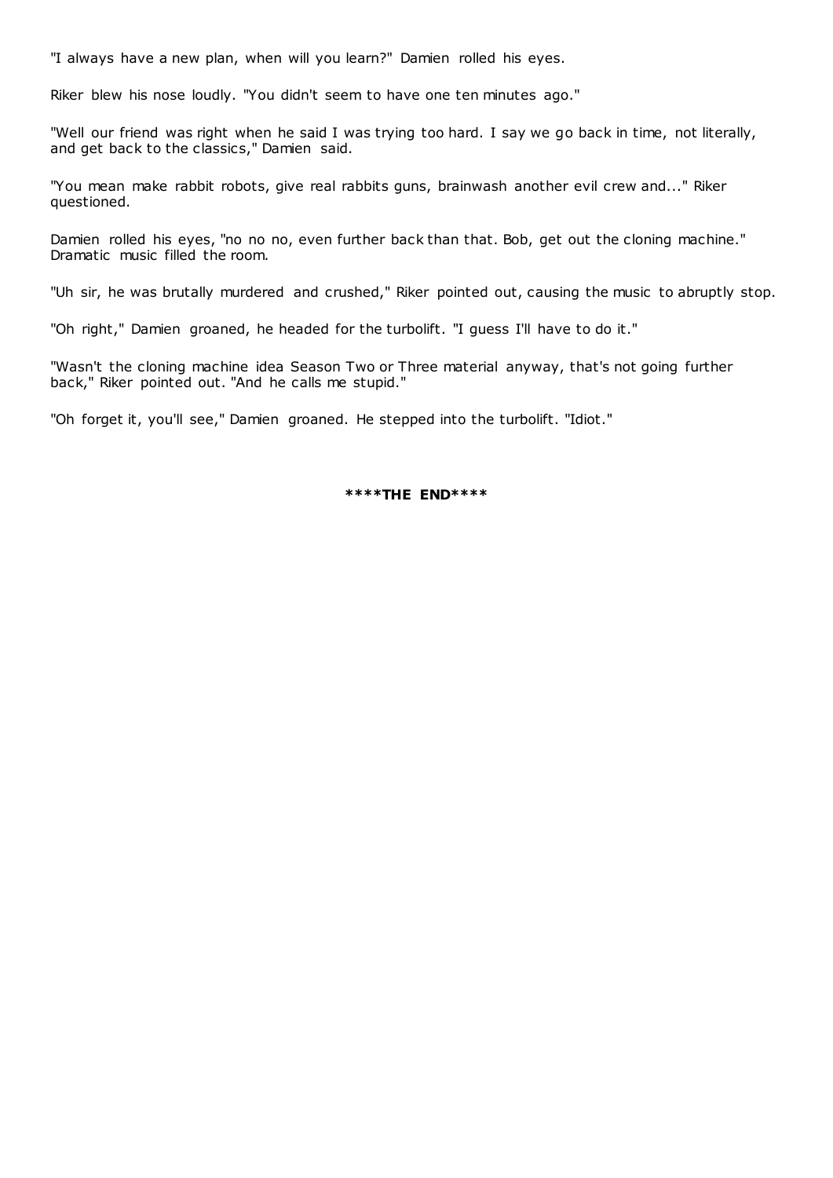"I always have a new plan, when will you learn?" Damien rolled his eyes.

Riker blew his nose loudly. "You didn't seem to have one ten minutes ago."

"Well our friend was right when he said I was trying too hard. I say we go back in time, not literally, and get back to the classics," Damien said.

"You mean make rabbit robots, give real rabbits guns, brainwash another evil crew and..." Riker questioned.

Damien rolled his eyes, "no no no, even further back than that. Bob, get out the cloning machine." Dramatic music filled the room.

"Uh sir, he was brutally murdered and crushed," Riker pointed out, causing the music to abruptly stop.

"Oh right," Damien groaned, he headed for the turbolift. "I guess I'll have to do it."

"Wasn't the cloning machine idea Season Two or Three material anyway, that's not going further back," Riker pointed out. "And he calls me stupid."

"Oh forget it, you'll see," Damien groaned. He stepped into the turbolift. "Idiot."

**\*\*\*\*THE END\*\*\*\***